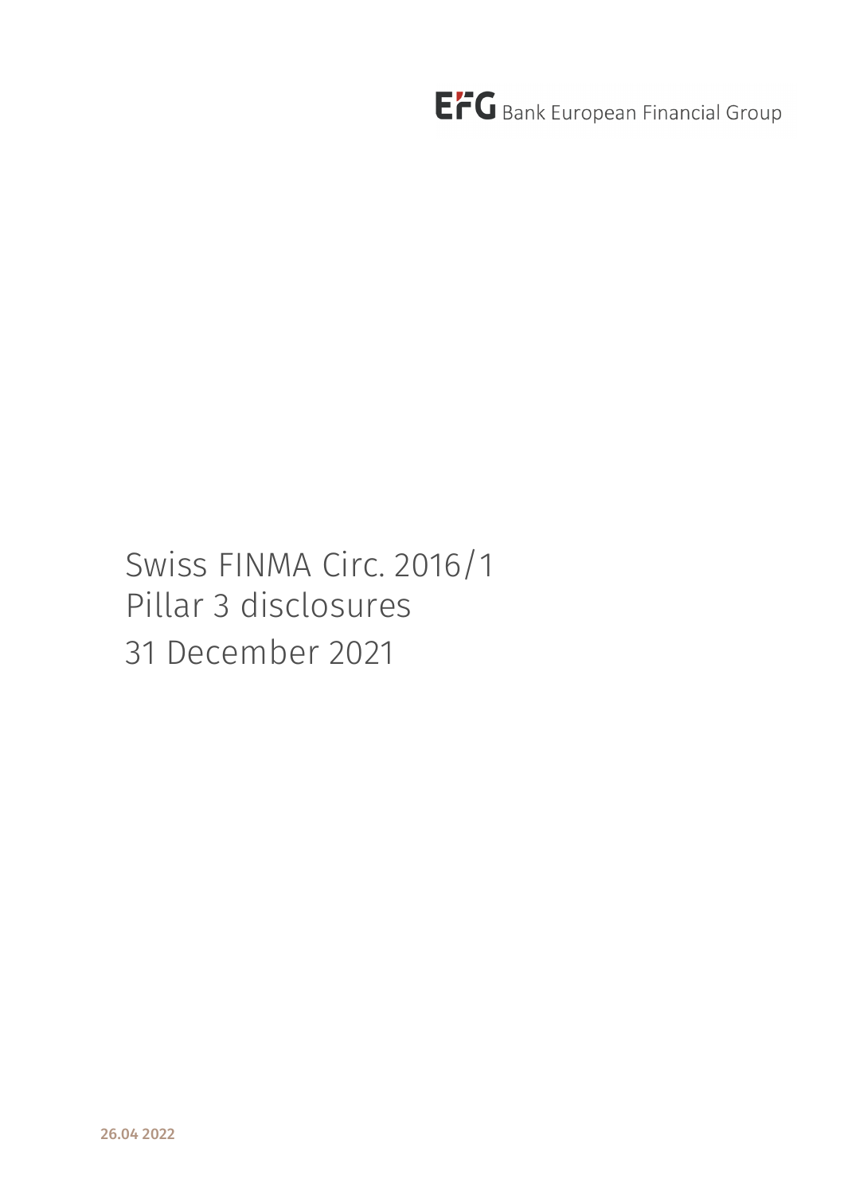EFG Bank European Financial Group

# Swiss FINMA Circ. 2016/1 Pillar 3 disclosures 31 December 2021

26.04 2022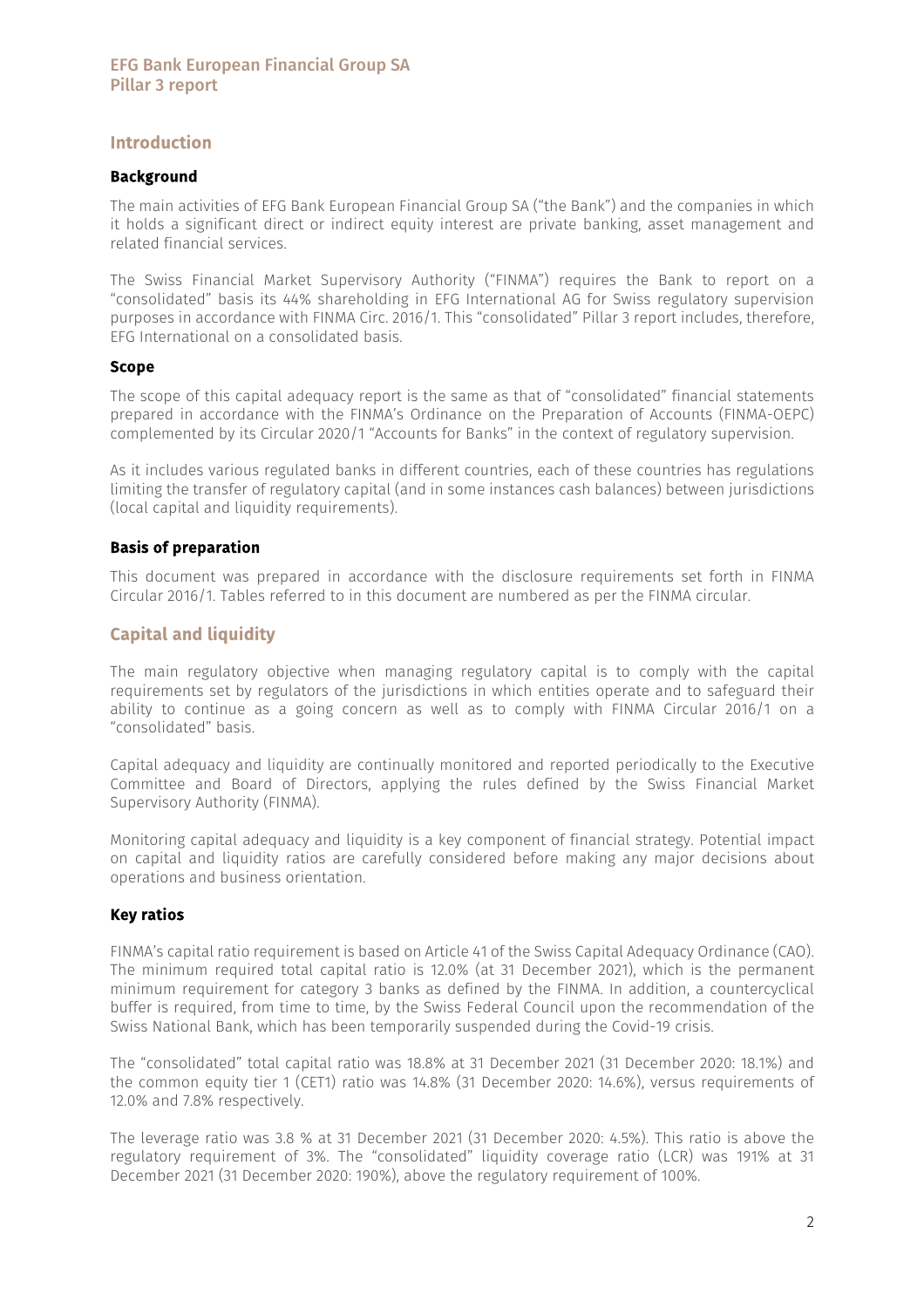## Introduction

### Background

The main activities of EFG Bank European Financial Group SA ("the Bank") and the companies in which it holds a significant direct or indirect equity interest are private banking, asset management and related financial services.

The Swiss Financial Market Supervisory Authority ("FINMA") requires the Bank to report on a "consolidated" basis its 44% shareholding in EFG International AG for Swiss regulatory supervision purposes in accordance with FINMA Circ. 2016/1. This "consolidated" Pillar 3 report includes, therefore, EFG International on a consolidated basis.

### Scope

The scope of this capital adequacy report is the same as that of "consolidated" financial statements prepared in accordance with the FINMA's Ordinance on the Preparation of Accounts (FINMA-OEPC) complemented by its Circular 2020/1 "Accounts for Banks" in the context of regulatory supervision.

As it includes various regulated banks in different countries, each of these countries has regulations limiting the transfer of regulatory capital (and in some instances cash balances) between jurisdictions (local capital and liquidity requirements).

### Basis of preparation

This document was prepared in accordance with the disclosure requirements set forth in FINMA Circular 2016/1. Tables referred to in this document are numbered as per the FINMA circular.

## Capital and liquidity

The main regulatory objective when managing regulatory capital is to comply with the capital requirements set by regulators of the jurisdictions in which entities operate and to safeguard their ability to continue as a going concern as well as to comply with FINMA Circular 2016/1 on a "consolidated" basis.

Capital adequacy and liquidity are continually monitored and reported periodically to the Executive Committee and Board of Directors, applying the rules defined by the Swiss Financial Market Supervisory Authority (FINMA).

Monitoring capital adequacy and liquidity is a key component of financial strategy. Potential impact on capital and liquidity ratios are carefully considered before making any major decisions about operations and business orientation.

### Key ratios

FINMA's capital ratio requirement is based on Article 41 of the Swiss Capital Adequacy Ordinance (CAO). The minimum required total capital ratio is 12.0% (at 31 December 2021), which is the permanent minimum requirement for category 3 banks as defined by the FINMA. In addition, a countercyclical buffer is required, from time to time, by the Swiss Federal Council upon the recommendation of the Swiss National Bank, which has been temporarily suspended during the Covid-19 crisis.

The "consolidated" total capital ratio was 18.8% at 31 December 2021 (31 December 2020: 18.1%) and the common equity tier 1 (CET1) ratio was 14.8% (31 December 2020: 14.6%), versus requirements of 12.0% and 7.8% respectively.

The leverage ratio was 3.8 % at 31 December 2021 (31 December 2020: 4.5%). This ratio is above the regulatory requirement of 3%. The "consolidated" liquidity coverage ratio (LCR) was 191% at 31 December 2021 (31 December 2020: 190%), above the regulatory requirement of 100%.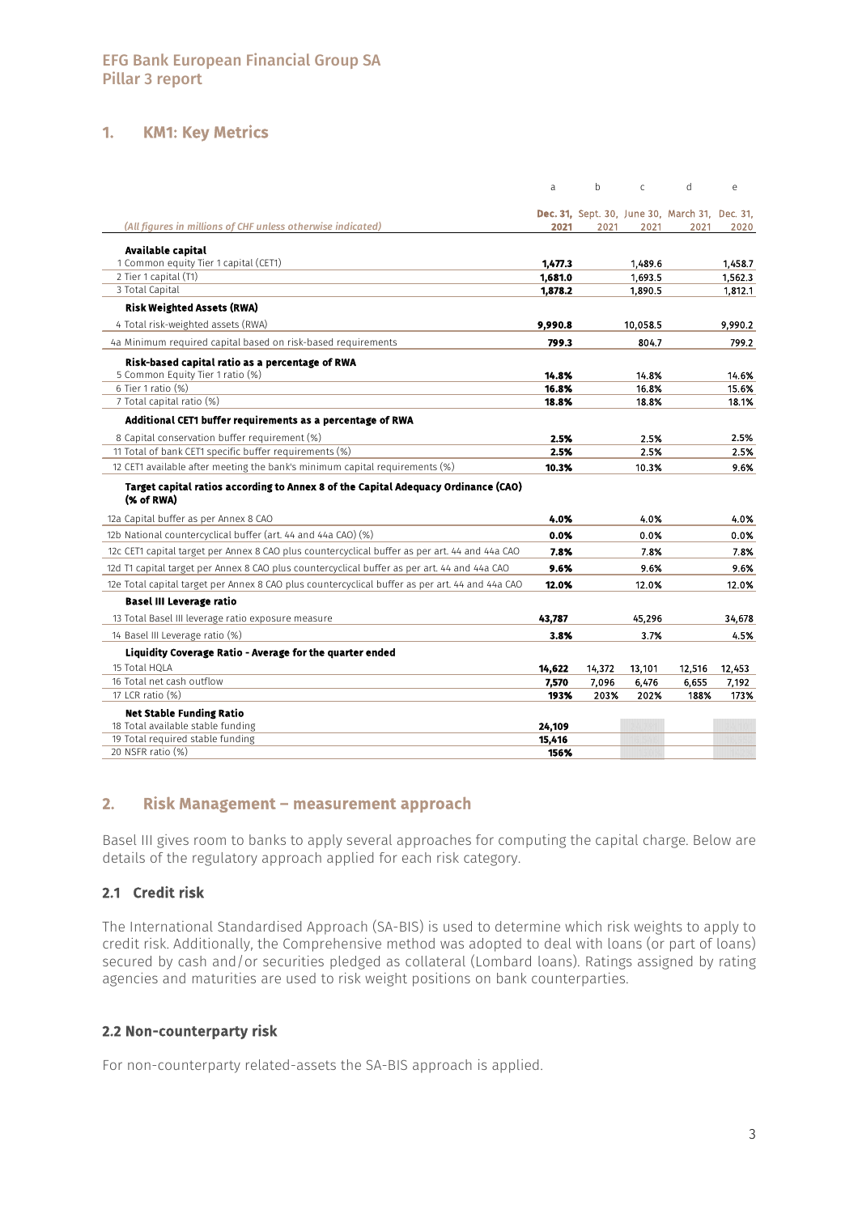# 1. KM1: Key Metrics

| *(All figures in millions of CHF unless otherwise indicated)* | a<br>**Dec. 31, 2021** | b<br>Sept. 30, 2021 | c<br>June 30, 2021 | d<br>March 31, 2021 | e<br>Dec. 31, 2020 |
|---|---|---|---|---|---|
| **Available capital** | | | | | |
| 1 Common equity Tier 1 capital (CET1) | **1,477.3** | | 1,489.6 | | 1,458.7 |
| 2 Tier 1 capital (T1) | **1,681.0** | | 1,693.5 | | 1,562.3 |
| 3 Total Capital | **1,878.2** | | 1,890.5 | | 1,812.1 |
| **Risk Weighted Assets (RWA)** | | | | | |
| 4 Total risk-weighted assets (RWA) | **9,990.8** | | 10,058.5 | | 9,990.2 |
| 4a Minimum required capital based on risk-based requirements | **799.3** | | 804.7 | | 799.2 |
| **Risk-based capital ratio as a percentage of RWA** | | | | | |
| 5 Common Equity Tier 1 ratio (%) | **14.8%** | | 14.8% | | 14.6% |
| 6 Tier 1 ratio (%) | **16.8%** | | 16.8% | | 15.6% |
| 7 Total capital ratio (%) | **18.8%** | | 18.8% | | 18.1% |
| **Additional CET1 buffer requirements as a percentage of RWA** | | | | | |
| 8 Capital conservation buffer requirement (%) | **2.5%** | | 2.5% | | 2.5% |
| 11 Total of bank CET1 specific buffer requirements (%) | **2.5%** | | 2.5% | | 2.5% |
| 12 CET1 available after meeting the bank's minimum capital requirements (%) | **10.3%** | | 10.3% | | 9.6% |
| **Target capital ratios according to Annex 8 of the Capital Adequacy Ordinance (CAO) (% of RWA)** | | | | | |
| 12a Capital buffer as per Annex 8 CAO | **4.0%** | | 4.0% | | 4.0% |
| 12b National countercyclical buffer (art. 44 and 44a CAO) (%) | **0.0%** | | 0.0% | | 0.0% |
| 12c CET1 capital target per Annex 8 CAO plus countercyclical buffer as per art. 44 and 44a CAO | **7.8%** | | 7.8% | | 7.8% |
| 12d T1 capital target per Annex 8 CAO plus countercyclical buffer as per art. 44 and 44a CAO | **9.6%** | | 9.6% | | 9.6% |
| 12e Total capital target per Annex 8 CAO plus countercyclical buffer as per art. 44 and 44a CAO | **12.0%** | | 12.0% | | 12.0% |
| **Basel III Leverage ratio** | | | | | |
| 13 Total Basel III leverage ratio exposure measure | **43,787** | | 45,296 | | 34,678 |
| 14 Basel III Leverage ratio (%) | **3.8%** | | 3.7% | | 4.5% |
| **Liquidity Coverage Ratio - Average for the quarter ended** | | | | | |
| 15 Total HQLA | **14,622** | 14,372 | 13,101 | 12,516 | 12,453 |
| 16 Total net cash outflow | **7,570** | 7,096 | 6,476 | 6,655 | 7,192 |
| 17 LCR ratio (%) | **193%** | 203% | 202% | 188% | 173% |
| **Net Stable Funding Ratio** | | | | | |
| 18 Total available stable funding | **24,109** | | | | |
| 19 Total required stable funding | **15,416** | | | | |
| 20 NSFR ratio (%) | **156%** | | | | |

# 2. Risk Management – measurement approach

Basel III gives room to banks to apply several approaches for computing the capital charge. Below are details of the regulatory approach applied for each risk category.

## 2.1 Credit risk

The International Standardised Approach (SA-BIS) is used to determine which risk weights to apply to credit risk. Additionally, the Comprehensive method was adopted to deal with loans (or part of loans) secured by cash and/or securities pledged as collateral (Lombard loans). Ratings assigned by rating agencies and maturities are used to risk weight positions on bank counterparties.

## 2.2 Non-counterparty risk

For non-counterparty related-assets the SA-BIS approach is applied.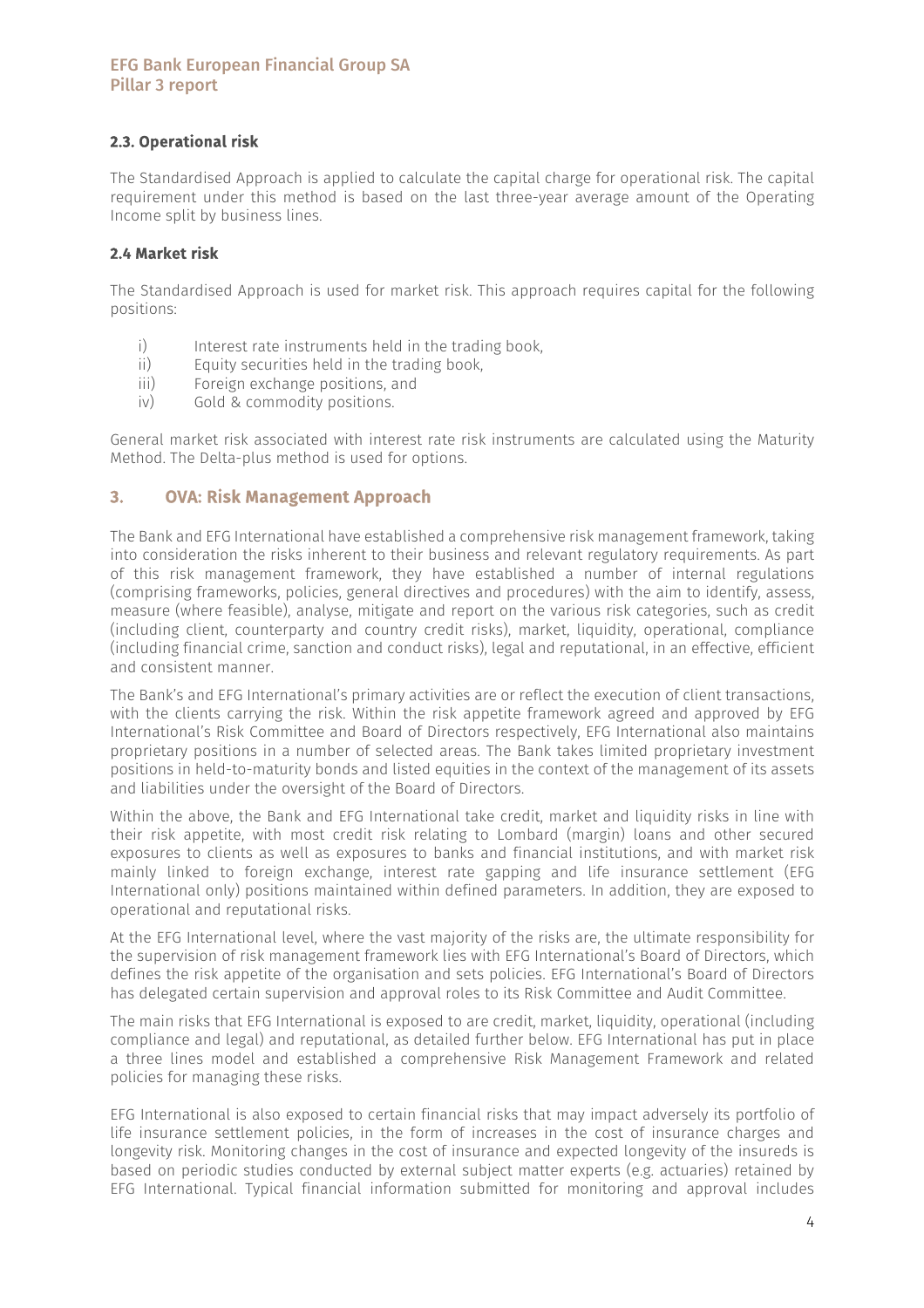### 2.3. Operational risk

The Standardised Approach is applied to calculate the capital charge for operational risk. The capital requirement under this method is based on the last three-year average amount of the Operating Income split by business lines.

### 2.4 Market risk

The Standardised Approach is used for market risk. This approach requires capital for the following positions:

i) Interest rate instruments held in the trading book,
ii) Equity securities held in the trading book,
iii) Foreign exchange positions, and
iv) Gold & commodity positions.

General market risk associated with interest rate risk instruments are calculated using the Maturity Method. The Delta-plus method is used for options.

## 3. OVA: Risk Management Approach

The Bank and EFG International have established a comprehensive risk management framework, taking into consideration the risks inherent to their business and relevant regulatory requirements. As part of this risk management framework, they have established a number of internal regulations (comprising frameworks, policies, general directives and procedures) with the aim to identify, assess, measure (where feasible), analyse, mitigate and report on the various risk categories, such as credit (including client, counterparty and country credit risks), market, liquidity, operational, compliance (including financial crime, sanction and conduct risks), legal and reputational, in an effective, efficient and consistent manner.

The Bank's and EFG International's primary activities are or reflect the execution of client transactions, with the clients carrying the risk. Within the risk appetite framework agreed and approved by EFG International's Risk Committee and Board of Directors respectively, EFG International also maintains proprietary positions in a number of selected areas. The Bank takes limited proprietary investment positions in held-to-maturity bonds and listed equities in the context of the management of its assets and liabilities under the oversight of the Board of Directors.

Within the above, the Bank and EFG International take credit, market and liquidity risks in line with their risk appetite, with most credit risk relating to Lombard (margin) loans and other secured exposures to clients as well as exposures to banks and financial institutions, and with market risk mainly linked to foreign exchange, interest rate gapping and life insurance settlement (EFG International only) positions maintained within defined parameters. In addition, they are exposed to operational and reputational risks.

At the EFG International level, where the vast majority of the risks are, the ultimate responsibility for the supervision of risk management framework lies with EFG International's Board of Directors, which defines the risk appetite of the organisation and sets policies. EFG International's Board of Directors has delegated certain supervision and approval roles to its Risk Committee and Audit Committee.

The main risks that EFG International is exposed to are credit, market, liquidity, operational (including compliance and legal) and reputational, as detailed further below. EFG International has put in place a three lines model and established a comprehensive Risk Management Framework and related policies for managing these risks.

EFG International is also exposed to certain financial risks that may impact adversely its portfolio of life insurance settlement policies, in the form of increases in the cost of insurance charges and longevity risk. Monitoring changes in the cost of insurance and expected longevity of the insureds is based on periodic studies conducted by external subject matter experts (e.g. actuaries) retained by EFG International. Typical financial information submitted for monitoring and approval includes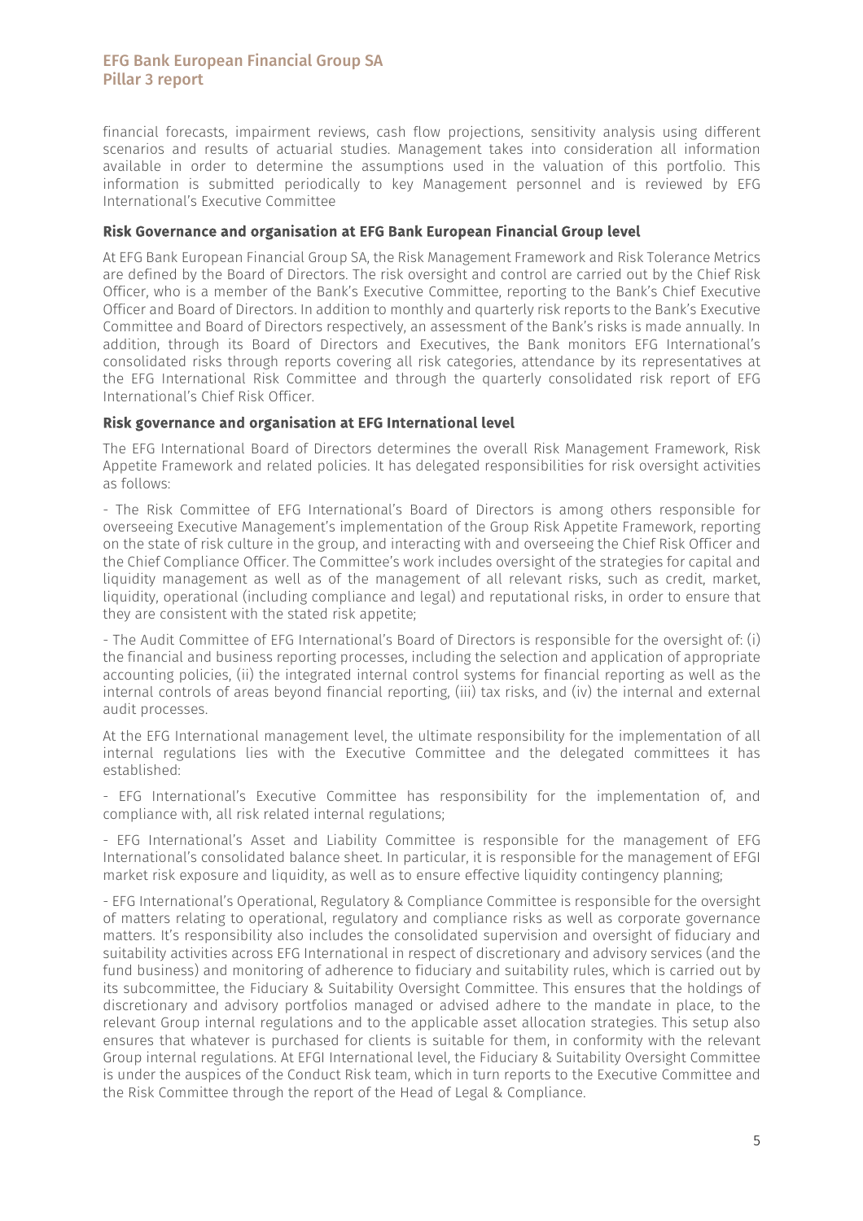financial forecasts, impairment reviews, cash flow projections, sensitivity analysis using different scenarios and results of actuarial studies. Management takes into consideration all information available in order to determine the assumptions used in the valuation of this portfolio. This information is submitted periodically to key Management personnel and is reviewed by EFG International's Executive Committee

**Risk Governance and organisation at EFG Bank European Financial Group level**

At EFG Bank European Financial Group SA, the Risk Management Framework and Risk Tolerance Metrics are defined by the Board of Directors. The risk oversight and control are carried out by the Chief Risk Officer, who is a member of the Bank's Executive Committee, reporting to the Bank's Chief Executive Officer and Board of Directors. In addition to monthly and quarterly risk reports to the Bank's Executive Committee and Board of Directors respectively, an assessment of the Bank's risks is made annually. In addition, through its Board of Directors and Executives, the Bank monitors EFG International's consolidated risks through reports covering all risk categories, attendance by its representatives at the EFG International Risk Committee and through the quarterly consolidated risk report of EFG International's Chief Risk Officer.

**Risk governance and organisation at EFG International level**

The EFG International Board of Directors determines the overall Risk Management Framework, Risk Appetite Framework and related policies. It has delegated responsibilities for risk oversight activities as follows:

- The Risk Committee of EFG International's Board of Directors is among others responsible for overseeing Executive Management's implementation of the Group Risk Appetite Framework, reporting on the state of risk culture in the group, and interacting with and overseeing the Chief Risk Officer and the Chief Compliance Officer. The Committee's work includes oversight of the strategies for capital and liquidity management as well as of the management of all relevant risks, such as credit, market, liquidity, operational (including compliance and legal) and reputational risks, in order to ensure that they are consistent with the stated risk appetite;

- The Audit Committee of EFG International's Board of Directors is responsible for the oversight of: (i) the financial and business reporting processes, including the selection and application of appropriate accounting policies, (ii) the integrated internal control systems for financial reporting as well as the internal controls of areas beyond financial reporting, (iii) tax risks, and (iv) the internal and external audit processes.

At the EFG International management level, the ultimate responsibility for the implementation of all internal regulations lies with the Executive Committee and the delegated committees it has established:

- EFG International's Executive Committee has responsibility for the implementation of, and compliance with, all risk related internal regulations;

- EFG International's Asset and Liability Committee is responsible for the management of EFG International's consolidated balance sheet. In particular, it is responsible for the management of EFGI market risk exposure and liquidity, as well as to ensure effective liquidity contingency planning;

- EFG International's Operational, Regulatory & Compliance Committee is responsible for the oversight of matters relating to operational, regulatory and compliance risks as well as corporate governance matters. It's responsibility also includes the consolidated supervision and oversight of fiduciary and suitability activities across EFG International in respect of discretionary and advisory services (and the fund business) and monitoring of adherence to fiduciary and suitability rules, which is carried out by its subcommittee, the Fiduciary & Suitability Oversight Committee. This ensures that the holdings of discretionary and advisory portfolios managed or advised adhere to the mandate in place, to the relevant Group internal regulations and to the applicable asset allocation strategies. This setup also ensures that whatever is purchased for clients is suitable for them, in conformity with the relevant Group internal regulations. At EFGI International level, the Fiduciary & Suitability Oversight Committee is under the auspices of the Conduct Risk team, which in turn reports to the Executive Committee and the Risk Committee through the report of the Head of Legal & Compliance.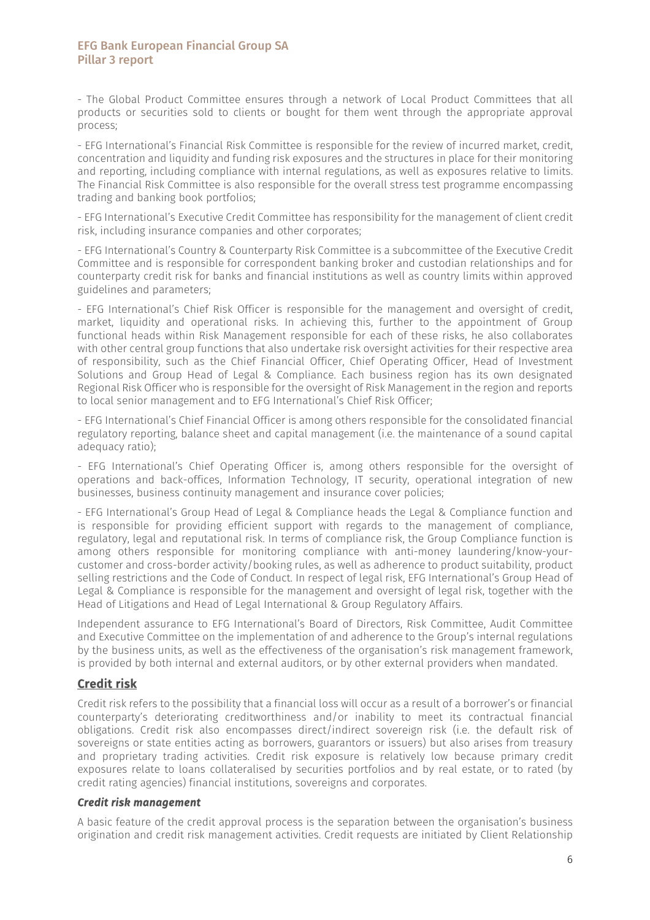- The Global Product Committee ensures through a network of Local Product Committees that all products or securities sold to clients or bought for them went through the appropriate approval process;

- EFG International's Financial Risk Committee is responsible for the review of incurred market, credit, concentration and liquidity and funding risk exposures and the structures in place for their monitoring and reporting, including compliance with internal regulations, as well as exposures relative to limits. The Financial Risk Committee is also responsible for the overall stress test programme encompassing trading and banking book portfolios;

- EFG International's Executive Credit Committee has responsibility for the management of client credit risk, including insurance companies and other corporates;

- EFG International's Country & Counterparty Risk Committee is a subcommittee of the Executive Credit Committee and is responsible for correspondent banking broker and custodian relationships and for counterparty credit risk for banks and financial institutions as well as country limits within approved guidelines and parameters;

- EFG International's Chief Risk Officer is responsible for the management and oversight of credit, market, liquidity and operational risks. In achieving this, further to the appointment of Group functional heads within Risk Management responsible for each of these risks, he also collaborates with other central group functions that also undertake risk oversight activities for their respective area of responsibility, such as the Chief Financial Officer, Chief Operating Officer, Head of Investment Solutions and Group Head of Legal & Compliance. Each business region has its own designated Regional Risk Officer who is responsible for the oversight of Risk Management in the region and reports to local senior management and to EFG International's Chief Risk Officer;

- EFG International's Chief Financial Officer is among others responsible for the consolidated financial regulatory reporting, balance sheet and capital management (i.e. the maintenance of a sound capital adequacy ratio);

- EFG International's Chief Operating Officer is, among others responsible for the oversight of operations and back-offices, Information Technology, IT security, operational integration of new businesses, business continuity management and insurance cover policies;

- EFG International's Group Head of Legal & Compliance heads the Legal & Compliance function and is responsible for providing efficient support with regards to the management of compliance, regulatory, legal and reputational risk. In terms of compliance risk, the Group Compliance function is among others responsible for monitoring compliance with anti-money laundering/know-your-customer and cross-border activity/booking rules, as well as adherence to product suitability, product selling restrictions and the Code of Conduct. In respect of legal risk, EFG International's Group Head of Legal & Compliance is responsible for the management and oversight of legal risk, together with the Head of Litigations and Head of Legal International & Group Regulatory Affairs.

Independent assurance to EFG International's Board of Directors, Risk Committee, Audit Committee and Executive Committee on the implementation of and adherence to the Group's internal regulations by the business units, as well as the effectiveness of the organisation's risk management framework, is provided by both internal and external auditors, or by other external providers when mandated.

## Credit risk

Credit risk refers to the possibility that a financial loss will occur as a result of a borrower's or financial counterparty's deteriorating creditworthiness and/or inability to meet its contractual financial obligations. Credit risk also encompasses direct/indirect sovereign risk (i.e. the default risk of sovereigns or state entities acting as borrowers, guarantors or issuers) but also arises from treasury and proprietary trading activities. Credit risk exposure is relatively low because primary credit exposures relate to loans collateralised by securities portfolios and by real estate, or to rated (by credit rating agencies) financial institutions, sovereigns and corporates.

### *Credit risk management*

A basic feature of the credit approval process is the separation between the organisation's business origination and credit risk management activities. Credit requests are initiated by Client Relationship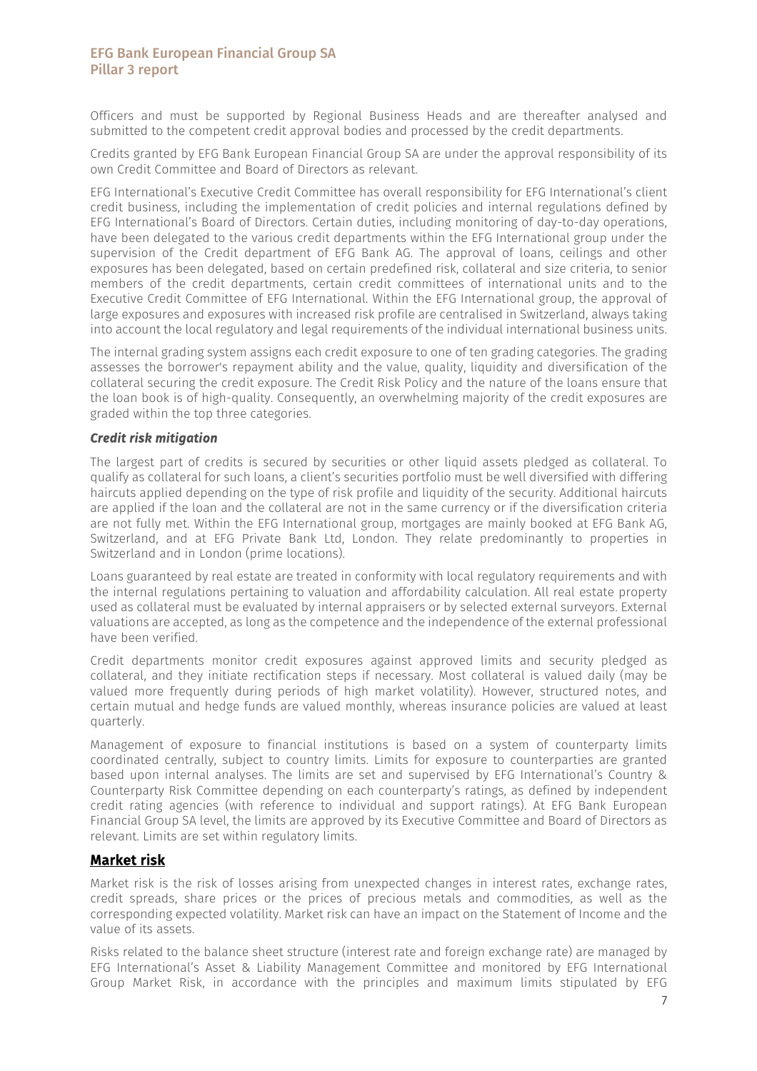Officers and must be supported by Regional Business Heads and are thereafter analysed and submitted to the competent credit approval bodies and processed by the credit departments.

Credits granted by EFG Bank European Financial Group SA are under the approval responsibility of its own Credit Committee and Board of Directors as relevant.

EFG International's Executive Credit Committee has overall responsibility for EFG International's client credit business, including the implementation of credit policies and internal regulations defined by EFG International's Board of Directors. Certain duties, including monitoring of day-to-day operations, have been delegated to the various credit departments within the EFG International group under the supervision of the Credit department of EFG Bank AG. The approval of loans, ceilings and other exposures has been delegated, based on certain predefined risk, collateral and size criteria, to senior members of the credit departments, certain credit committees of international units and to the Executive Credit Committee of EFG International. Within the EFG International group, the approval of large exposures and exposures with increased risk profile are centralised in Switzerland, always taking into account the local regulatory and legal requirements of the individual international business units.

The internal grading system assigns each credit exposure to one of ten grading categories. The grading assesses the borrower's repayment ability and the value, quality, liquidity and diversification of the collateral securing the credit exposure. The Credit Risk Policy and the nature of the loans ensure that the loan book is of high-quality. Consequently, an overwhelming majority of the credit exposures are graded within the top three categories.

### *Credit risk mitigation*

The largest part of credits is secured by securities or other liquid assets pledged as collateral. To qualify as collateral for such loans, a client's securities portfolio must be well diversified with differing haircuts applied depending on the type of risk profile and liquidity of the security. Additional haircuts are applied if the loan and the collateral are not in the same currency or if the diversification criteria are not fully met. Within the EFG International group, mortgages are mainly booked at EFG Bank AG, Switzerland, and at EFG Private Bank Ltd, London. They relate predominantly to properties in Switzerland and in London (prime locations).

Loans guaranteed by real estate are treated in conformity with local regulatory requirements and with the internal regulations pertaining to valuation and affordability calculation. All real estate property used as collateral must be evaluated by internal appraisers or by selected external surveyors. External valuations are accepted, as long as the competence and the independence of the external professional have been verified.

Credit departments monitor credit exposures against approved limits and security pledged as collateral, and they initiate rectification steps if necessary. Most collateral is valued daily (may be valued more frequently during periods of high market volatility). However, structured notes, and certain mutual and hedge funds are valued monthly, whereas insurance policies are valued at least quarterly.

Management of exposure to financial institutions is based on a system of counterparty limits coordinated centrally, subject to country limits. Limits for exposure to counterparties are granted based upon internal analyses. The limits are set and supervised by EFG International's Country & Counterparty Risk Committee depending on each counterparty's ratings, as defined by independent credit rating agencies (with reference to individual and support ratings). At EFG Bank European Financial Group SA level, the limits are approved by its Executive Committee and Board of Directors as relevant. Limits are set within regulatory limits.

## Market risk

Market risk is the risk of losses arising from unexpected changes in interest rates, exchange rates, credit spreads, share prices or the prices of precious metals and commodities, as well as the corresponding expected volatility. Market risk can have an impact on the Statement of Income and the value of its assets.

Risks related to the balance sheet structure (interest rate and foreign exchange rate) are managed by EFG International's Asset & Liability Management Committee and monitored by EFG International Group Market Risk, in accordance with the principles and maximum limits stipulated by EFG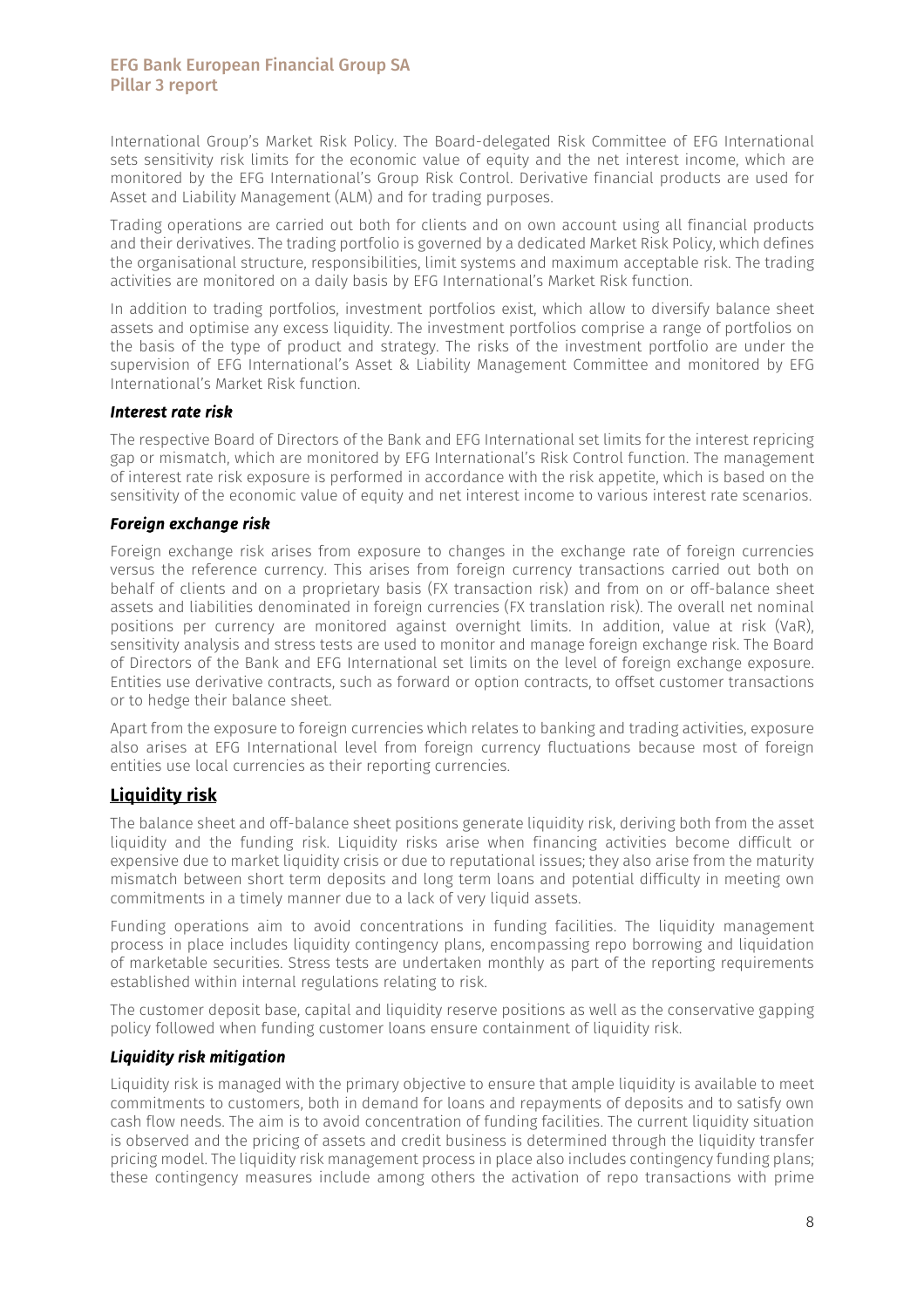International Group's Market Risk Policy. The Board-delegated Risk Committee of EFG International sets sensitivity risk limits for the economic value of equity and the net interest income, which are monitored by the EFG International's Group Risk Control. Derivative financial products are used for Asset and Liability Management (ALM) and for trading purposes.

Trading operations are carried out both for clients and on own account using all financial products and their derivatives. The trading portfolio is governed by a dedicated Market Risk Policy, which defines the organisational structure, responsibilities, limit systems and maximum acceptable risk. The trading activities are monitored on a daily basis by EFG International's Market Risk function.

In addition to trading portfolios, investment portfolios exist, which allow to diversify balance sheet assets and optimise any excess liquidity. The investment portfolios comprise a range of portfolios on the basis of the type of product and strategy. The risks of the investment portfolio are under the supervision of EFG International's Asset & Liability Management Committee and monitored by EFG International's Market Risk function.

### *Interest rate risk*

The respective Board of Directors of the Bank and EFG International set limits for the interest repricing gap or mismatch, which are monitored by EFG International's Risk Control function. The management of interest rate risk exposure is performed in accordance with the risk appetite, which is based on the sensitivity of the economic value of equity and net interest income to various interest rate scenarios.

### *Foreign exchange risk*

Foreign exchange risk arises from exposure to changes in the exchange rate of foreign currencies versus the reference currency. This arises from foreign currency transactions carried out both on behalf of clients and on a proprietary basis (FX transaction risk) and from on or off-balance sheet assets and liabilities denominated in foreign currencies (FX translation risk). The overall net nominal positions per currency are monitored against overnight limits. In addition, value at risk (VaR), sensitivity analysis and stress tests are used to monitor and manage foreign exchange risk. The Board of Directors of the Bank and EFG International set limits on the level of foreign exchange exposure. Entities use derivative contracts, such as forward or option contracts, to offset customer transactions or to hedge their balance sheet.

Apart from the exposure to foreign currencies which relates to banking and trading activities, exposure also arises at EFG International level from foreign currency fluctuations because most of foreign entities use local currencies as their reporting currencies.

## Liquidity risk

The balance sheet and off-balance sheet positions generate liquidity risk, deriving both from the asset liquidity and the funding risk. Liquidity risks arise when financing activities become difficult or expensive due to market liquidity crisis or due to reputational issues; they also arise from the maturity mismatch between short term deposits and long term loans and potential difficulty in meeting own commitments in a timely manner due to a lack of very liquid assets.

Funding operations aim to avoid concentrations in funding facilities. The liquidity management process in place includes liquidity contingency plans, encompassing repo borrowing and liquidation of marketable securities. Stress tests are undertaken monthly as part of the reporting requirements established within internal regulations relating to risk.

The customer deposit base, capital and liquidity reserve positions as well as the conservative gapping policy followed when funding customer loans ensure containment of liquidity risk.

### *Liquidity risk mitigation*

Liquidity risk is managed with the primary objective to ensure that ample liquidity is available to meet commitments to customers, both in demand for loans and repayments of deposits and to satisfy own cash flow needs. The aim is to avoid concentration of funding facilities. The current liquidity situation is observed and the pricing of assets and credit business is determined through the liquidity transfer pricing model. The liquidity risk management process in place also includes contingency funding plans; these contingency measures include among others the activation of repo transactions with prime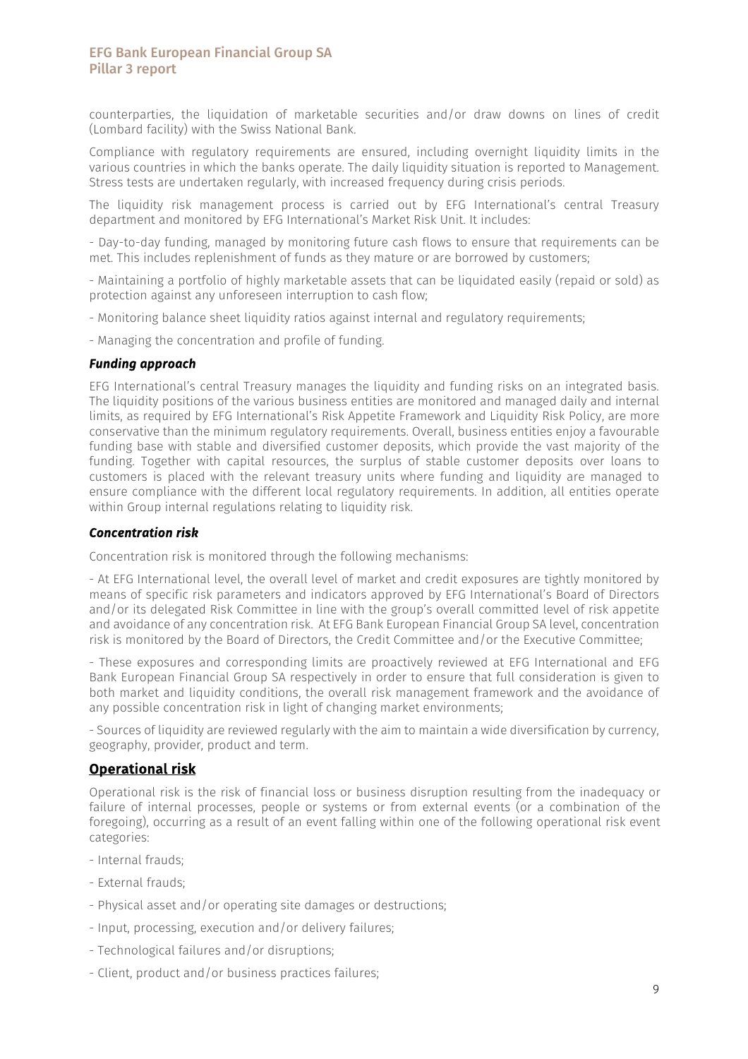counterparties, the liquidation of marketable securities and/or draw downs on lines of credit (Lombard facility) with the Swiss National Bank.

Compliance with regulatory requirements are ensured, including overnight liquidity limits in the various countries in which the banks operate. The daily liquidity situation is reported to Management. Stress tests are undertaken regularly, with increased frequency during crisis periods.

The liquidity risk management process is carried out by EFG International's central Treasury department and monitored by EFG International's Market Risk Unit. It includes:

- Day-to-day funding, managed by monitoring future cash flows to ensure that requirements can be met. This includes replenishment of funds as they mature or are borrowed by customers;

- Maintaining a portfolio of highly marketable assets that can be liquidated easily (repaid or sold) as protection against any unforeseen interruption to cash flow;

- Monitoring balance sheet liquidity ratios against internal and regulatory requirements;

- Managing the concentration and profile of funding.

### *Funding approach*

EFG International's central Treasury manages the liquidity and funding risks on an integrated basis. The liquidity positions of the various business entities are monitored and managed daily and internal limits, as required by EFG International's Risk Appetite Framework and Liquidity Risk Policy, are more conservative than the minimum regulatory requirements. Overall, business entities enjoy a favourable funding base with stable and diversified customer deposits, which provide the vast majority of the funding. Together with capital resources, the surplus of stable customer deposits over loans to customers is placed with the relevant treasury units where funding and liquidity are managed to ensure compliance with the different local regulatory requirements. In addition, all entities operate within Group internal regulations relating to liquidity risk.

### *Concentration risk*

Concentration risk is monitored through the following mechanisms:

- At EFG International level, the overall level of market and credit exposures are tightly monitored by means of specific risk parameters and indicators approved by EFG International's Board of Directors and/or its delegated Risk Committee in line with the group's overall committed level of risk appetite and avoidance of any concentration risk. At EFG Bank European Financial Group SA level, concentration risk is monitored by the Board of Directors, the Credit Committee and/or the Executive Committee;

- These exposures and corresponding limits are proactively reviewed at EFG International and EFG Bank European Financial Group SA respectively in order to ensure that full consideration is given to both market and liquidity conditions, the overall risk management framework and the avoidance of any possible concentration risk in light of changing market environments;

- Sources of liquidity are reviewed regularly with the aim to maintain a wide diversification by currency, geography, provider, product and term.

## Operational risk

Operational risk is the risk of financial loss or business disruption resulting from the inadequacy or failure of internal processes, people or systems or from external events (or a combination of the foregoing), occurring as a result of an event falling within one of the following operational risk event categories:

- Internal frauds;

- External frauds;

- Physical asset and/or operating site damages or destructions;

- Input, processing, execution and/or delivery failures;

- Technological failures and/or disruptions;

- Client, product and/or business practices failures;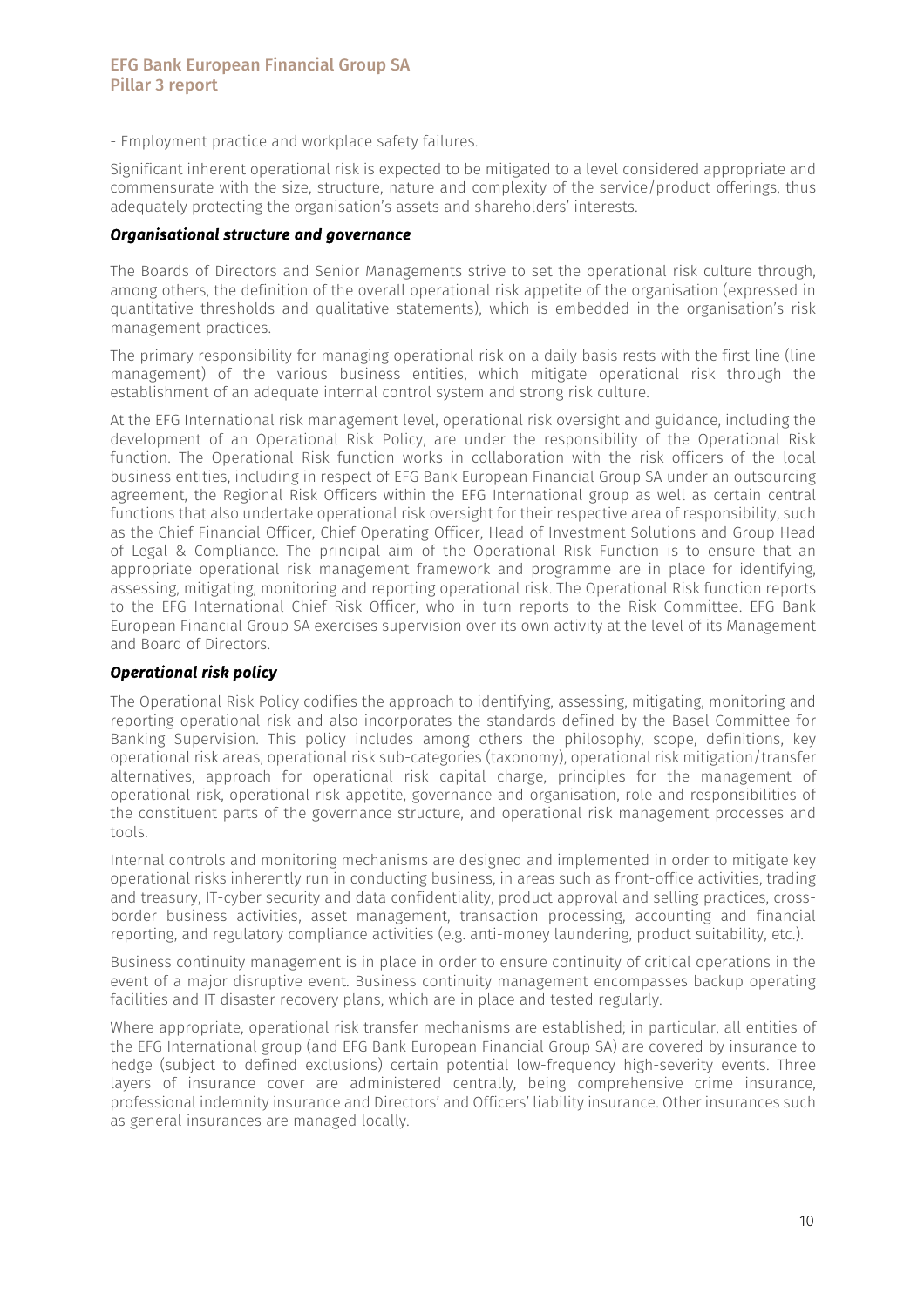- Employment practice and workplace safety failures.

Significant inherent operational risk is expected to be mitigated to a level considered appropriate and commensurate with the size, structure, nature and complexity of the service/product offerings, thus adequately protecting the organisation's assets and shareholders' interests.

### *Organisational structure and governance*

The Boards of Directors and Senior Managements strive to set the operational risk culture through, among others, the definition of the overall operational risk appetite of the organisation (expressed in quantitative thresholds and qualitative statements), which is embedded in the organisation's risk management practices.

The primary responsibility for managing operational risk on a daily basis rests with the first line (line management) of the various business entities, which mitigate operational risk through the establishment of an adequate internal control system and strong risk culture.

At the EFG International risk management level, operational risk oversight and guidance, including the development of an Operational Risk Policy, are under the responsibility of the Operational Risk function. The Operational Risk function works in collaboration with the risk officers of the local business entities, including in respect of EFG Bank European Financial Group SA under an outsourcing agreement, the Regional Risk Officers within the EFG International group as well as certain central functions that also undertake operational risk oversight for their respective area of responsibility, such as the Chief Financial Officer, Chief Operating Officer, Head of Investment Solutions and Group Head of Legal & Compliance. The principal aim of the Operational Risk Function is to ensure that an appropriate operational risk management framework and programme are in place for identifying, assessing, mitigating, monitoring and reporting operational risk. The Operational Risk function reports to the EFG International Chief Risk Officer, who in turn reports to the Risk Committee. EFG Bank European Financial Group SA exercises supervision over its own activity at the level of its Management and Board of Directors.

### *Operational risk policy*

The Operational Risk Policy codifies the approach to identifying, assessing, mitigating, monitoring and reporting operational risk and also incorporates the standards defined by the Basel Committee for Banking Supervision. This policy includes among others the philosophy, scope, definitions, key operational risk areas, operational risk sub-categories (taxonomy), operational risk mitigation/transfer alternatives, approach for operational risk capital charge, principles for the management of operational risk, operational risk appetite, governance and organisation, role and responsibilities of the constituent parts of the governance structure, and operational risk management processes and tools.

Internal controls and monitoring mechanisms are designed and implemented in order to mitigate key operational risks inherently run in conducting business, in areas such as front-office activities, trading and treasury, IT-cyber security and data confidentiality, product approval and selling practices, cross-border business activities, asset management, transaction processing, accounting and financial reporting, and regulatory compliance activities (e.g. anti-money laundering, product suitability, etc.).

Business continuity management is in place in order to ensure continuity of critical operations in the event of a major disruptive event. Business continuity management encompasses backup operating facilities and IT disaster recovery plans, which are in place and tested regularly.

Where appropriate, operational risk transfer mechanisms are established; in particular, all entities of the EFG International group (and EFG Bank European Financial Group SA) are covered by insurance to hedge (subject to defined exclusions) certain potential low-frequency high-severity events. Three layers of insurance cover are administered centrally, being comprehensive crime insurance, professional indemnity insurance and Directors' and Officers' liability insurance. Other insurances such as general insurances are managed locally.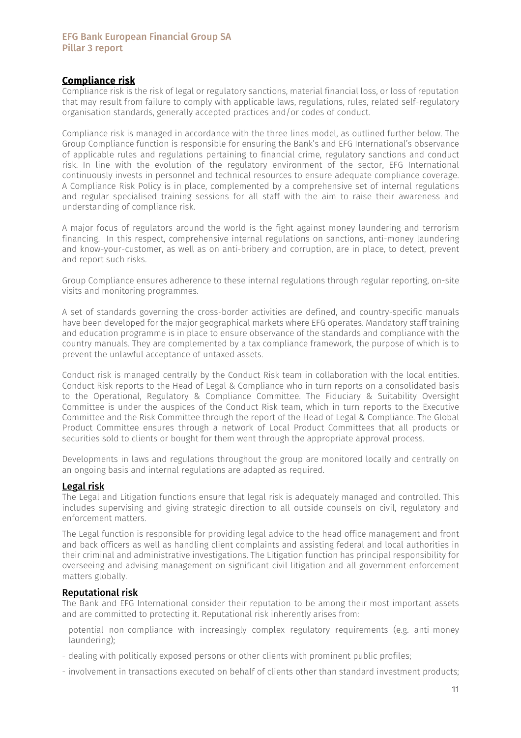## Compliance risk

Compliance risk is the risk of legal or regulatory sanctions, material financial loss, or loss of reputation that may result from failure to comply with applicable laws, regulations, rules, related self-regulatory organisation standards, generally accepted practices and/or codes of conduct.

Compliance risk is managed in accordance with the three lines model, as outlined further below. The Group Compliance function is responsible for ensuring the Bank's and EFG International's observance of applicable rules and regulations pertaining to financial crime, regulatory sanctions and conduct risk. In line with the evolution of the regulatory environment of the sector, EFG International continuously invests in personnel and technical resources to ensure adequate compliance coverage. A Compliance Risk Policy is in place, complemented by a comprehensive set of internal regulations and regular specialised training sessions for all staff with the aim to raise their awareness and understanding of compliance risk.

A major focus of regulators around the world is the fight against money laundering and terrorism financing. In this respect, comprehensive internal regulations on sanctions, anti-money laundering and know-your-customer, as well as on anti-bribery and corruption, are in place, to detect, prevent and report such risks.

Group Compliance ensures adherence to these internal regulations through regular reporting, on-site visits and monitoring programmes.

A set of standards governing the cross-border activities are defined, and country-specific manuals have been developed for the major geographical markets where EFG operates. Mandatory staff training and education programme is in place to ensure observance of the standards and compliance with the country manuals. They are complemented by a tax compliance framework, the purpose of which is to prevent the unlawful acceptance of untaxed assets.

Conduct risk is managed centrally by the Conduct Risk team in collaboration with the local entities. Conduct Risk reports to the Head of Legal & Compliance who in turn reports on a consolidated basis to the Operational, Regulatory & Compliance Committee. The Fiduciary & Suitability Oversight Committee is under the auspices of the Conduct Risk team, which in turn reports to the Executive Committee and the Risk Committee through the report of the Head of Legal & Compliance. The Global Product Committee ensures through a network of Local Product Committees that all products or securities sold to clients or bought for them went through the appropriate approval process.

Developments in laws and regulations throughout the group are monitored locally and centrally on an ongoing basis and internal regulations are adapted as required.

## Legal risk

The Legal and Litigation functions ensure that legal risk is adequately managed and controlled. This includes supervising and giving strategic direction to all outside counsels on civil, regulatory and enforcement matters.

The Legal function is responsible for providing legal advice to the head office management and front and back officers as well as handling client complaints and assisting federal and local authorities in their criminal and administrative investigations. The Litigation function has principal responsibility for overseeing and advising management on significant civil litigation and all government enforcement matters globally.

## Reputational risk

The Bank and EFG International consider their reputation to be among their most important assets and are committed to protecting it. Reputational risk inherently arises from:

- potential non-compliance with increasingly complex regulatory requirements (e.g. anti-money laundering);
- dealing with politically exposed persons or other clients with prominent public profiles;
- involvement in transactions executed on behalf of clients other than standard investment products;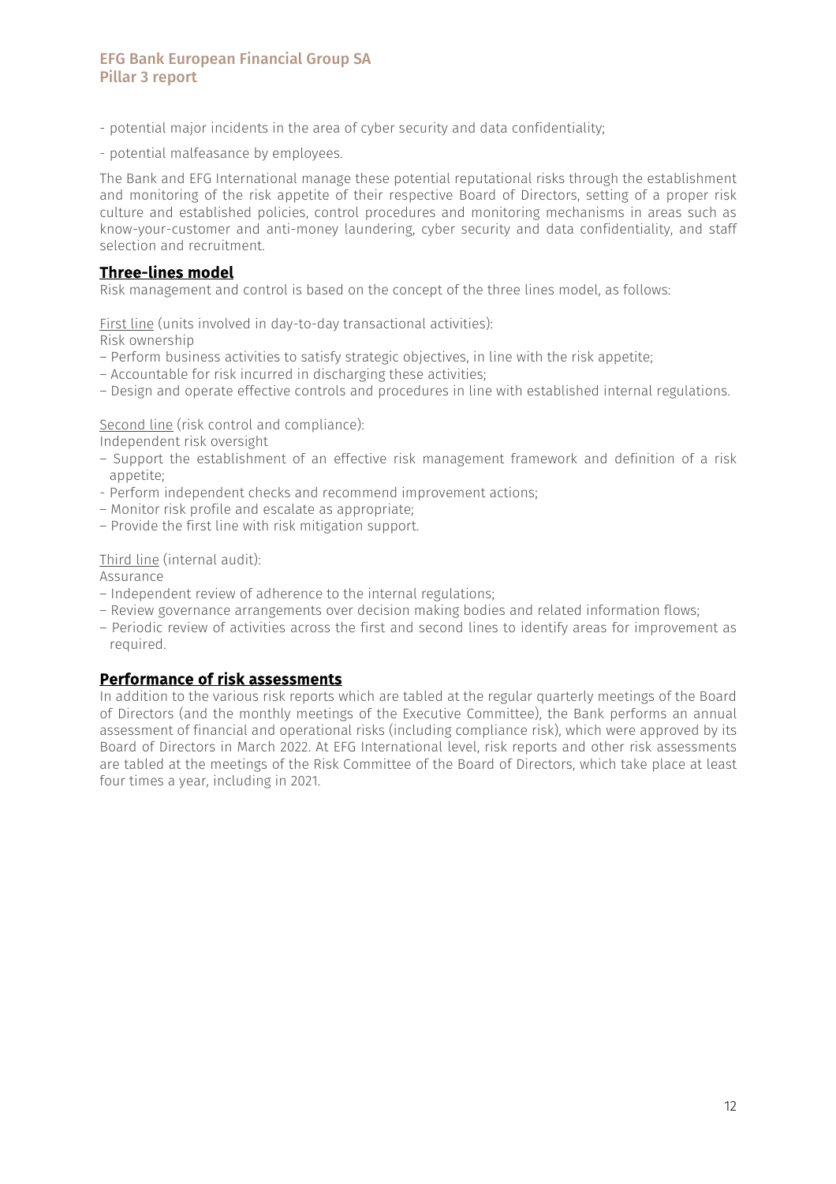- potential major incidents in the area of cyber security and data confidentiality;

- potential malfeasance by employees.

The Bank and EFG International manage these potential reputational risks through the establishment and monitoring of the risk appetite of their respective Board of Directors, setting of a proper risk culture and established policies, control procedures and monitoring mechanisms in areas such as know-your-customer and anti-money laundering, cyber security and data confidentiality, and staff selection and recruitment.

## Three-lines model

Risk management and control is based on the concept of the three lines model, as follows:

First line (units involved in day-to-day transactional activities):

Risk ownership

– Perform business activities to satisfy strategic objectives, in line with the risk appetite;
– Accountable for risk incurred in discharging these activities;
– Design and operate effective controls and procedures in line with established internal regulations.

Second line (risk control and compliance):

Independent risk oversight

– Support the establishment of an effective risk management framework and definition of a risk appetite;
- Perform independent checks and recommend improvement actions;
– Monitor risk profile and escalate as appropriate;
– Provide the first line with risk mitigation support.

Third line (internal audit):

Assurance

– Independent review of adherence to the internal regulations;
– Review governance arrangements over decision making bodies and related information flows;
– Periodic review of activities across the first and second lines to identify areas for improvement as required.

## Performance of risk assessments

In addition to the various risk reports which are tabled at the regular quarterly meetings of the Board of Directors (and the monthly meetings of the Executive Committee), the Bank performs an annual assessment of financial and operational risks (including compliance risk), which were approved by its Board of Directors in March 2022. At EFG International level, risk reports and other risk assessments are tabled at the meetings of the Risk Committee of the Board of Directors, which take place at least four times a year, including in 2021.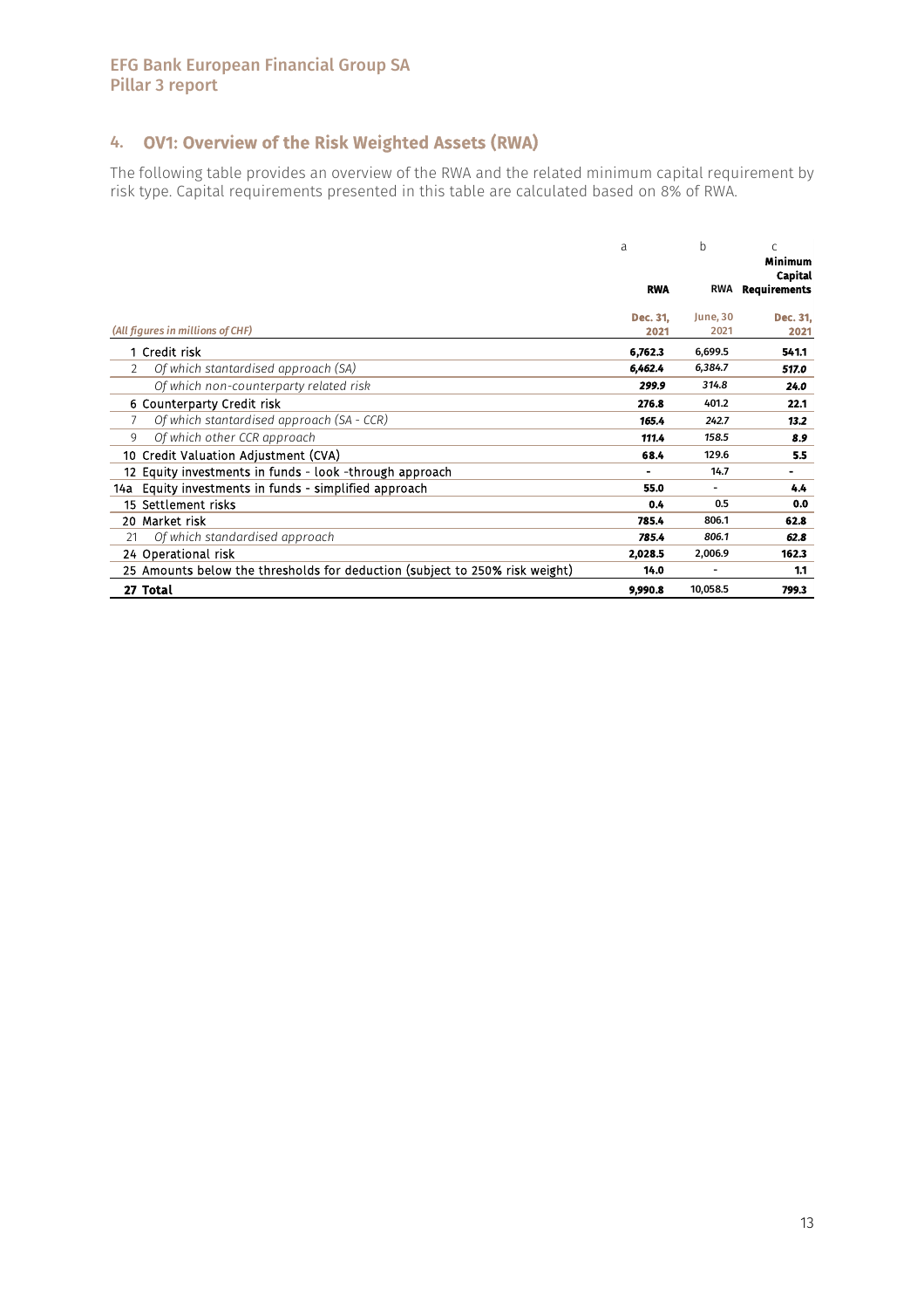## 4. OV1: Overview of the Risk Weighted Assets (RWA)

The following table provides an overview of the RWA and the related minimum capital requirement by risk type. Capital requirements presented in this table are calculated based on 8% of RWA.

| | | a | b | c |
|---|---|---|---|---|
| | | **RWA** | RWA | **Minimum Capital Requirements** |
| *(All figures in millions of CHF)* | | **Dec. 31, 2021** | June, 30 2021 | **Dec. 31, 2021** |
| 1 | Credit risk | **6,762.3** | 6,699.5 | **541.1** |
| 2 | *Of which stantardised approach (SA)* | ***6,462.4*** | *6,384.7* | ***517.0*** |
| | *Of which non-counterparty related risk* | ***299.9*** | *314.8* | ***24.0*** |
| 6 | Counterparty Credit risk | **276.8** | 401.2 | **22.1** |
| 7 | *Of which stantardised approach (SA - CCR)* | ***165.4*** | *242.7* | ***13.2*** |
| 9 | *Of which other CCR approach* | ***111.4*** | *158.5* | ***8.9*** |
| 10 | Credit Valuation Adjustment (CVA) | **68.4** | 129.6 | **5.5** |
| 12 | Equity investments in funds - look -through approach | **-** | 14.7 | **-** |
| 14a | Equity investments in funds - simplified approach | **55.0** | - | **4.4** |
| 15 | Settlement risks | **0.4** | 0.5 | **0.0** |
| 20 | Market risk | **785.4** | 806.1 | **62.8** |
| 21 | *Of which standardised approach* | ***785.4*** | *806.1* | ***62.8*** |
| 24 | Operational risk | **2,028.5** | 2,006.9 | **162.3** |
| 25 | Amounts below the thresholds for deduction (subject to 250% risk weight) | **14.0** | - | **1.1** |
| **27** | **Total** | **9,990.8** | 10,058.5 | **799.3** |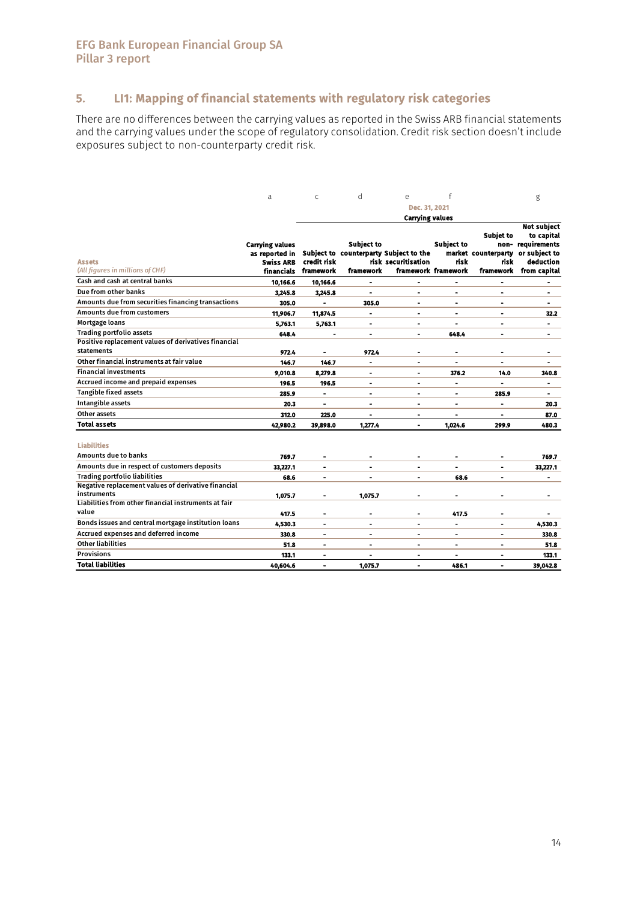## 5. LI1: Mapping of financial statements with regulatory risk categories

There are no differences between the carrying values as reported in the Swiss ARB financial statements and the carrying values under the scope of regulatory consolidation. Credit risk section doesn't include exposures subject to non-counterparty credit risk.

| | a | c | d | e | f | | g |
|---|---|---|---|---|---|---|---|
| | | Dec. 31, 2021 | | | | | |
| | | Carrying values | | | | | |
| **Assets** *(All figures in millions of CHF)* | **Carrying values as reported in Swiss ARB financials** | **Subject to credit risk framework** | **Subject to counterparty risk framework** | **Subject to the securitisation framework** | **Subject to market risk framework** | **Subjet to non-counterparty risk framework** | **Not subject to capital requirements or subject to deduction from capital** |
| Cash and cash at central banks | 10,166.6 | 10,166.6 | - | - | - | - | - |
| Due from other banks | 3,245.8 | 3,245.8 | - | - | - | - | - |
| Amounts due from securities financing transactions | 305.0 | - | 305.0 | - | - | - | - |
| Amounts due from customers | 11,906.7 | 11,874.5 | - | - | - | - | 32.2 |
| Mortgage loans | 5,763.1 | 5,763.1 | - | - | - | - | - |
| Trading portfolio assets | 648.4 | - | - | - | 648.4 | - | - |
| Positive replacement values of derivatives financial statements | 972.4 | - | 972.4 | - | - | - | - |
| Other financial instruments at fair value | 146.7 | 146.7 | - | - | - | - | - |
| Financial investments | 9,010.8 | 8,279.8 | - | - | 376.2 | 14.0 | 340.8 |
| Accrued income and prepaid expenses | 196.5 | 196.5 | - | - | - | - | - |
| Tangible fixed assets | 285.9 | - | - | - | - | 285.9 | - |
| Intangible assets | 20.3 | - | - | - | - | - | 20.3 |
| Other assets | 312.0 | 225.0 | - | - | - | - | 87.0 |
| **Total assets** | **42,980.2** | **39,898.0** | **1,277.4** | **-** | **1,024.6** | **299.9** | **480.3** |
| **Liabilities** | | | | | | | |
| Amounts due to banks | 769.7 | - | - | - | - | - | 769.7 |
| Amounts due in respect of customers deposits | 33,227.1 | - | - | - | - | - | 33,227.1 |
| Trading portfolio liabilities | 68.6 | - | - | - | 68.6 | - | - |
| Negative replacement values of derivative financial instruments | 1,075.7 | - | 1,075.7 | - | - | - | - |
| Liabilities from other financial instruments at fair value | 417.5 | - | - | - | 417.5 | - | - |
| Bonds issues and central mortgage institution loans | 4,530.3 | - | - | - | - | - | 4,530.3 |
| Accrued expenses and deferred income | 330.8 | - | - | - | - | - | 330.8 |
| Other liabilities | 51.8 | - | - | - | - | - | 51.8 |
| Provisions | 133.1 | - | - | - | - | - | 133.1 |
| **Total liabilities** | **40,604.6** | **-** | **1,075.7** | **-** | **486.1** | **-** | **39,042.8** |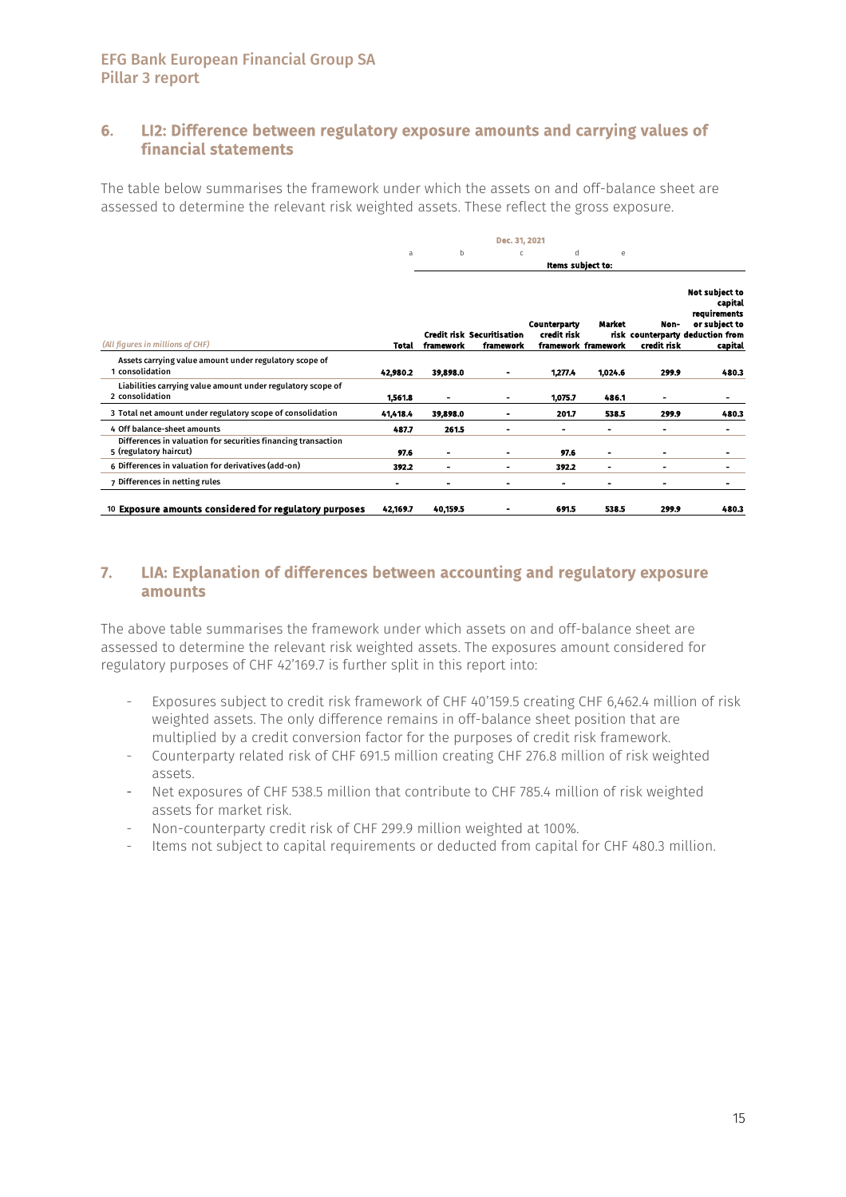## 6. LI2: Difference between regulatory exposure amounts and carrying values of financial statements

The table below summarises the framework under which the assets on and off-balance sheet are assessed to determine the relevant risk weighted assets. These reflect the gross exposure.

| | Dec. 31, 2021 | | | | | | |
|---|---|---|---|---|---|---|---|
| | a | b | c | d | e | | |
| | | Items subject to: | | | | | |
| *(All figures in millions of CHF)* | Total | Credit risk framework | Securitisation framework | Counterparty credit risk framework | Market risk framework | Non-counterparty credit risk | Not subject to capital requirements or subject to deduction from capital |
| 1 Assets carrying value amount under regulatory scope of consolidation | 42,980.2 | 39,898.0 | - | 1,277.4 | 1,024.6 | 299.9 | 480.3 |
| 2 Liabilities carrying value amount under regulatory scope of consolidation | 1,561.8 | - | - | 1,075.7 | 486.1 | - | - |
| 3 Total net amount under regulatory scope of consolidation | 41,418.4 | 39,898.0 | - | 201.7 | 538.5 | 299.9 | 480.3 |
| 4 Off balance-sheet amounts | 487.7 | 261.5 | - | - | - | - | - |
| 5 Differences in valuation for securities financing transaction (regulatory haircut) | 97.6 | - | - | 97.6 | - | - | - |
| 6 Differences in valuation for derivatives (add-on) | 392.2 | - | - | 392.2 | - | - | - |
| 7 Differences in netting rules | - | - | - | - | - | - | - |
| 10 **Exposure amounts considered for regulatory purposes** | 42,169.7 | 40,159.5 | - | 691.5 | 538.5 | 299.9 | 480.3 |

## 7. LIA: Explanation of differences between accounting and regulatory exposure amounts

The above table summarises the framework under which assets on and off-balance sheet are assessed to determine the relevant risk weighted assets. The exposures amount considered for regulatory purposes of CHF 42'169.7 is further split in this report into:

- Exposures subject to credit risk framework of CHF 40'159.5 creating CHF 6,462.4 million of risk weighted assets. The only difference remains in off-balance sheet position that are multiplied by a credit conversion factor for the purposes of credit risk framework.
- Counterparty related risk of CHF 691.5 million creating CHF 276.8 million of risk weighted assets.
- Net exposures of CHF 538.5 million that contribute to CHF 785.4 million of risk weighted assets for market risk.
- Non-counterparty credit risk of CHF 299.9 million weighted at 100%.
- Items not subject to capital requirements or deducted from capital for CHF 480.3 million.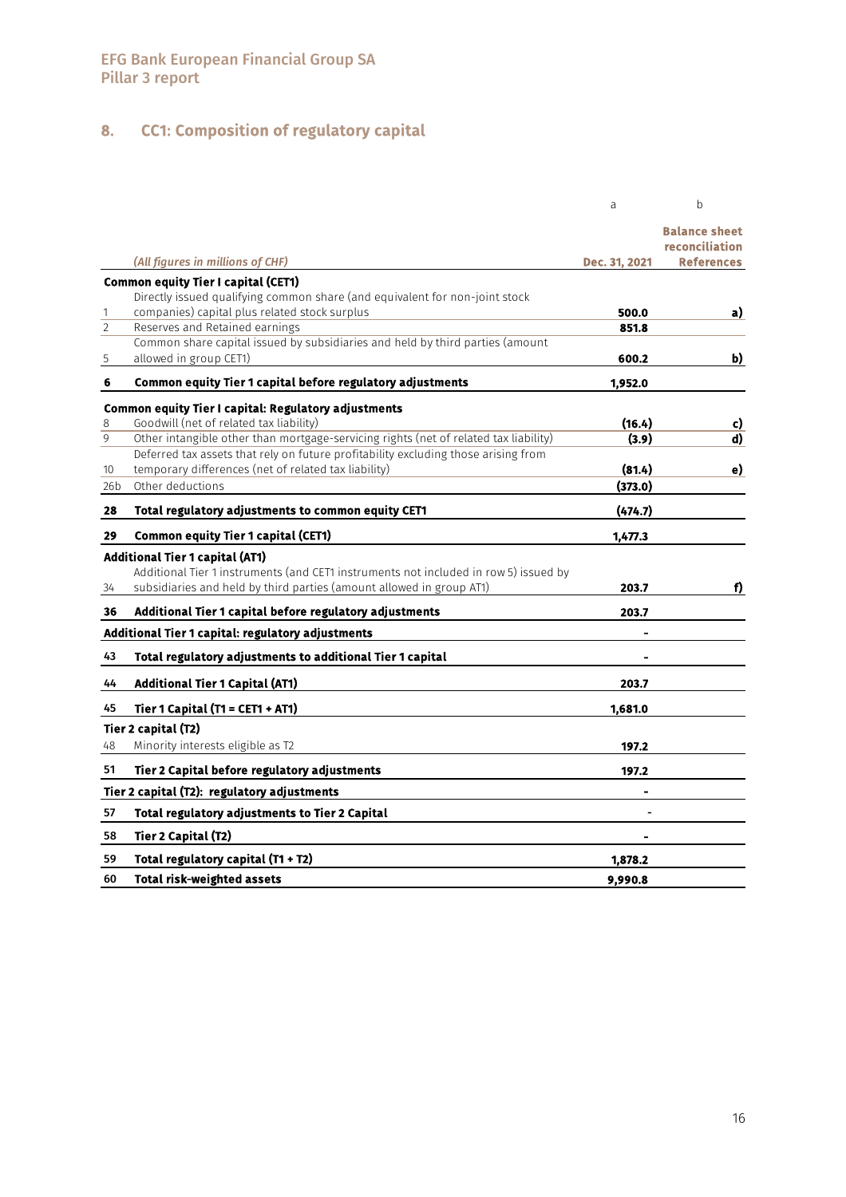## 8. CC1: Composition of regulatory capital

| | | a | b |
|---|---|---|---|
| | *(All figures in millions of CHF)* | **Dec. 31, 2021** | **Balance sheet reconciliation References** |
| | **Common equity Tier I capital (CET1)** | | |
| 1 | Directly issued qualifying common share (and equivalent for non-joint stock companies) capital plus related stock surplus | **500.0** | **a)** |
| 2 | Reserves and Retained earnings | **851.8** | |
| 5 | Common share capital issued by subsidiaries and held by third parties (amount allowed in group CET1) | **600.2** | **b)** |
| **6** | **Common equity Tier 1 capital before regulatory adjustments** | **1,952.0** | |
| | **Common equity Tier I capital: Regulatory adjustments** | | |
| 8 | Goodwill (net of related tax liability) | **(16.4)** | **c)** |
| 9 | Other intangible other than mortgage-servicing rights (net of related tax liability) | **(3.9)** | **d)** |
| 10 | Deferred tax assets that rely on future profitability excluding those arising from temporary differences (net of related tax liability) | **(81.4)** | **e)** |
| 26b | Other deductions | **(373.0)** | |
| **28** | **Total regulatory adjustments to common equity CET1** | **(474.7)** | |
| **29** | **Common equity Tier 1 capital (CET1)** | **1,477.3** | |
| | **Additional Tier 1 capital (AT1)** | | |
| 34 | Additional Tier 1 instruments (and CET1 instruments not included in row 5) issued by subsidiaries and held by third parties (amount allowed in group AT1) | **203.7** | **f)** |
| **36** | **Additional Tier 1 capital before regulatory adjustments** | **203.7** | |
| | **Additional Tier 1 capital: regulatory adjustments** | **-** | |
| **43** | **Total regulatory adjustments to additional Tier 1 capital** | **-** | |
| **44** | **Additional Tier 1 Capital (AT1)** | **203.7** | |
| **45** | **Tier 1 Capital (T1 = CET1 + AT1)** | **1,681.0** | |
| | **Tier 2 capital (T2)** | | |
| 48 | Minority interests eligible as T2 | **197.2** | |
| **51** | **Tier 2 Capital before regulatory adjustments** | **197.2** | |
| | **Tier 2 capital (T2): regulatory adjustments** | **-** | |
| **57** | **Total regulatory adjustments to Tier 2 Capital** | - | |
| **58** | **Tier 2 Capital (T2)** | **-** | |
| **59** | **Total regulatory capital (T1 + T2)** | **1,878.2** | |
| **60** | **Total risk-weighted assets** | **9,990.8** | |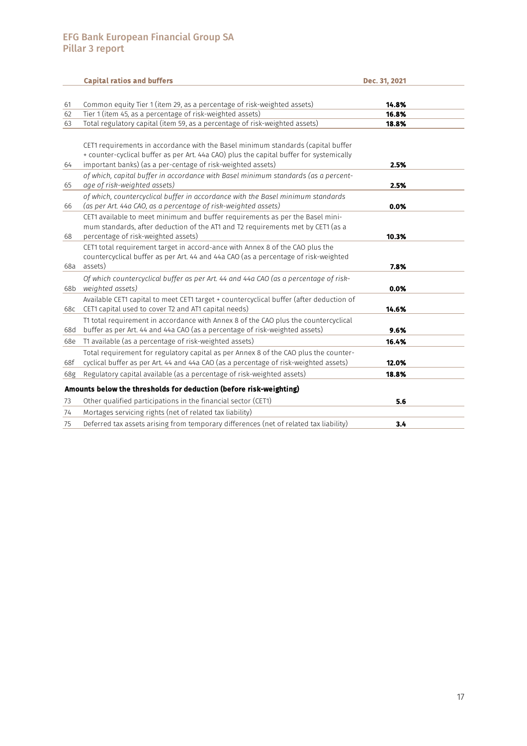| | Capital ratios and buffers | Dec. 31, 2021 |
|---|---|---|
| 61 | Common equity Tier 1 (item 29, as a percentage of risk-weighted assets) | **14.8%** |
| 62 | Tier 1 (item 45, as a percentage of risk-weighted assets) | **16.8%** |
| 63 | Total regulatory capital (item 59, as a percentage of risk-weighted assets) | **18.8%** |
| 64 | CET1 requirements in accordance with the Basel minimum standards (capital buffer + counter-cyclical buffer as per Art. 44a CAO) plus the capital buffer for systemically important banks) (as a per-centage of risk-weighted assets) | **2.5%** |
| 65 | *of which, capital buffer in accordance with Basel minimum standards (as a percent-age of risk-weighted assets)* | **2.5%** |
| 66 | *of which, countercyclical buffer in accordance with the Basel minimum standards (as per Art. 44a CAO, as a percentage of risk-weighted assets)* | **0.0%** |
| 68 | CET1 available to meet minimum and buffer requirements as per the Basel mini-mum standards, after deduction of the AT1 and T2 requirements met by CET1 (as a percentage of risk-weighted assets) | **10.3%** |
| 68a | CET1 total requirement target in accord-ance with Annex 8 of the CAO plus the countercyclical buffer as per Art. 44 and 44a CAO (as a percentage of risk-weighted assets) | **7.8%** |
| 68b | *Of which countercyclical buffer as per Art. 44 and 44a CAO (as a percentage of risk-weighted assets)* | **0.0%** |
| 68c | Available CET1 capital to meet CET1 target + countercyclical buffer (after deduction of CET1 capital used to cover T2 and AT1 capital needs) | **14.6%** |
| 68d | T1 total requirement in accordance with Annex 8 of the CAO plus the countercyclical buffer as per Art. 44 and 44a CAO (as a percentage of risk-weighted assets) | **9.6%** |
| 68e | T1 available (as a percentage of risk-weighted assets) | **16.4%** |
| 68f | Total requirement for regulatory capital as per Annex 8 of the CAO plus the counter-cyclical buffer as per Art. 44 and 44a CAO (as a percentage of risk-weighted assets) | **12.0%** |
| 68g | Regulatory capital available (as a percentage of risk-weighted assets) | **18.8%** |
| | **Amounts below the thresholds for deduction (before risk-weighting)** | |
| 73 | Other qualified participations in the financial sector (CET1) | **5.6** |
| 74 | Mortages servicing rights (net of related tax liability) | |
| 75 | Deferred tax assets arising from temporary differences (net of related tax liability) | **3.4** |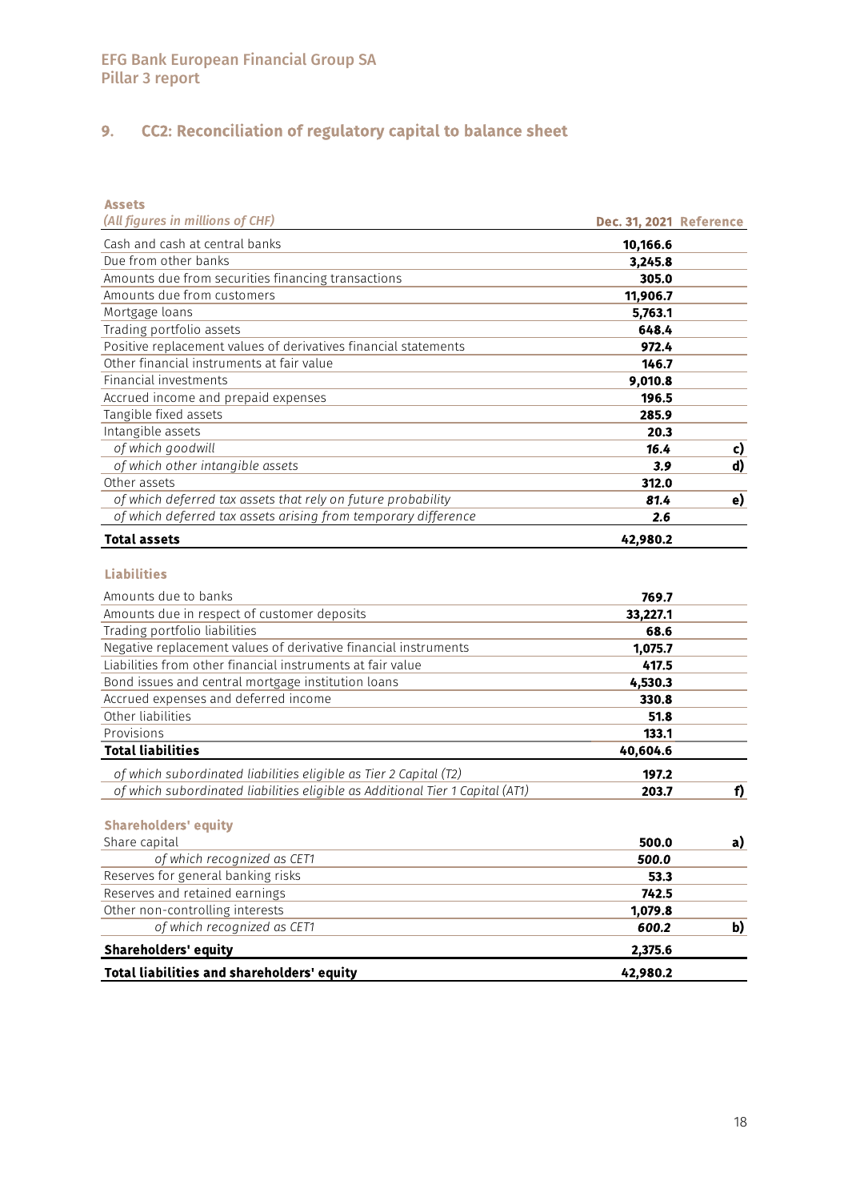## 9. CC2: Reconciliation of regulatory capital to balance sheet

**Assets**

| *(All figures in millions of CHF)* | Dec. 31, 2021 | Reference |
|---|---|---|
| Cash and cash at central banks | **10,166.6** | |
| Due from other banks | **3,245.8** | |
| Amounts due from securities financing transactions | **305.0** | |
| Amounts due from customers | **11,906.7** | |
| Mortgage loans | **5,763.1** | |
| Trading portfolio assets | **648.4** | |
| Positive replacement values of derivatives financial statements | **972.4** | |
| Other financial instruments at fair value | **146.7** | |
| Financial investments | **9,010.8** | |
| Accrued income and prepaid expenses | **196.5** | |
| Tangible fixed assets | **285.9** | |
| Intangible assets | **20.3** | |
| *of which goodwill* | ***16.4*** | **c)** |
| *of which other intangible assets* | ***3.9*** | **d)** |
| Other assets | **312.0** | |
| *of which deferred tax assets that rely on future probability* | ***81.4*** | **e)** |
| *of which deferred tax assets arising from temporary difference* | ***2.6*** | |
| **Total assets** | **42,980.2** | |

**Liabilities**

| | Dec. 31, 2021 | Reference |
|---|---|---|
| Amounts due to banks | **769.7** | |
| Amounts due in respect of customer deposits | **33,227.1** | |
| Trading portfolio liabilities | **68.6** | |
| Negative replacement values of derivative financial instruments | **1,075.7** | |
| Liabilities from other financial instruments at fair value | **417.5** | |
| Bond issues and central mortgage institution loans | **4,530.3** | |
| Accrued expenses and deferred income | **330.8** | |
| Other liabilities | **51.8** | |
| Provisions | **133.1** | |
| **Total liabilities** | **40,604.6** | |
| *of which subordinated liabilities eligible as Tier 2 Capital (T2)* | **197.2** | |
| *of which subordinated liabilities eligible as Additional Tier 1 Capital (AT1)* | **203.7** | **f)** |

**Shareholders' equity**

| | Dec. 31, 2021 | Reference |
|---|---|---|
| Share capital | **500.0** | **a)** |
| *of which recognized as CET1* | ***500.0*** | |
| Reserves for general banking risks | **53.3** | |
| Reserves and retained earnings | **742.5** | |
| Other non-controlling interests | **1,079.8** | |
| *of which recognized as CET1* | ***600.2*** | **b)** |
| **Shareholders' equity** | **2,375.6** | |
| **Total liabilities and shareholders' equity** | **42,980.2** | |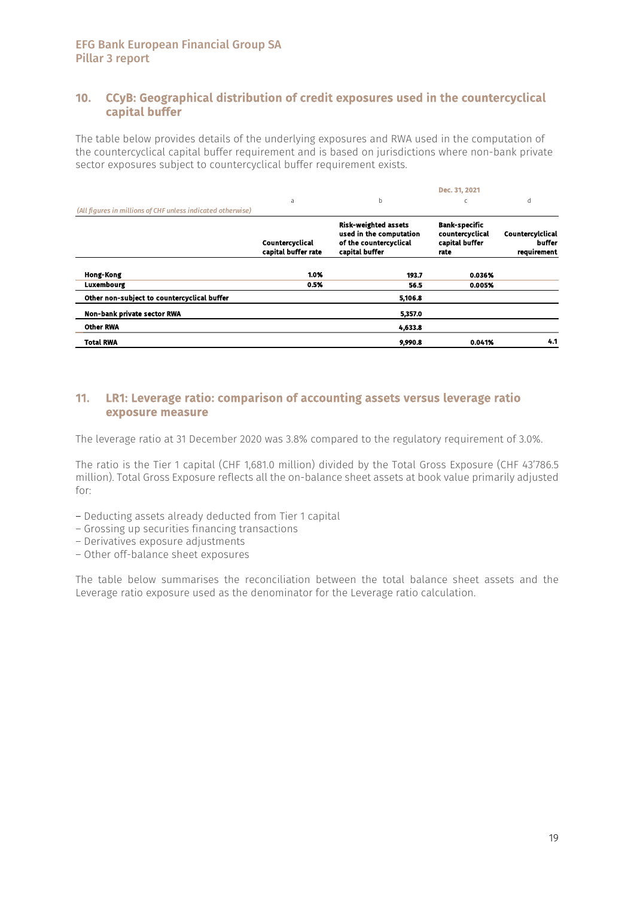## 10. CCyB: Geographical distribution of credit exposures used in the countercyclical capital buffer

The table below provides details of the underlying exposures and RWA used in the computation of the countercyclical capital buffer requirement and is based on jurisdictions where non-bank private sector exposures subject to countercyclical buffer requirement exists.

| | | | Dec. 31, 2021 | |
|---|---|---|---|---|
| | a | b | c | d |
| *(All figures in millions of CHF unless indicated otherwise)* | Countercyclical capital buffer rate | Risk-weighted assets used in the computation of the countercyclical capital buffer | Bank-specific countercyclical capital buffer rate | Countercylclical buffer requirement |
| **Hong-Kong** | 1.0% | 193.7 | 0.036% | |
| **Luxembourg** | 0.5% | 56.5 | 0.005% | |
| **Other non-subject to countercyclical buffer** | | 5,106.8 | | |
| **Non-bank private sector RWA** | | 5,357.0 | | |
| **Other RWA** | | 4,633.8 | | |
| **Total RWA** | | 9,990.8 | 0.041% | 4.1 |

## 11. LR1: Leverage ratio: comparison of accounting assets versus leverage ratio exposure measure

The leverage ratio at 31 December 2020 was 3.8% compared to the regulatory requirement of 3.0%.

The ratio is the Tier 1 capital (CHF 1,681.0 million) divided by the Total Gross Exposure (CHF 43'786.5 million). Total Gross Exposure reflects all the on-balance sheet assets at book value primarily adjusted for:

- Deducting assets already deducted from Tier 1 capital
- Grossing up securities financing transactions
- Derivatives exposure adjustments
- Other off-balance sheet exposures

The table below summarises the reconciliation between the total balance sheet assets and the Leverage ratio exposure used as the denominator for the Leverage ratio calculation.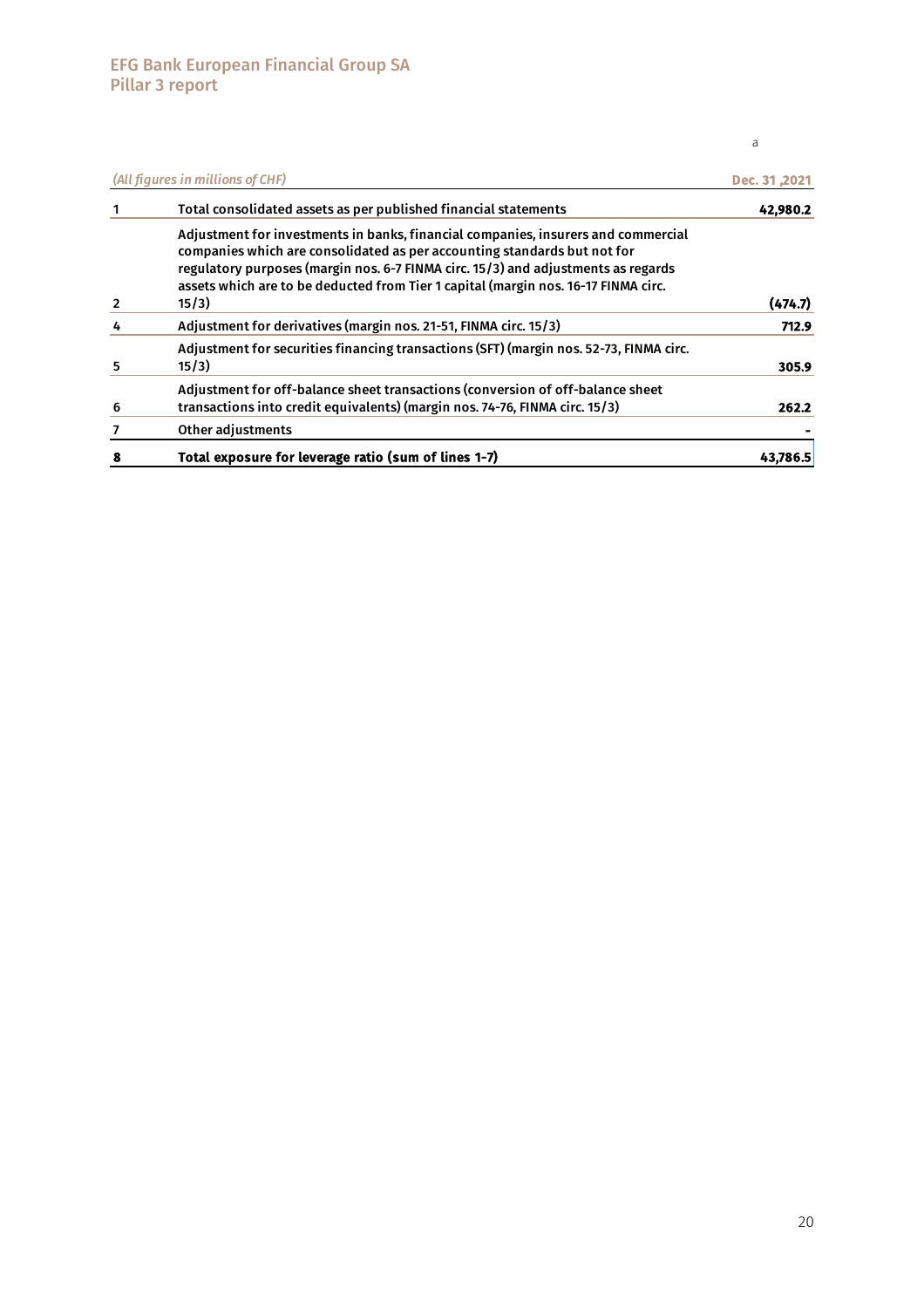| (All figures in millions of CHF) | | a<br>Dec. 31 ,2021 |
|---|---|---|
| 1 | Total consolidated assets as per published financial statements | **42,980.2** |
| 2 | Adjustment for investments in banks, financial companies, insurers and commercial companies which are consolidated as per accounting standards but not for regulatory purposes (margin nos. 6-7 FINMA circ. 15/3) and adjustments as regards assets which are to be deducted from Tier 1 capital (margin nos. 16-17 FINMA circ. 15/3) | **(474.7)** |
| 4 | Adjustment for derivatives (margin nos. 21-51, FINMA circ. 15/3) | **712.9** |
| 5 | Adjustment for securities financing transactions (SFT) (margin nos. 52-73, FINMA circ. 15/3) | **305.9** |
| 6 | Adjustment for off-balance sheet transactions (conversion of off-balance sheet transactions into credit equivalents) (margin nos. 74-76, FINMA circ. 15/3) | **262.2** |
| 7 | Other adjustments | **-** |
| **8** | **Total exposure for leverage ratio (sum of lines 1-7)** | **43,786.5** |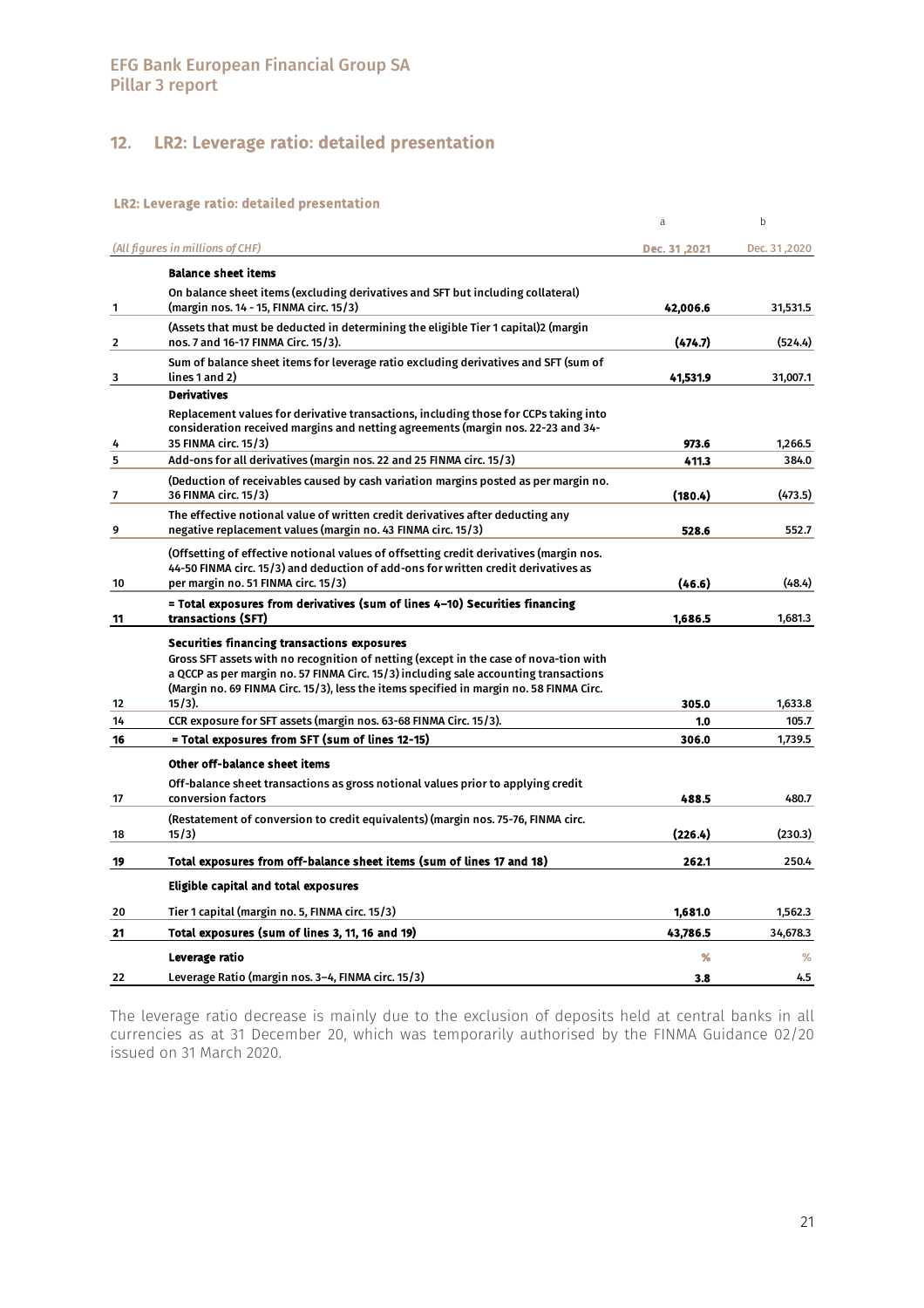## 12. LR2: Leverage ratio: detailed presentation

**LR2: Leverage ratio: detailed presentation**

| | *(All figures in millions of CHF)* | a<br>Dec. 31 ,2021 | b<br>Dec. 31 ,2020 |
|---|---|---|---|
| | **Balance sheet items** | | |
| 1 | On balance sheet items (excluding derivatives and SFT but including collateral) (margin nos. 14 - 15, FINMA circ. 15/3) | 42,006.6 | 31,531.5 |
| 2 | (Assets that must be deducted in determining the eligible Tier 1 capital)2 (margin nos. 7 and 16-17 FINMA Circ. 15/3). | (474.7) | (524.4) |
| 3 | Sum of balance sheet items for leverage ratio excluding derivatives and SFT (sum of lines 1 and 2) | 41,531.9 | 31,007.1 |
| | **Derivatives** | | |
| 4 | Replacement values for derivative transactions, including those for CCPs taking into consideration received margins and netting agreements (margin nos. 22-23 and 34-35 FINMA circ. 15/3) | 973.6 | 1,266.5 |
| 5 | Add-ons for all derivatives (margin nos. 22 and 25 FINMA circ. 15/3) | 411.3 | 384.0 |
| 7 | (Deduction of receivables caused by cash variation margins posted as per margin no. 36 FINMA circ. 15/3) | (180.4) | (473.5) |
| 9 | The effective notional value of written credit derivatives after deducting any negative replacement values (margin no. 43 FINMA circ. 15/3) | 528.6 | 552.7 |
| 10 | (Offsetting of effective notional values of offsetting credit derivatives (margin nos. 44-50 FINMA circ. 15/3) and deduction of add-ons for written credit derivatives as per margin no. 51 FINMA circ. 15/3) | (46.6) | (48.4) |
| 11 | **= Total exposures from derivatives (sum of lines 4–10) Securities financing transactions (SFT)** | 1,686.5 | 1,681.3 |
| | **Securities financing transactions exposures** | | |
| 12 | Gross SFT assets with no recognition of netting (except in the case of nova-tion with a QCCP as per margin no. 57 FINMA Circ. 15/3) including sale accounting transactions (Margin no. 69 FINMA Circ. 15/3), less the items specified in margin no. 58 FINMA Circ. 15/3). | 305.0 | 1,633.8 |
| 14 | CCR exposure for SFT assets (margin nos. 63-68 FINMA Circ. 15/3). | 1.0 | 105.7 |
| 16 | **= Total exposures from SFT (sum of lines 12-15)** | 306.0 | 1,739.5 |
| | **Other off-balance sheet items** | | |
| 17 | Off-balance sheet transactions as gross notional values prior to applying credit conversion factors | 488.5 | 480.7 |
| 18 | (Restatement of conversion to credit equivalents) (margin nos. 75-76, FINMA circ. 15/3) | (226.4) | (230.3) |
| 19 | **Total exposures from off-balance sheet items (sum of lines 17 and 18)** | 262.1 | 250.4 |
| | **Eligible capital and total exposures** | | |
| 20 | Tier 1 capital (margin no. 5, FINMA circ. 15/3) | 1,681.0 | 1,562.3 |
| 21 | **Total exposures (sum of lines 3, 11, 16 and 19)** | 43,786.5 | 34,678.3 |
| | **Leverage ratio** | % | % |
| 22 | Leverage Ratio (margin nos. 3–4, FINMA circ. 15/3) | 3.8 | 4.5 |

The leverage ratio decrease is mainly due to the exclusion of deposits held at central banks in all currencies as at 31 December 20, which was temporarily authorised by the FINMA Guidance 02/20 issued on 31 March 2020.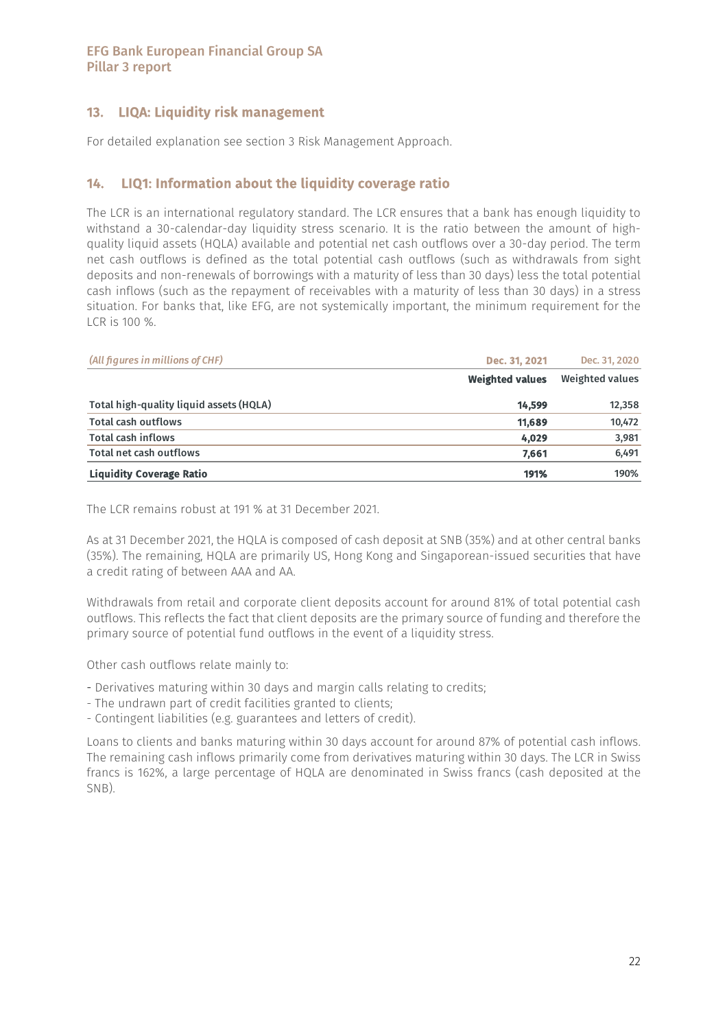## 13. LIQA: Liquidity risk management

For detailed explanation see section 3 Risk Management Approach.

## 14. LIQ1: Information about the liquidity coverage ratio

The LCR is an international regulatory standard. The LCR ensures that a bank has enough liquidity to withstand a 30-calendar-day liquidity stress scenario. It is the ratio between the amount of high-quality liquid assets (HQLA) available and potential net cash outflows over a 30-day period. The term net cash outflows is defined as the total potential cash outflows (such as withdrawals from sight deposits and non-renewals of borrowings with a maturity of less than 30 days) less the total potential cash inflows (such as the repayment of receivables with a maturity of less than 30 days) in a stress situation. For banks that, like EFG, are not systemically important, the minimum requirement for the LCR is 100 %.

| *(All figures in millions of CHF)* | Dec. 31, 2021 | Dec. 31, 2020 |
|---|---|---|
| | **Weighted values** | **Weighted values** |
| **Total high-quality liquid assets (HQLA)** | **14,599** | 12,358 |
| **Total cash outflows** | **11,689** | 10,472 |
| **Total cash inflows** | **4,029** | 3,981 |
| **Total net cash outflows** | **7,661** | 6,491 |
| **Liquidity Coverage Ratio** | **191%** | 190% |

The LCR remains robust at 191 % at 31 December 2021.

As at 31 December 2021, the HQLA is composed of cash deposit at SNB (35%) and at other central banks (35%). The remaining, HQLA are primarily US, Hong Kong and Singaporean-issued securities that have a credit rating of between AAA and AA.

Withdrawals from retail and corporate client deposits account for around 81% of total potential cash outflows. This reflects the fact that client deposits are the primary source of funding and therefore the primary source of potential fund outflows in the event of a liquidity stress.

Other cash outflows relate mainly to:

- Derivatives maturing within 30 days and margin calls relating to credits;
- The undrawn part of credit facilities granted to clients;
- Contingent liabilities (e.g. guarantees and letters of credit).

Loans to clients and banks maturing within 30 days account for around 87% of potential cash inflows. The remaining cash inflows primarily come from derivatives maturing within 30 days. The LCR in Swiss francs is 162%, a large percentage of HQLA are denominated in Swiss francs (cash deposited at the SNB).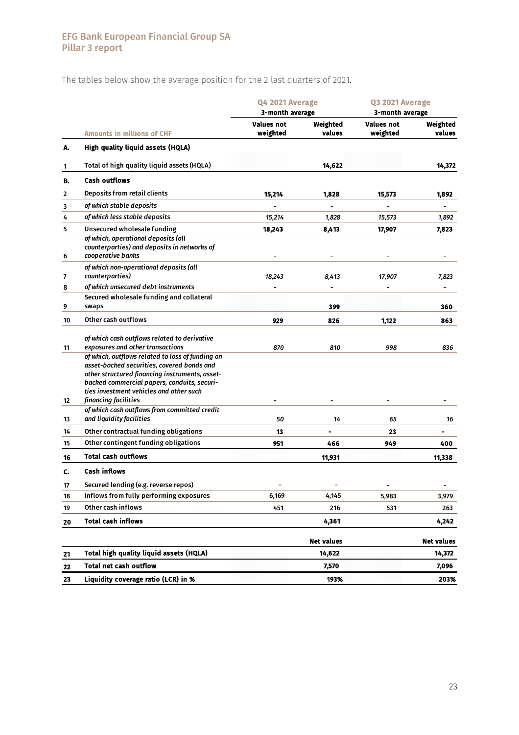The tables below show the average position for the 2 last quarters of 2021.

| | | Q4 2021 Average 3-month average | | Q3 2021 Average 3-month average | |
|---|---|---|---|---|---|
| | **Amounts in millions of CHF** | **Values not weighted** | **Weighted values** | **Values not weighted** | **Weighted values** |
| **A.** | **High quality liquid assets (HQLA)** | | | | |
| 1 | Total of high quality liquid assets (HQLA) | | **14,622** | | **14,372** |
| **B.** | **Cash outflows** | | | | |
| 2 | Deposits from retail clients | **15,214** | **1,828** | **15,573** | **1,892** |
| 3 | *of which stable deposits* | - | - | - | - |
| 4 | *of which less stable deposits* | *15,214* | *1,828* | *15,573* | *1,892* |
| 5 | Unsecured wholesale funding | **18,243** | **8,413** | **17,907** | **7,823** |
| 6 | *of which, operational deposits (all counterparties) and deposits in networks of cooperative banks* | - | - | - | - |
| 7 | *of which non-operational deposits (all counterparties)* | *18,243* | *8,413* | *17,907* | *7,823* |
| 8 | *of which unsecured debt instruments* | - | - | - | - |
| 9 | Secured wholesale funding and collateral swaps | | **399** | | **360** |
| 10 | Other cash outflows | **929** | **826** | **1,122** | **863** |
| 11 | *of which cash outflows related to derivative exposures and other transactions* | *870* | *810* | *998* | *836* |
| 12 | *of which, outflows related to loss of funding on asset-backed securities, covered bonds and other structured financing instruments, asset-backed commercial papers, conduits, securities investment vehicles and other such financing facilities* | - | - | - | - |
| 13 | *of which cash outflows from committed credit and liquidity facilities* | *50* | *14* | *65* | *16* |
| 14 | Other contractual funding obligations | **13** | **-** | **23** | **-** |
| 15 | Other contingent funding obligations | **951** | **466** | **949** | **400** |
| **16** | **Total cash outflows** | | **11,931** | | **11,338** |
| **C.** | **Cash inflows** | | | | |
| 17 | Secured lending (e.g. reverse repos) | - | - | - | - |
| 18 | Inflows from fully performing exposures | 6,169 | 4,145 | 5,983 | 3,979 |
| 19 | Other cash inflows | 451 | 216 | 531 | 263 |
| **20** | **Total cash inflows** | | **4,361** | | **4,242** |
| | | | **Net values** | | **Net values** |
| **21** | **Total high quality liquid assets (HQLA)** | | **14,622** | | **14,372** |
| **22** | **Total net cash outflow** | | **7,570** | | **7,096** |
| **23** | **Liquidity coverage ratio (LCR) in %** | | **193%** | | **203%** |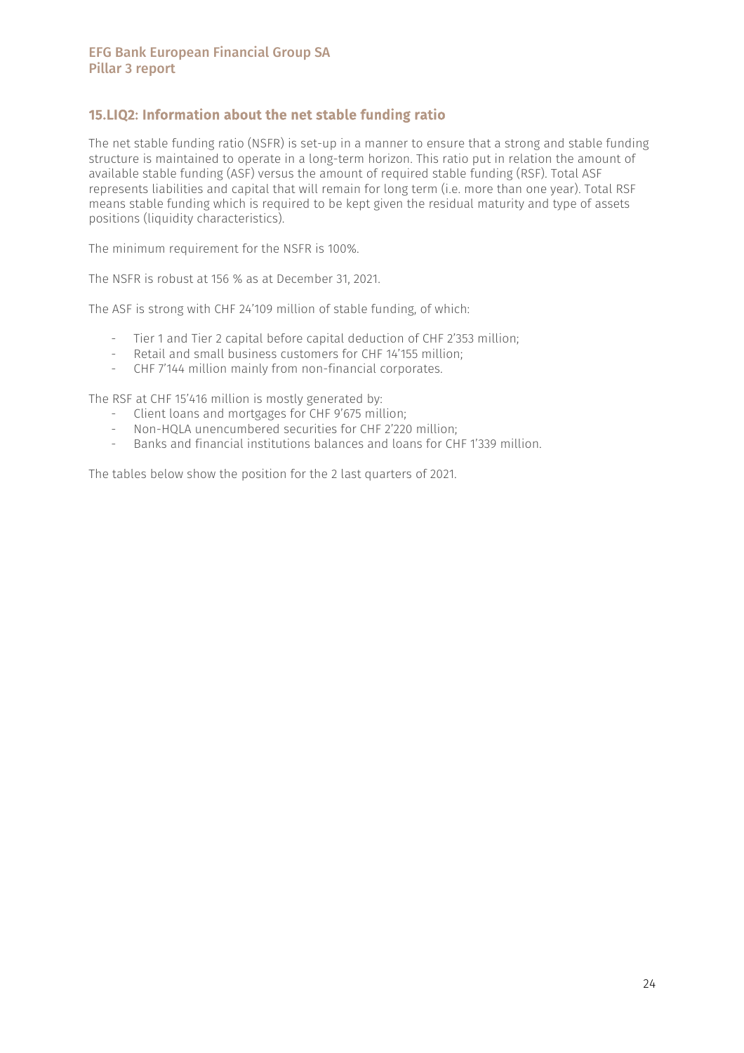## 15.LIQ2: Information about the net stable funding ratio

The net stable funding ratio (NSFR) is set-up in a manner to ensure that a strong and stable funding structure is maintained to operate in a long-term horizon. This ratio put in relation the amount of available stable funding (ASF) versus the amount of required stable funding (RSF). Total ASF represents liabilities and capital that will remain for long term (i.e. more than one year). Total RSF means stable funding which is required to be kept given the residual maturity and type of assets positions (liquidity characteristics).

The minimum requirement for the NSFR is 100%.

The NSFR is robust at 156 % as at December 31, 2021.

The ASF is strong with CHF 24'109 million of stable funding, of which:

- Tier 1 and Tier 2 capital before capital deduction of CHF 2'353 million;
- Retail and small business customers for CHF 14'155 million;
- CHF 7'144 million mainly from non-financial corporates.

The RSF at CHF 15'416 million is mostly generated by:

- Client loans and mortgages for CHF 9'675 million;
- Non-HQLA unencumbered securities for CHF 2'220 million;
- Banks and financial institutions balances and loans for CHF 1'339 million.

The tables below show the position for the 2 last quarters of 2021.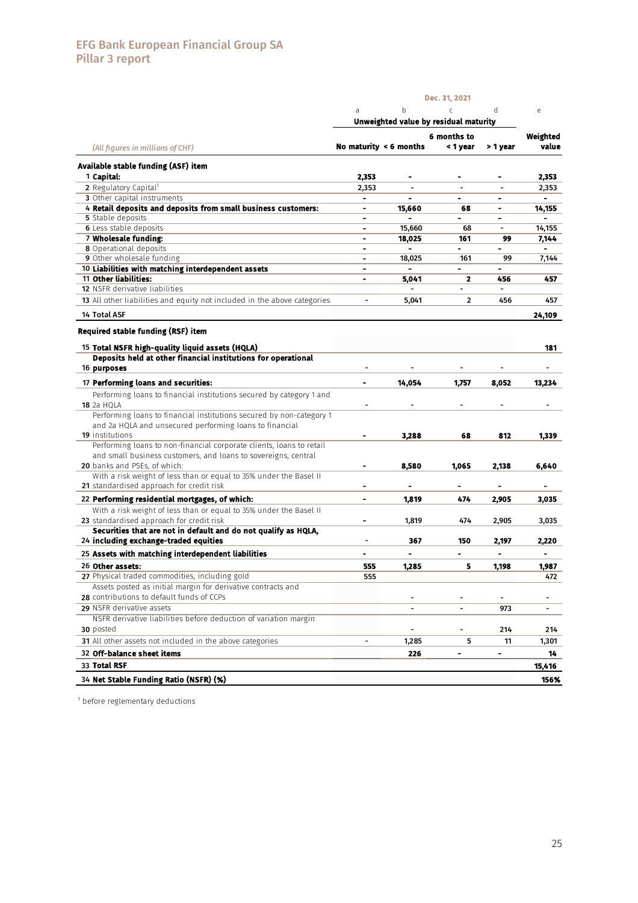| (All figures in millions of CHF) | Dec. 31, 2021 | | | | |
|---|---|---|---|---|---|
| | a | b | c | d | e |
| | Unweighted value by residual maturity | | | | |
| | No maturity | < 6 months | 6 months to < 1 year | > 1 year | Weighted value |
| **Available stable funding (ASF) item** | | | | | |
| 1 **Capital:** | **2,353** | **-** | **-** | **-** | **2,353** |
| 2 Regulatory Capital[1] | 2,353 | - | - | - | 2,353 |
| 3 Other capital instruments | - | - | - | - | - |
| 4 **Retail deposits and deposits from small business customers:** | **-** | **15,660** | **68** | **-** | **14,155** |
| 5 Stable deposits | - | - | - | - | - |
| 6 Less stable deposits | - | 15,660 | 68 | - | 14,155 |
| 7 **Wholesale funding:** | **-** | **18,025** | **161** | **99** | **7,144** |
| 8 Operational deposits | - | - | - | - | - |
| 9 Other wholesale funding | - | 18,025 | 161 | 99 | 7,144 |
| 10 **Liabilities with matching interdependent assets** | - | - | - | - | |
| 11 **Other liabilities:** | **-** | **5,041** | **2** | **456** | **457** |
| 12 NSFR derivative liabilities | | - | - | - | |
| 13 All other liabilities and equity not included in the above categories | - | 5,041 | 2 | 456 | 457 |
| 14 **Total ASF** | | | | | **24,109** |
| **Required stable funding (RSF) item** | | | | | |
| 15 **Total NSFR high-quality liquid assets (HQLA)** | | | | | **181** |
| 16 **Deposits held at other financial institutions for operational purposes** | - | - | - | - | - |
| 17 **Performing loans and securities:** | **-** | **14,054** | **1,757** | **8,052** | **13,234** |
| 18 Performing loans to financial institutions secured by category 1 and 2a HQLA | - | - | - | - | - |
| 19 Performing loans to financial institutions secured by non-category 1 and 2a HQLA and unsecured performing loans to financial institutions | - | 3,288 | 68 | 812 | 1,339 |
| 20 Performing loans to non-financial corporate clients, loans to retail and small business customers, and loans to sovereigns, central banks and PSEs, of which: | - | 8,580 | 1,065 | 2,138 | 6,640 |
| 21 With a risk weight of less than or equal to 35% under the Basel II standardised approach for credit risk | - | - | - | - | - |
| 22 **Performing residential mortgages, of which:** | **-** | **1,819** | **474** | **2,905** | **3,035** |
| 23 With a risk weight of less than or equal to 35% under the Basel II standardised approach for credit risk | - | 1,819 | 474 | 2,905 | 3,035 |
| 24 **Securities that are not in default and do not qualify as HQLA, including exchange-traded equities** | - | 367 | 150 | 2,197 | 2,220 |
| 25 **Assets with matching interdependent liabilities** | - | - | - | - | - |
| 26 **Other assets:** | **555** | **1,285** | **5** | **1,198** | **1,987** |
| 27 Physical traded commodities, including gold | 555 | | | | 472 |
| 28 Assets posted as initial margin for derivative contracts and contributions to default funds of CCPs | | - | - | - | - |
| 29 NSFR derivative assets | | - | - | 973 | - |
| 30 NSFR derivative liabilities before deduction of variation margin posted | | - | - | 214 | 214 |
| 31 All other assets not included in the above categories | - | 1,285 | 5 | 11 | 1,301 |
| 32 **Off-balance sheet items** | | **226** | **-** | **-** | **14** |
| 33 **Total RSF** | | | | | **15,416** |
| 34 **Net Stable Funding Ratio (NSFR) (%)** | | | | | **156%** |

[1] before reglementary deductions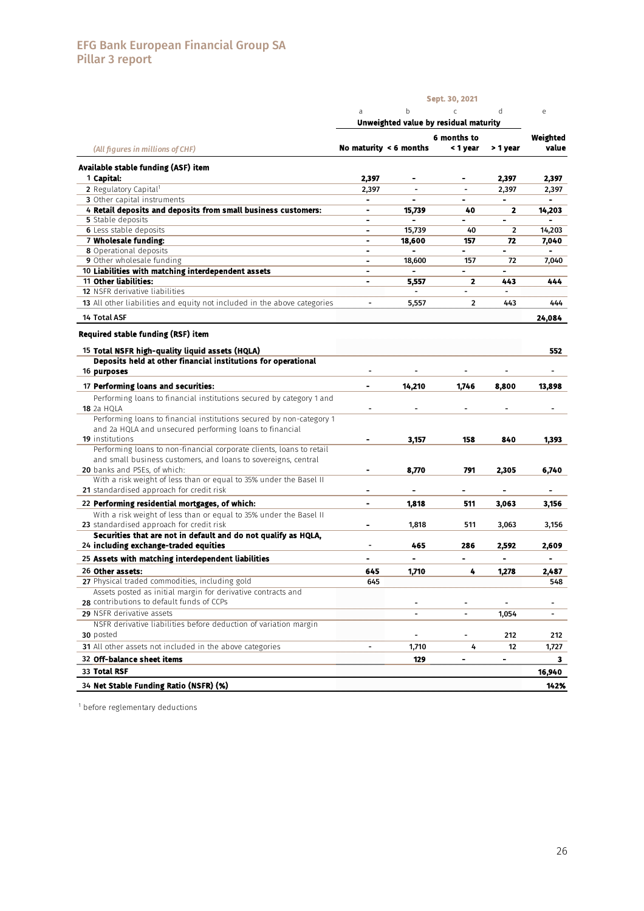| (All figures in millions of CHF) | Sept. 30, 2021 | | | | |
|---|---|---|---|---|---|
| | a | b | c | d | e |
| | Unweighted value by residual maturity | | | | |
| | No maturity | < 6 months | 6 months to < 1 year | > 1 year | Weighted value |
| **Available stable funding (ASF) item** | | | | | |
| 1 **Capital:** | **2,397** | **-** | **-** | **2,397** | **2,397** |
| 2 Regulatory Capital[1] | 2,397 | - | - | 2,397 | 2,397 |
| 3 Other capital instruments | - | - | - | - | - |
| 4 **Retail deposits and deposits from small business customers:** | **-** | **15,739** | **40** | **2** | **14,203** |
| 5 Stable deposits | - | - | - | - | - |
| 6 Less stable deposits | - | 15,739 | 40 | 2 | 14,203 |
| 7 **Wholesale funding:** | **-** | **18,600** | **157** | **72** | **7,040** |
| 8 Operational deposits | - | - | - | - | - |
| 9 Other wholesale funding | - | 18,600 | 157 | 72 | 7,040 |
| 10 **Liabilities with matching interdependent assets** | - | - | - | - | |
| 11 **Other liabilities:** | **-** | **5,557** | **2** | **443** | **444** |
| 12 NSFR derivative liabilities | | - | - | - | |
| 13 All other liabilities and equity not included in the above categories | - | 5,557 | 2 | 443 | 444 |
| 14 Total ASF | | | | | **24,084** |
| **Required stable funding (RSF) item** | | | | | |
| 15 **Total NSFR high-quality liquid assets (HQLA)** | | | | | **552** |
| 16 **Deposits held at other financial institutions for operational purposes** | - | - | - | - | - |
| 17 **Performing loans and securities:** | **-** | **14,210** | **1,746** | **8,800** | **13,898** |
| 18 Performing loans to financial institutions secured by category 1 and 2a HQLA | - | - | - | - | - |
| 19 Performing loans to financial institutions secured by non-category 1 and 2a HQLA and unsecured performing loans to financial institutions | - | **3,157** | **158** | **840** | **1,393** |
| 20 Performing loans to non-financial corporate clients, loans to retail and small business customers, and loans to sovereigns, central banks and PSEs, of which: | - | **8,770** | **791** | **2,305** | **6,740** |
| 21 With a risk weight of less than or equal to 35% under the Basel II standardised approach for credit risk | - | - | - | - | - |
| 22 **Performing residential mortgages, of which:** | **-** | **1,818** | **511** | **3,063** | **3,156** |
| 23 With a risk weight of less than or equal to 35% under the Basel II standardised approach for credit risk | - | 1,818 | 511 | 3,063 | 3,156 |
| 24 **Securities that are not in default and do not qualify as HQLA, including exchange-traded equities** | - | **465** | **286** | **2,592** | **2,609** |
| 25 **Assets with matching interdependent liabilities** | - | - | - | - | - |
| 26 **Other assets:** | **645** | **1,710** | **4** | **1,278** | **2,487** |
| 27 Physical traded commodities, including gold | 645 | | | | 548 |
| 28 Assets posted as initial margin for derivative contracts and contributions to default funds of CCPs | | - | - | - | - |
| 29 NSFR derivative assets | | - | - | 1,054 | - |
| 30 NSFR derivative liabilities before deduction of variation margin posted | | - | - | 212 | 212 |
| 31 All other assets not included in the above categories | - | 1,710 | 4 | 12 | 1,727 |
| 32 **Off-balance sheet items** | | **129** | **-** | **-** | **3** |
| 33 **Total RSF** | | | | | **16,940** |
| 34 **Net Stable Funding Ratio (NSFR) (%)** | | | | | **142%** |

[1] before reglementary deductions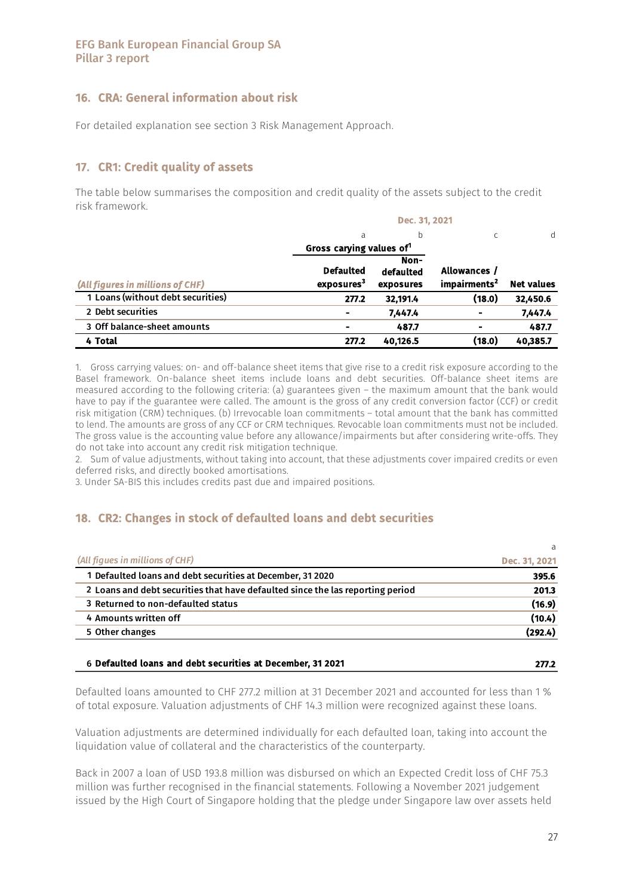## 16. CRA: General information about risk

For detailed explanation see section 3 Risk Management Approach.

## 17. CR1: Credit quality of assets

The table below summarises the composition and credit quality of the assets subject to the credit risk framework.

| | Dec. 31, 2021 | | | |
|---|---|---|---|---|
| | a | b | c | d |
| | Gross carying values of[1] | | | |
| *(All figures in millions of CHF)* | Defaulted exposures[3] | Non-defaulted exposures | Allowances / impairments[2] | Net values |
| 1 Loans (without debt securities) | 277.2 | 32,191.4 | (18.0) | 32,450.6 |
| 2 Debt securities | - | 7,447.4 | - | 7,447.4 |
| 3 Off balance-sheet amounts | - | 487.7 | - | 487.7 |
| 4 Total | 277.2 | 40,126.5 | (18.0) | 40,385.7 |

1. Gross carrying values: on- and off-balance sheet items that give rise to a credit risk exposure according to the Basel framework. On-balance sheet items include loans and debt securities. Off-balance sheet items are measured according to the following criteria: (a) guarantees given – the maximum amount that the bank would have to pay if the guarantee were called. The amount is the gross of any credit conversion factor (CCF) or credit risk mitigation (CRM) techniques. (b) Irrevocable loan commitments – total amount that the bank has committed to lend. The amounts are gross of any CCF or CRM techniques. Revocable loan commitments must not be included. The gross value is the accounting value before any allowance/impairments but after considering write-offs. They do not take into account any credit risk mitigation technique.
2. Sum of value adjustments, without taking into account, that these adjustments cover impaired credits or even deferred risks, and directly booked amortisations.
3. Under SA-BIS this includes credits past due and impaired positions.

## 18. CR2: Changes in stock of defaulted loans and debt securities

| | a |
|---|---|
| *(All figues in millions of CHF)* | Dec. 31, 2021 |
| 1 Defaulted loans and debt securities at December, 31 2020 | 395.6 |
| 2 Loans and debt securities that have defaulted since the las reporting period | 201.3 |
| 3 Returned to non-defaulted status | (16.9) |
| 4 Amounts written off | (10.4) |
| 5 Other changes | (292.4) |
| 6 Defaulted loans and debt securities at December, 31 2021 | 277.2 |

Defaulted loans amounted to CHF 277.2 million at 31 December 2021 and accounted for less than 1 % of total exposure. Valuation adjustments of CHF 14.3 million were recognized against these loans.

Valuation adjustments are determined individually for each defaulted loan, taking into account the liquidation value of collateral and the characteristics of the counterparty.

Back in 2007 a loan of USD 193.8 million was disbursed on which an Expected Credit loss of CHF 75.3 million was further recognised in the financial statements. Following a November 2021 judgement issued by the High Court of Singapore holding that the pledge under Singapore law over assets held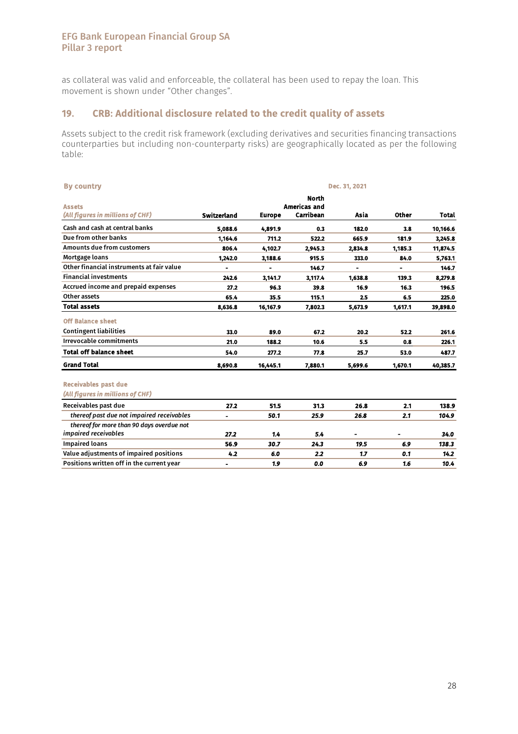as collateral was valid and enforceable, the collateral has been used to repay the loan. This movement is shown under "Other changes".

## 19. CRB: Additional disclosure related to the credit quality of assets

Assets subject to the credit risk framework (excluding derivatives and securities financing transactions counterparties but including non-counterparty risks) are geographically located as per the following table:

| By country | Dec. 31, 2021 | | | | | |
|---|---|---|---|---|---|---|
| **Assets** *(All figures in millions of CHF)* | **Switzerland** | **Europe** | **North Americas and Carribean** | **Asia** | **Other** | **Total** |
| Cash and cash at central banks | 5,088.6 | 4,891.9 | 0.3 | 182.0 | 3.8 | 10,166.6 |
| Due from other banks | 1,164.6 | 711.2 | 522.2 | 665.9 | 181.9 | 3,245.8 |
| Amounts due from customers | 806.4 | 4,102.7 | 2,945.3 | 2,834.8 | 1,185.3 | 11,874.5 |
| Mortgage loans | 1,242.0 | 3,188.6 | 915.5 | 333.0 | 84.0 | 5,763.1 |
| Other financial instruments at fair value | - | - | 146.7 | - | - | 146.7 |
| Financial investments | 242.6 | 3,141.7 | 3,117.4 | 1,638.8 | 139.3 | 8,279.8 |
| Accrued income and prepaid expenses | 27.2 | 96.3 | 39.8 | 16.9 | 16.3 | 196.5 |
| Other assets | 65.4 | 35.5 | 115.1 | 2.5 | 6.5 | 225.0 |
| **Total assets** | **8,636.8** | **16,167.9** | **7,802.3** | **5,673.9** | **1,617.1** | **39,898.0** |
| **Off Balance sheet** | | | | | | |
| Contingent liabilities | 33.0 | 89.0 | 67.2 | 20.2 | 52.2 | 261.6 |
| Irrevocable commitments | 21.0 | 188.2 | 10.6 | 5.5 | 0.8 | 226.1 |
| **Total off balance sheet** | **54.0** | **277.2** | **77.8** | **25.7** | **53.0** | **487.7** |
| **Grand Total** | **8,690.8** | **16,445.1** | **7,880.1** | **5,699.6** | **1,670.1** | **40,385.7** |

| **Receivables past due** *(All figures in millions of CHF)* | Switzerland | Europe | North Americas and Carribean | Asia | Other | Total |
|---|---|---|---|---|---|---|
| Receivables past due | 27.2 | 51.5 | 31.3 | 26.8 | 2.1 | 138.9 |
| *thereof past due not impaired receivables* | - | *50.1* | *25.9* | *26.8* | *2.1* | *104.9* |
| *thereof for more than 90 days overdue not impaired receivables* | *27.2* | *1.4* | *5.4* | - | - | *34.0* |
| Impaired loans | 56.9 | 30.7 | 24.3 | 19.5 | 6.9 | 138.3 |
| Value adjustments of impaired positions | 4.2 | 6.0 | 2.2 | 1.7 | 0.1 | 14.2 |
| Positions written off in the current year | - | 1.9 | 0.0 | 6.9 | 1.6 | 10.4 |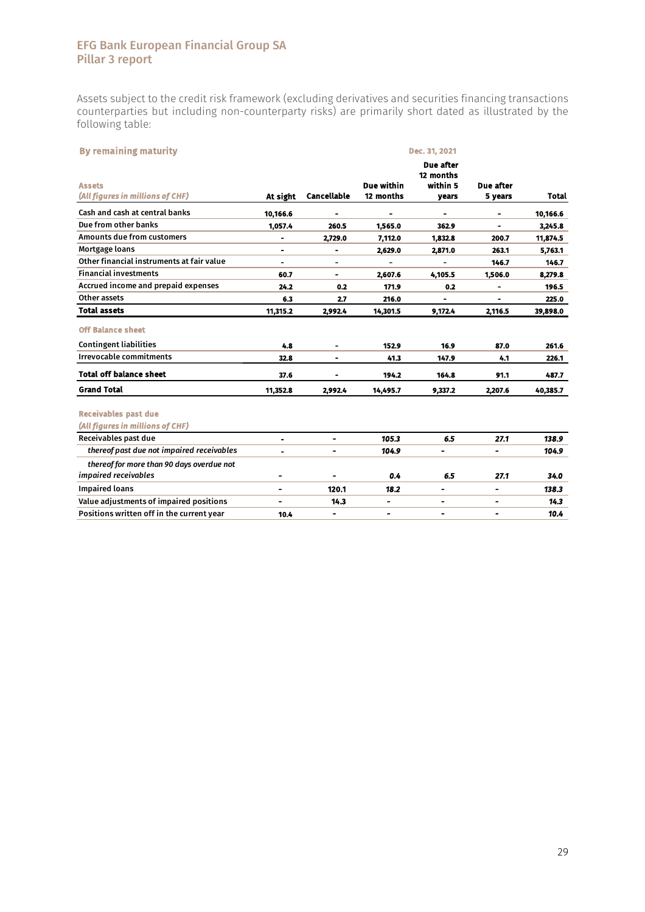Assets subject to the credit risk framework (excluding derivatives and securities financing transactions counterparties but including non-counterparty risks) are primarily short dated as illustrated by the following table:

| **By remaining maturity** | | | Dec. 31, 2021 | | | |
|---|---|---|---|---|---|---|
| **Assets** *(All figures in millions of CHF)* | **At sight** | **Cancellable** | **Due within 12 months** | **Due after 12 months within 5 years** | **Due after 5 years** | **Total** |
| Cash and cash at central banks | 10,166.6 | - | - | - | - | 10,166.6 |
| Due from other banks | 1,057.4 | 260.5 | 1,565.0 | 362.9 | - | 3,245.8 |
| Amounts due from customers | - | 2,729.0 | 7,112.0 | 1,832.8 | 200.7 | 11,874.5 |
| Mortgage loans | - | - | 2,629.0 | 2,871.0 | 263.1 | 5,763.1 |
| Other financial instruments at fair value | - | - | - | - | 146.7 | 146.7 |
| Financial investments | 60.7 | - | 2,607.6 | 4,105.5 | 1,506.0 | 8,279.8 |
| Accrued income and prepaid expenses | 24.2 | 0.2 | 171.9 | 0.2 | - | 196.5 |
| Other assets | 6.3 | 2.7 | 216.0 | - | - | 225.0 |
| **Total assets** | 11,315.2 | 2,992.4 | 14,301.5 | 9,172.4 | 2,116.5 | 39,898.0 |
| **Off Balance sheet** | | | | | | |
| Contingent liabilities | 4.8 | - | 152.9 | 16.9 | 87.0 | 261.6 |
| Irrevocable commitments | 32.8 | - | 41.3 | 147.9 | 4.1 | 226.1 |
| **Total off balance sheet** | 37.6 | - | 194.2 | 164.8 | 91.1 | 487.7 |
| **Grand Total** | 11,352.8 | 2,992.4 | 14,495.7 | 9,337.2 | 2,207.6 | 40,385.7 |

| **Receivables past due** *(All figures in millions of CHF)* | | | | | | |
|---|---|---|---|---|---|---|
| Receivables past due | - | - | *105.3* | *6.5* | *27.1* | *138.9* |
| *thereof past due not impaired receivables* | - | - | *104.9* | - | - | *104.9* |
| *thereof for more than 90 days overdue not impaired receivables* | - | - | *0.4* | *6.5* | *27.1* | *34.0* |
| Impaired loans | - | 120.1 | *18.2* | - | - | *138.3* |
| Value adjustments of impaired positions | - | 14.3 | - | - | - | *14.3* |
| Positions written off in the current year | 10.4 | - | - | - | - | *10.4* |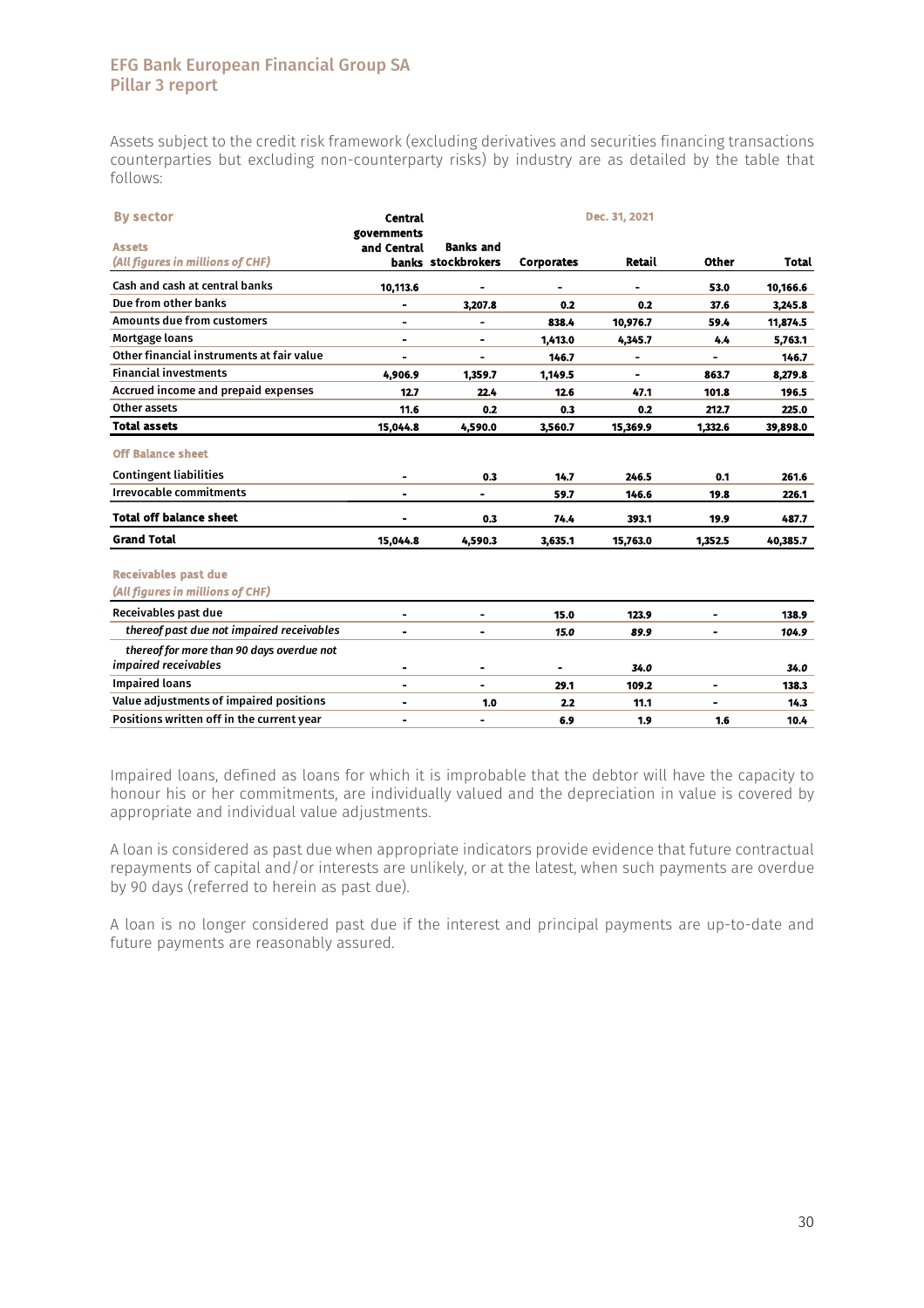Assets subject to the credit risk framework (excluding derivatives and securities financing transactions counterparties but excluding non-counterparty risks) by industry are as detailed by the table that follows:

| **By sector** | | | Dec. 31, 2021 | | | |
|---|---|---|---|---|---|---|
| **Assets** *(All figures in millions of CHF)* | **Central governments and Central banks** | **Banks and stockbrokers** | **Corporates** | **Retail** | **Other** | **Total** |
| Cash and cash at central banks | 10,113.6 | - | - | - | 53.0 | 10,166.6 |
| Due from other banks | - | 3,207.8 | 0.2 | 0.2 | 37.6 | 3,245.8 |
| Amounts due from customers | - | - | 838.4 | 10,976.7 | 59.4 | 11,874.5 |
| Mortgage loans | - | - | 1,413.0 | 4,345.7 | 4.4 | 5,763.1 |
| Other financial instruments at fair value | - | - | 146.7 | - | - | 146.7 |
| Financial investments | 4,906.9 | 1,359.7 | 1,149.5 | - | 863.7 | 8,279.8 |
| Accrued income and prepaid expenses | 12.7 | 22.4 | 12.6 | 47.1 | 101.8 | 196.5 |
| Other assets | 11.6 | 0.2 | 0.3 | 0.2 | 212.7 | 225.0 |
| **Total assets** | **15,044.8** | **4,590.0** | **3,560.7** | **15,369.9** | **1,332.6** | **39,898.0** |
| **Off Balance sheet** | | | | | | |
| Contingent liabilities | - | 0.3 | 14.7 | 246.5 | 0.1 | 261.6 |
| Irrevocable commitments | - | - | 59.7 | 146.6 | 19.8 | 226.1 |
| **Total off balance sheet** | - | **0.3** | **74.4** | **393.1** | **19.9** | **487.7** |
| **Grand Total** | **15,044.8** | **4,590.3** | **3,635.1** | **15,763.0** | **1,352.5** | **40,385.7** |

| **Receivables past due** *(All figures in millions of CHF)* | | | | | | |
|---|---|---|---|---|---|---|
| Receivables past due | - | - | 15.0 | 123.9 | - | 138.9 |
| *thereof past due not impaired receivables* | - | - | *15.0* | *89.9* | - | *104.9* |
| *thereof for more than 90 days overdue not impaired receivables* | - | - | - | *34.0* | | *34.0* |
| Impaired loans | - | - | 29.1 | 109.2 | - | 138.3 |
| Value adjustments of impaired positions | - | 1.0 | 2.2 | 11.1 | - | 14.3 |
| Positions written off in the current year | - | - | 6.9 | 1.9 | 1.6 | 10.4 |

Impaired loans, defined as loans for which it is improbable that the debtor will have the capacity to honour his or her commitments, are individually valued and the depreciation in value is covered by appropriate and individual value adjustments.

A loan is considered as past due when appropriate indicators provide evidence that future contractual repayments of capital and/or interests are unlikely, or at the latest, when such payments are overdue by 90 days (referred to herein as past due).

A loan is no longer considered past due if the interest and principal payments are up-to-date and future payments are reasonably assured.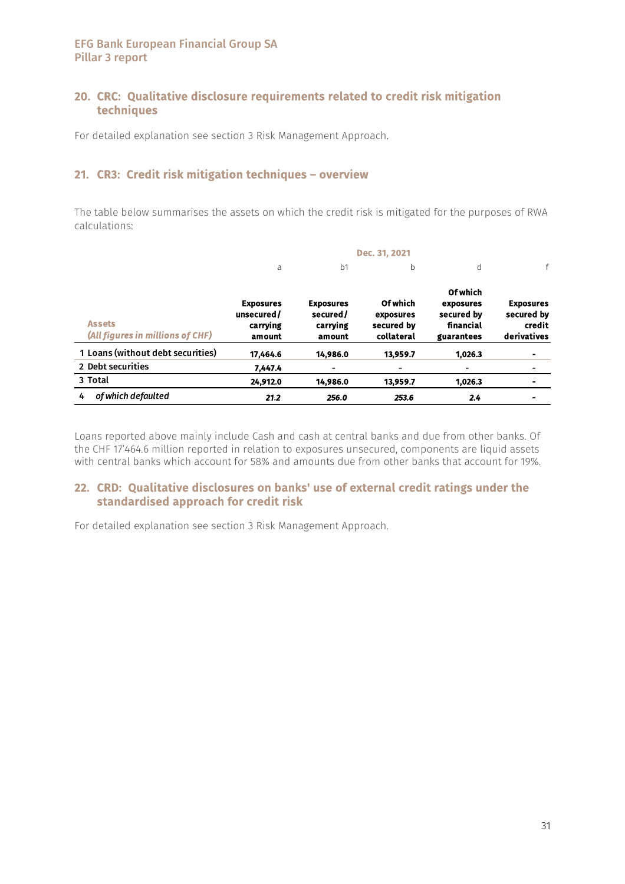## 20. CRC: Qualitative disclosure requirements related to credit risk mitigation techniques

For detailed explanation see section 3 Risk Management Approach.

## 21. CR3: Credit risk mitigation techniques – overview

The table below summarises the assets on which the credit risk is mitigated for the purposes of RWA calculations:

| | Dec. 31, 2021 | | | | |
|---|---|---|---|---|---|
| | a | b1 | b | d | f |
| **Assets** *(All figures in millions of CHF)* | **Exposures unsecured/ carrying amount** | **Exposures secured/ carrying amount** | **Of which exposures secured by collateral** | **Of which exposures secured by financial guarantees** | **Exposures secured by credit derivatives** |
| 1 Loans (without debt securities) | 17,464.6 | 14,986.0 | 13,959.7 | 1,026.3 | - |
| 2 Debt securities | 7,447.4 | - | - | - | - |
| 3 Total | 24,912.0 | 14,986.0 | 13,959.7 | 1,026.3 | - |
| 4 *of which defaulted* | *21.2* | *256.0* | *253.6* | *2.4* | - |

Loans reported above mainly include Cash and cash at central banks and due from other banks. Of the CHF 17'464.6 million reported in relation to exposures unsecured, components are liquid assets with central banks which account for 58% and amounts due from other banks that account for 19%.

## 22. CRD: Qualitative disclosures on banks' use of external credit ratings under the standardised approach for credit risk

For detailed explanation see section 3 Risk Management Approach.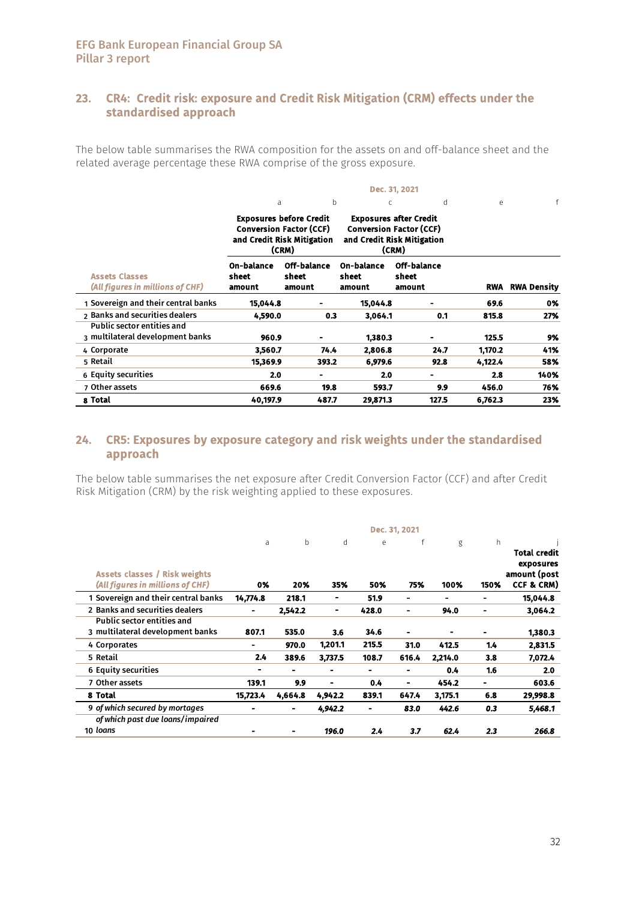## 23. CR4: Credit risk: exposure and Credit Risk Mitigation (CRM) effects under the standardised approach

The below table summarises the RWA composition for the assets on and off-balance sheet and the related average percentage these RWA comprise of the gross exposure.

| | Dec. 31, 2021 | | | | | |
|---|---|---|---|---|---|---|
| | a | b | c | d | e | f |
| | Exposures before Credit Conversion Factor (CCF) and Credit Risk Mitigation (CRM) | | Exposures after Credit Conversion Factor (CCF) and Credit Risk Mitigation (CRM) | | | |
| **Assets Classes** *(All figures in millions of CHF)* | On-balance sheet amount | Off-balance sheet amount | On-balance sheet amount | Off-balance sheet amount | RWA | RWA Density |
| 1 Sovereign and their central banks | 15,044.8 | - | 15,044.8 | - | 69.6 | 0% |
| 2 Banks and securities dealers | 4,590.0 | 0.3 | 3,064.1 | 0.1 | 815.8 | 27% |
| 3 Public sector entities and multilateral development banks | 960.9 | - | 1,380.3 | - | 125.5 | 9% |
| 4 Corporate | 3,560.7 | 74.4 | 2,806.8 | 24.7 | 1,170.2 | 41% |
| 5 Retail | 15,369.9 | 393.2 | 6,979.6 | 92.8 | 4,122.4 | 58% |
| 6 Equity securities | 2.0 | - | 2.0 | - | 2.8 | 140% |
| 7 Other assets | 669.6 | 19.8 | 593.7 | 9.9 | 456.0 | 76% |
| **8 Total** | **40,197.9** | **487.7** | **29,871.3** | **127.5** | **6,762.3** | **23%** |

## 24. CR5: Exposures by exposure category and risk weights under the standardised approach

The below table summarises the net exposure after Credit Conversion Factor (CCF) and after Credit Risk Mitigation (CRM) by the risk weighting applied to these exposures.

| | Dec. 31, 2021 | | | | | | | |
|---|---|---|---|---|---|---|---|---|
| | a | b | d | e | f | g | h | j |
| **Assets classes / Risk weights** *(All figures in millions of CHF)* | 0% | 20% | 35% | 50% | 75% | 100% | 150% | Total credit exposures amount (post CCF & CRM) |
| 1 Sovereign and their central banks | 14,774.8 | 218.1 | - | 51.9 | - | - | - | 15,044.8 |
| 2 Banks and securities dealers | - | 2,542.2 | - | 428.0 | - | 94.0 | - | 3,064.2 |
| 3 Public sector entities and multilateral development banks | 807.1 | 535.0 | 3.6 | 34.6 | - | - | - | 1,380.3 |
| 4 Corporates | - | 970.0 | 1,201.1 | 215.5 | 31.0 | 412.5 | 1.4 | 2,831.5 |
| 5 Retail | 2.4 | 389.6 | 3,737.5 | 108.7 | 616.4 | 2,214.0 | 3.8 | 7,072.4 |
| 6 Equity securities | - | - | - | - | - | 0.4 | 1.6 | 2.0 |
| 7 Other assets | 139.1 | 9.9 | - | 0.4 | - | 454.2 | - | 603.6 |
| **8 Total** | **15,723.4** | **4,664.8** | **4,942.2** | **839.1** | **647.4** | **3,175.1** | **6.8** | **29,998.8** |
| 9 *of which secured by mortages* | - | - | *4,942.2* | - | *83.0* | *442.6* | *0.3* | *5,468.1* |
| 10 *of which past due loans/impaired loans* | - | - | *196.0* | *2.4* | *3.7* | *62.4* | *2.3* | *266.8* |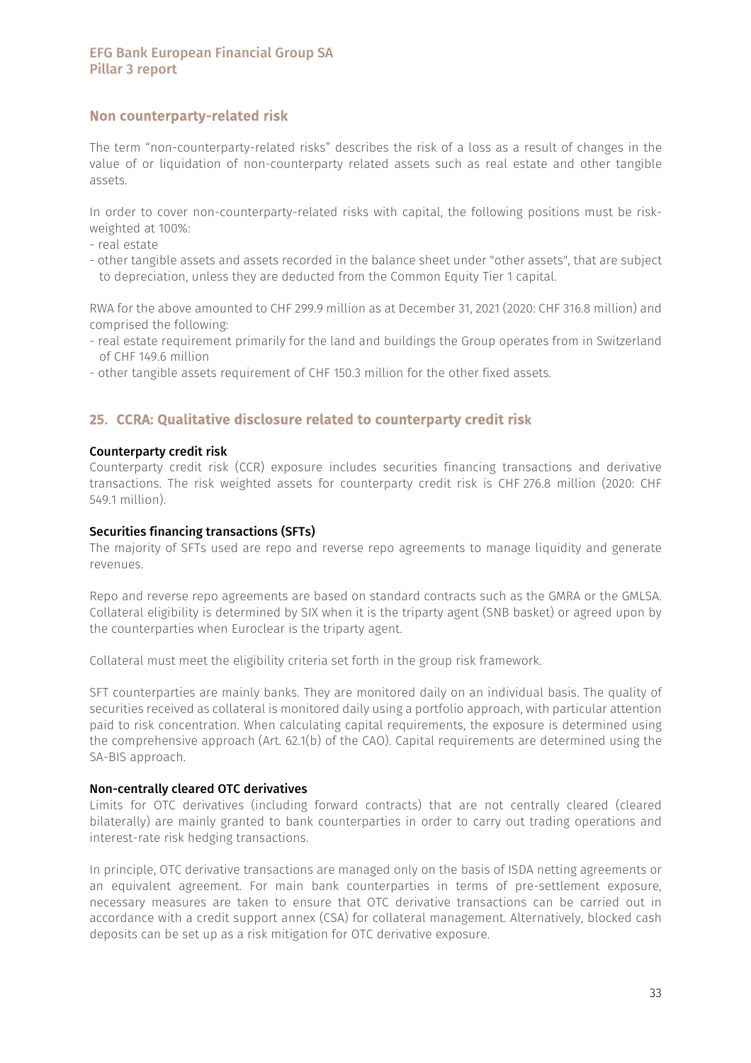## Non counterparty-related risk

The term "non-counterparty-related risks" describes the risk of a loss as a result of changes in the value of or liquidation of non-counterparty related assets such as real estate and other tangible assets.

In order to cover non-counterparty-related risks with capital, the following positions must be risk-weighted at 100%:

- real estate
- other tangible assets and assets recorded in the balance sheet under "other assets", that are subject to depreciation, unless they are deducted from the Common Equity Tier 1 capital.

RWA for the above amounted to CHF 299.9 million as at December 31, 2021 (2020: CHF 316.8 million) and comprised the following:

- real estate requirement primarily for the land and buildings the Group operates from in Switzerland of CHF 149.6 million
- other tangible assets requirement of CHF 150.3 million for the other fixed assets.

## 25. CCRA: Qualitative disclosure related to counterparty credit risk

### Counterparty credit risk

Counterparty credit risk (CCR) exposure includes securities financing transactions and derivative transactions. The risk weighted assets for counterparty credit risk is CHF 276.8 million (2020: CHF 549.1 million).

### Securities financing transactions (SFTs)

The majority of SFTs used are repo and reverse repo agreements to manage liquidity and generate revenues.

Repo and reverse repo agreements are based on standard contracts such as the GMRA or the GMLSA. Collateral eligibility is determined by SIX when it is the triparty agent (SNB basket) or agreed upon by the counterparties when Euroclear is the triparty agent.

Collateral must meet the eligibility criteria set forth in the group risk framework.

SFT counterparties are mainly banks. They are monitored daily on an individual basis. The quality of securities received as collateral is monitored daily using a portfolio approach, with particular attention paid to risk concentration. When calculating capital requirements, the exposure is determined using the comprehensive approach (Art. 62.1(b) of the CAO). Capital requirements are determined using the SA-BIS approach.

### Non-centrally cleared OTC derivatives

Limits for OTC derivatives (including forward contracts) that are not centrally cleared (cleared bilaterally) are mainly granted to bank counterparties in order to carry out trading operations and interest-rate risk hedging transactions.

In principle, OTC derivative transactions are managed only on the basis of ISDA netting agreements or an equivalent agreement. For main bank counterparties in terms of pre-settlement exposure, necessary measures are taken to ensure that OTC derivative transactions can be carried out in accordance with a credit support annex (CSA) for collateral management. Alternatively, blocked cash deposits can be set up as a risk mitigation for OTC derivative exposure.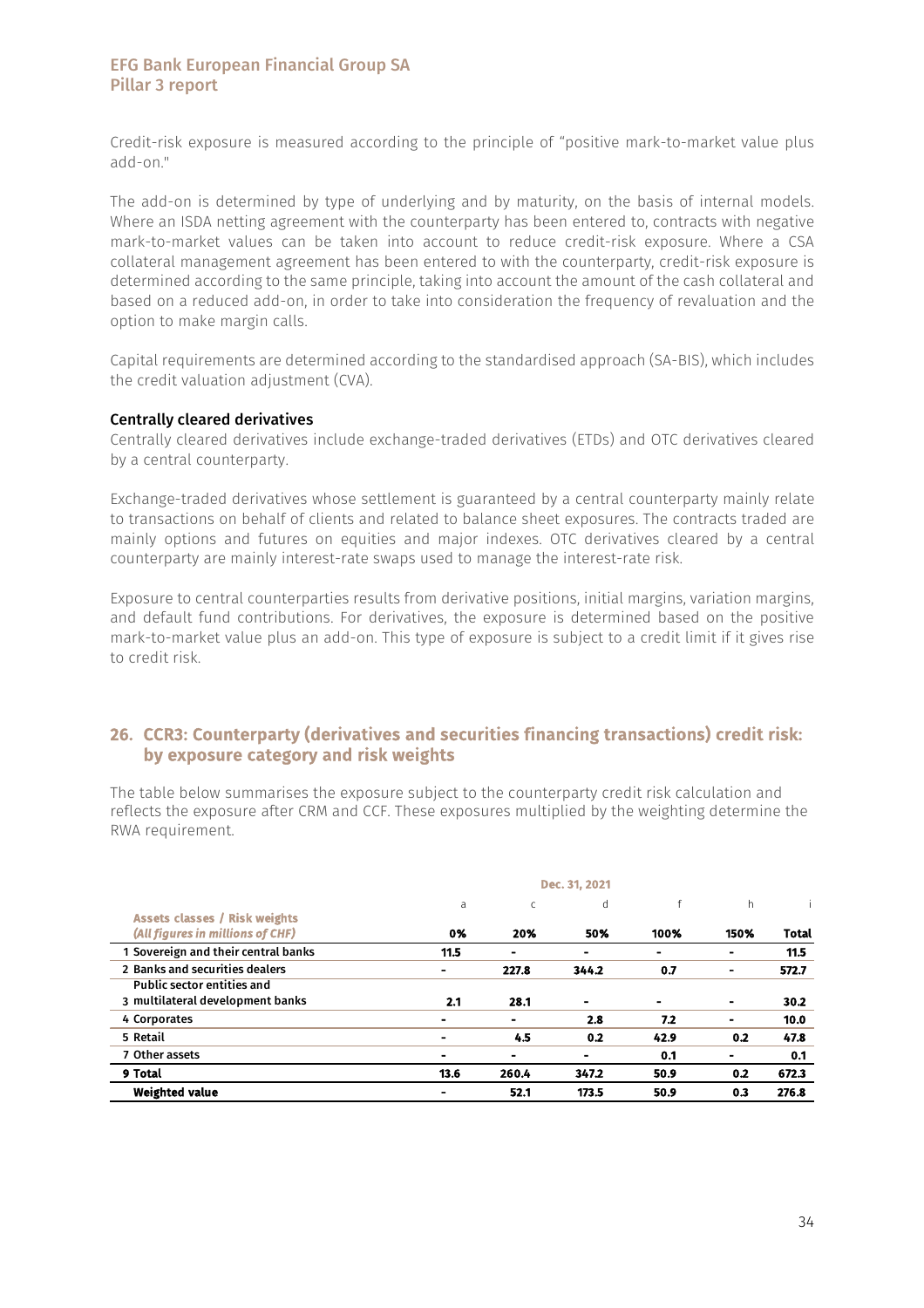Credit-risk exposure is measured according to the principle of "positive mark-to-market value plus add-on."

The add-on is determined by type of underlying and by maturity, on the basis of internal models. Where an ISDA netting agreement with the counterparty has been entered to, contracts with negative mark-to-market values can be taken into account to reduce credit-risk exposure. Where a CSA collateral management agreement has been entered to with the counterparty, credit-risk exposure is determined according to the same principle, taking into account the amount of the cash collateral and based on a reduced add-on, in order to take into consideration the frequency of revaluation and the option to make margin calls.

Capital requirements are determined according to the standardised approach (SA-BIS), which includes the credit valuation adjustment (CVA).

**Centrally cleared derivatives**

Centrally cleared derivatives include exchange-traded derivatives (ETDs) and OTC derivatives cleared by a central counterparty.

Exchange-traded derivatives whose settlement is guaranteed by a central counterparty mainly relate to transactions on behalf of clients and related to balance sheet exposures. The contracts traded are mainly options and futures on equities and major indexes. OTC derivatives cleared by a central counterparty are mainly interest-rate swaps used to manage the interest-rate risk.

Exposure to central counterparties results from derivative positions, initial margins, variation margins, and default fund contributions. For derivatives, the exposure is determined based on the positive mark-to-market value plus an add-on. This type of exposure is subject to a credit limit if it gives rise to credit risk.

## 26. CCR3: Counterparty (derivatives and securities financing transactions) credit risk: by exposure category and risk weights

The table below summarises the exposure subject to the counterparty credit risk calculation and reflects the exposure after CRM and CCF. These exposures multiplied by the weighting determine the RWA requirement.

| | Dec. 31, 2021 | | | | | |
|---|---|---|---|---|---|---|
| | a | c | d | f | h | i |
| **Assets classes / Risk weights** *(All figures in millions of CHF)* | **0%** | **20%** | **50%** | **100%** | **150%** | **Total** |
| 1 Sovereign and their central banks | 11.5 | - | - | - | - | 11.5 |
| 2 Banks and securities dealers | - | 227.8 | 344.2 | 0.7 | - | 572.7 |
| 3 Public sector entities and multilateral development banks | 2.1 | 28.1 | - | - | - | 30.2 |
| 4 Corporates | - | - | 2.8 | 7.2 | - | 10.0 |
| 5 Retail | - | 4.5 | 0.2 | 42.9 | 0.2 | 47.8 |
| 7 Other assets | - | - | - | 0.1 | - | 0.1 |
| **9 Total** | **13.6** | **260.4** | **347.2** | **50.9** | **0.2** | **672.3** |
| **Weighted value** | **-** | **52.1** | **173.5** | **50.9** | **0.3** | **276.8** |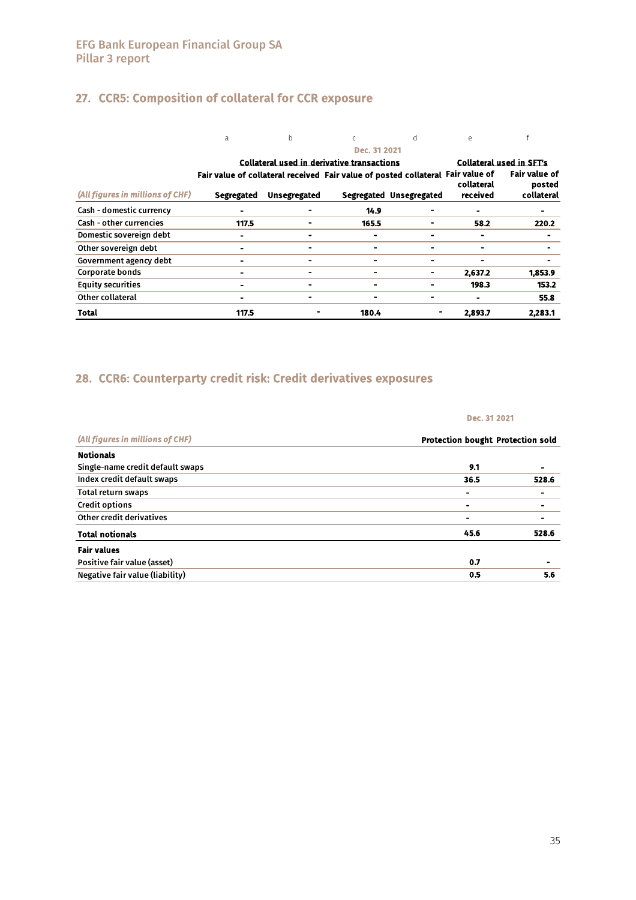## 27. CCR5: Composition of collateral for CCR exposure

| | a | b | c | d | e | f |
|---|---|---|---|---|---|---|
| | Dec. 31 2021 | | | | | |
| | Collateral used in derivative transactions | | | | Collateral used in SFT's | |
| | Fair value of collateral received | | Fair value of posted collateral | | Fair value of collateral received | Fair value of posted collateral |
| *(All figures in millions of CHF)* | Segregated | Unsegregated | Segregated | Unsegregated | | |
| Cash - domestic currency | - | - | 14.9 | - | - | - |
| Cash - other currencies | 117.5 | - | 165.5 | - | 58.2 | 220.2 |
| Domestic sovereign debt | - | - | - | - | - | - |
| Other sovereign debt | - | - | - | - | - | - |
| Government agency debt | - | - | - | - | - | - |
| Corporate bonds | - | - | - | - | 2,637.2 | 1,853.9 |
| Equity securities | - | - | - | - | 198.3 | 153.2 |
| Other collateral | - | - | - | - | - | 55.8 |
| **Total** | **117.5** | **-** | **180.4** | **-** | **2,893.7** | **2,283.1** |

## 28. CCR6: Counterparty credit risk: Credit derivatives exposures

| | Dec. 31 2021 | |
|---|---|---|
| *(All figures in millions of CHF)* | Protection bought | Protection sold |
| **Notionals** | | |
| Single-name credit default swaps | 9.1 | - |
| Index credit default swaps | 36.5 | 528.6 |
| Total return swaps | - | - |
| Credit options | - | - |
| Other credit derivatives | - | - |
| **Total notionals** | **45.6** | **528.6** |
| **Fair values** | | |
| Positive fair value (asset) | 0.7 | - |
| Negative fair value (liability) | 0.5 | 5.6 |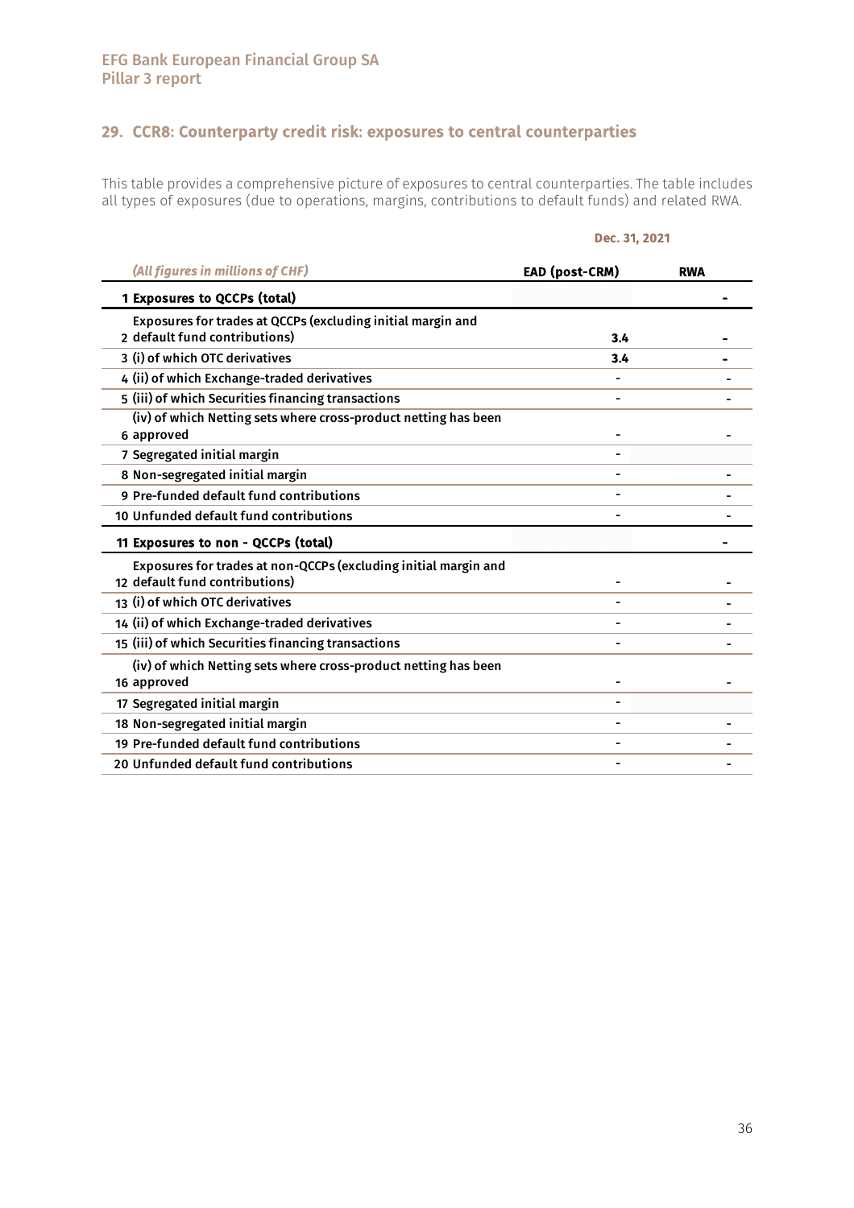## 29. CCR8: Counterparty credit risk: exposures to central counterparties

This table provides a comprehensive picture of exposures to central counterparties. The table includes all types of exposures (due to operations, margins, contributions to default funds) and related RWA.

| | | Dec. 31, 2021 | |
|---|---|---|---|
| | *(All figures in millions of CHF)* | EAD (post-CRM) | RWA |
| 1 | **Exposures to QCCPs (total)** | | - |
| 2 | Exposures for trades at QCCPs (excluding initial margin and default fund contributions) | 3.4 | - |
| 3 | (i) of which OTC derivatives | 3.4 | - |
| 4 | (ii) of which Exchange-traded derivatives | - | - |
| 5 | (iii) of which Securities financing transactions | - | - |
| 6 | (iv) of which Netting sets where cross-product netting has been approved | - | - |
| 7 | Segregated initial margin | - | |
| 8 | Non-segregated initial margin | - | - |
| 9 | Pre-funded default fund contributions | - | - |
| 10 | Unfunded default fund contributions | - | - |
| 11 | **Exposures to non - QCCPs (total)** | | - |
| 12 | Exposures for trades at non-QCCPs (excluding initial margin and default fund contributions) | - | - |
| 13 | (i) of which OTC derivatives | - | - |
| 14 | (ii) of which Exchange-traded derivatives | - | - |
| 15 | (iii) of which Securities financing transactions | - | - |
| 16 | (iv) of which Netting sets where cross-product netting has been approved | - | - |
| 17 | Segregated initial margin | - | |
| 18 | Non-segregated initial margin | - | - |
| 19 | Pre-funded default fund contributions | - | - |
| 20 | Unfunded default fund contributions | - | - |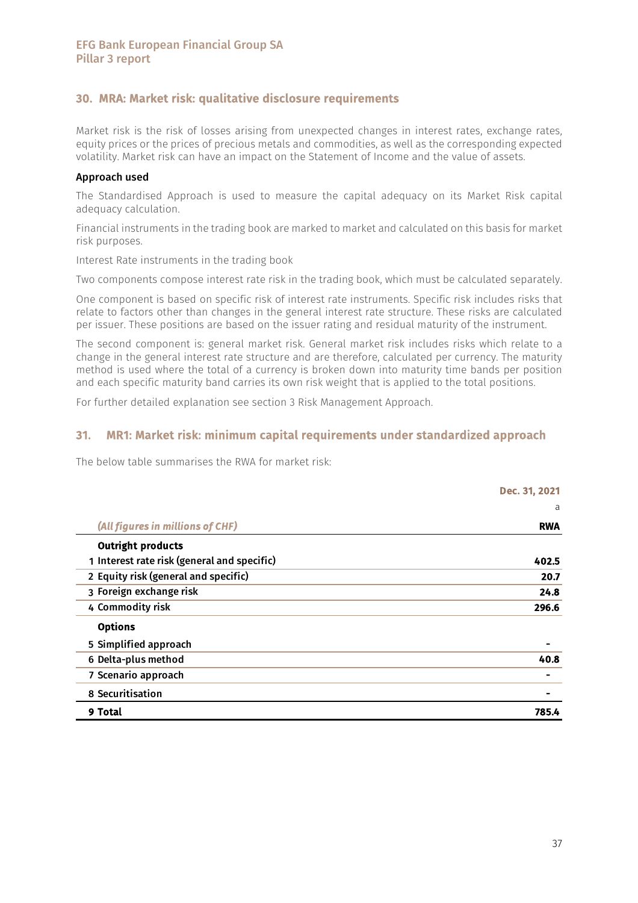## 30. MRA: Market risk: qualitative disclosure requirements

Market risk is the risk of losses arising from unexpected changes in interest rates, exchange rates, equity prices or the prices of precious metals and commodities, as well as the corresponding expected volatility. Market risk can have an impact on the Statement of Income and the value of assets.

**Approach used**

The Standardised Approach is used to measure the capital adequacy on its Market Risk capital adequacy calculation.

Financial instruments in the trading book are marked to market and calculated on this basis for market risk purposes.

Interest Rate instruments in the trading book

Two components compose interest rate risk in the trading book, which must be calculated separately.

One component is based on specific risk of interest rate instruments. Specific risk includes risks that relate to factors other than changes in the general interest rate structure. These risks are calculated per issuer. These positions are based on the issuer rating and residual maturity of the instrument.

The second component is: general market risk. General market risk includes risks which relate to a change in the general interest rate structure and are therefore, calculated per currency. The maturity method is used where the total of a currency is broken down into maturity time bands per position and each specific maturity band carries its own risk weight that is applied to the total positions.

For further detailed explanation see section 3 Risk Management Approach.

## 31. MR1: Market risk: minimum capital requirements under standardized approach

The below table summarises the RWA for market risk:

| | Dec. 31, 2021 |
|---|---|
| | a |
| *(All figures in millions of CHF)* | **RWA** |
| **Outright products** | |
| 1 Interest rate risk (general and specific) | 402.5 |
| 2 Equity risk (general and specific) | 20.7 |
| 3 Foreign exchange risk | 24.8 |
| 4 Commodity risk | 296.6 |
| **Options** | |
| 5 Simplified approach | - |
| 6 Delta-plus method | 40.8 |
| 7 Scenario approach | - |
| 8 Securitisation | - |
| **9 Total** | **785.4** |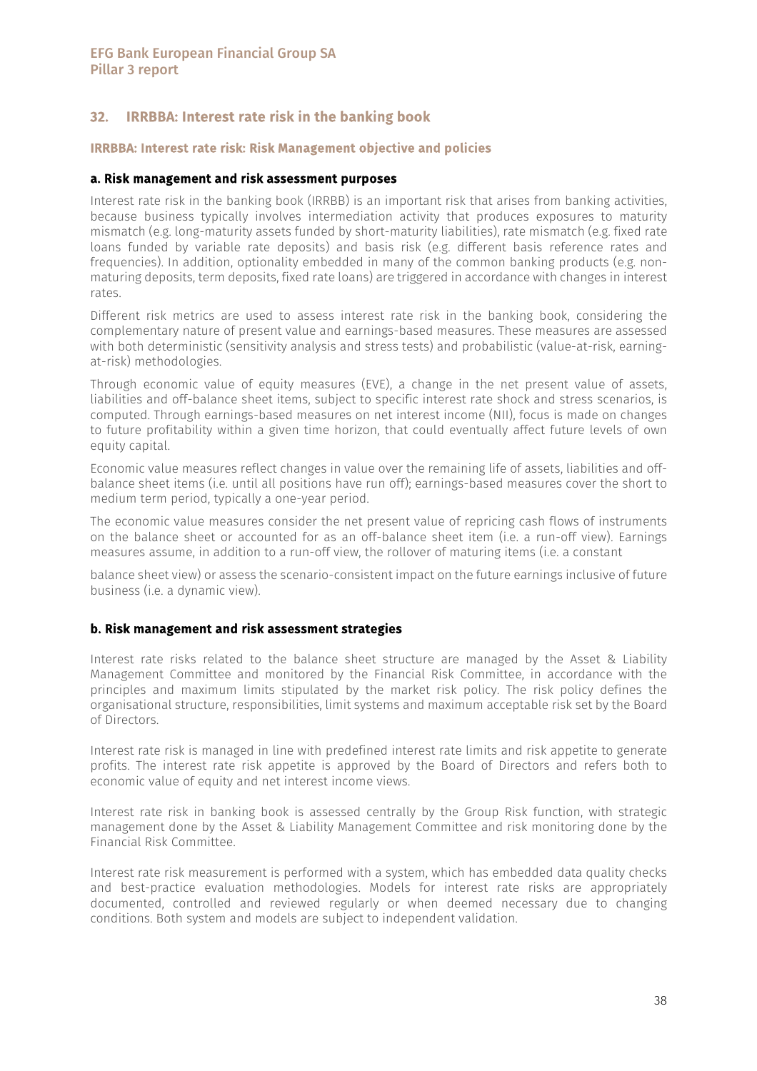## 32. IRRBBA: Interest rate risk in the banking book

### IRRBBA: Interest rate risk: Risk Management objective and policies

#### a. Risk management and risk assessment purposes

Interest rate risk in the banking book (IRRBB) is an important risk that arises from banking activities, because business typically involves intermediation activity that produces exposures to maturity mismatch (e.g. long-maturity assets funded by short-maturity liabilities), rate mismatch (e.g. fixed rate loans funded by variable rate deposits) and basis risk (e.g. different basis reference rates and frequencies). In addition, optionality embedded in many of the common banking products (e.g. non-maturing deposits, term deposits, fixed rate loans) are triggered in accordance with changes in interest rates.

Different risk metrics are used to assess interest rate risk in the banking book, considering the complementary nature of present value and earnings-based measures. These measures are assessed with both deterministic (sensitivity analysis and stress tests) and probabilistic (value-at-risk, earning-at-risk) methodologies.

Through economic value of equity measures (EVE), a change in the net present value of assets, liabilities and off-balance sheet items, subject to specific interest rate shock and stress scenarios, is computed. Through earnings-based measures on net interest income (NII), focus is made on changes to future profitability within a given time horizon, that could eventually affect future levels of own equity capital.

Economic value measures reflect changes in value over the remaining life of assets, liabilities and off-balance sheet items (i.e. until all positions have run off); earnings-based measures cover the short to medium term period, typically a one-year period.

The economic value measures consider the net present value of repricing cash flows of instruments on the balance sheet or accounted for as an off-balance sheet item (i.e. a run-off view). Earnings measures assume, in addition to a run-off view, the rollover of maturing items (i.e. a constant balance sheet view) or assess the scenario-consistent impact on the future earnings inclusive of future business (i.e. a dynamic view).

#### b. Risk management and risk assessment strategies

Interest rate risks related to the balance sheet structure are managed by the Asset & Liability Management Committee and monitored by the Financial Risk Committee, in accordance with the principles and maximum limits stipulated by the market risk policy. The risk policy defines the organisational structure, responsibilities, limit systems and maximum acceptable risk set by the Board of Directors.

Interest rate risk is managed in line with predefined interest rate limits and risk appetite to generate profits. The interest rate risk appetite is approved by the Board of Directors and refers both to economic value of equity and net interest income views.

Interest rate risk in banking book is assessed centrally by the Group Risk function, with strategic management done by the Asset & Liability Management Committee and risk monitoring done by the Financial Risk Committee.

Interest rate risk measurement is performed with a system, which has embedded data quality checks and best-practice evaluation methodologies. Models for interest rate risks are appropriately documented, controlled and reviewed regularly or when deemed necessary due to changing conditions. Both system and models are subject to independent validation.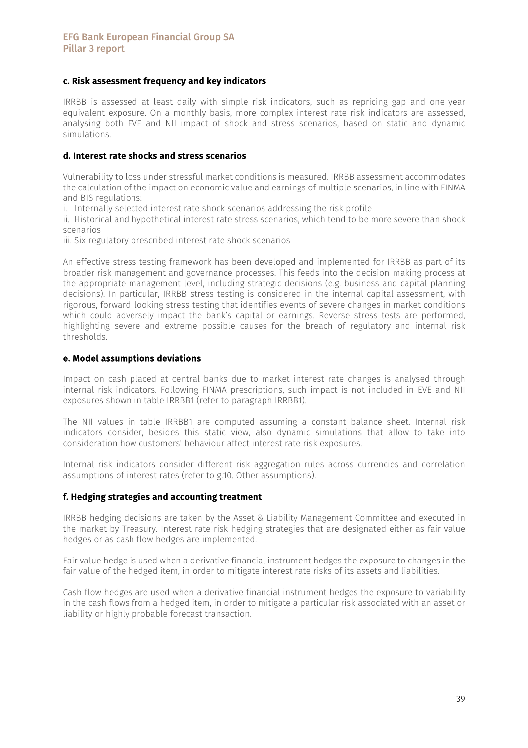#### c. Risk assessment frequency and key indicators

IRRBB is assessed at least daily with simple risk indicators, such as repricing gap and one-year equivalent exposure. On a monthly basis, more complex interest rate risk indicators are assessed, analysing both EVE and NII impact of shock and stress scenarios, based on static and dynamic simulations.

#### d. Interest rate shocks and stress scenarios

Vulnerability to loss under stressful market conditions is measured. IRRBB assessment accommodates the calculation of the impact on economic value and earnings of multiple scenarios, in line with FINMA and BIS regulations:

i. Internally selected interest rate shock scenarios addressing the risk profile
ii. Historical and hypothetical interest rate stress scenarios, which tend to be more severe than shock scenarios
iii. Six regulatory prescribed interest rate shock scenarios

An effective stress testing framework has been developed and implemented for IRRBB as part of its broader risk management and governance processes. This feeds into the decision-making process at the appropriate management level, including strategic decisions (e.g. business and capital planning decisions). In particular, IRRBB stress testing is considered in the internal capital assessment, with rigorous, forward-looking stress testing that identifies events of severe changes in market conditions which could adversely impact the bank's capital or earnings. Reverse stress tests are performed, highlighting severe and extreme possible causes for the breach of regulatory and internal risk thresholds.

#### e. Model assumptions deviations

Impact on cash placed at central banks due to market interest rate changes is analysed through internal risk indicators. Following FINMA prescriptions, such impact is not included in EVE and NII exposures shown in table IRRBB1 (refer to paragraph IRRBB1).

The NII values in table IRRBB1 are computed assuming a constant balance sheet. Internal risk indicators consider, besides this static view, also dynamic simulations that allow to take into consideration how customers' behaviour affect interest rate risk exposures.

Internal risk indicators consider different risk aggregation rules across currencies and correlation assumptions of interest rates (refer to g.10. Other assumptions).

#### f. Hedging strategies and accounting treatment

IRRBB hedging decisions are taken by the Asset & Liability Management Committee and executed in the market by Treasury. Interest rate risk hedging strategies that are designated either as fair value hedges or as cash flow hedges are implemented.

Fair value hedge is used when a derivative financial instrument hedges the exposure to changes in the fair value of the hedged item, in order to mitigate interest rate risks of its assets and liabilities.

Cash flow hedges are used when a derivative financial instrument hedges the exposure to variability in the cash flows from a hedged item, in order to mitigate a particular risk associated with an asset or liability or highly probable forecast transaction.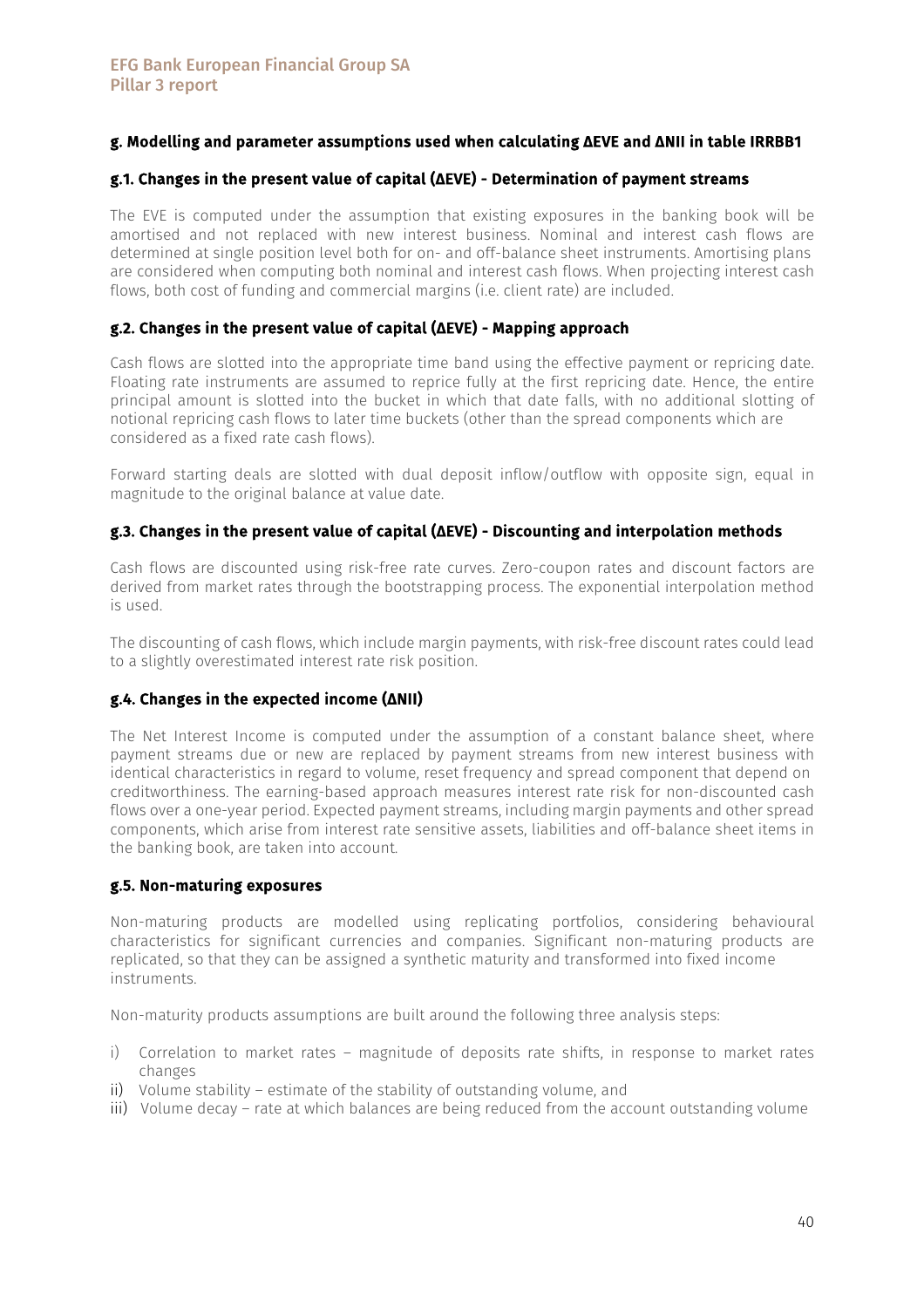### g. Modelling and parameter assumptions used when calculating ΔEVE and ΔNII in table IRRBB1

#### g.1. Changes in the present value of capital (ΔEVE) - Determination of payment streams

The EVE is computed under the assumption that existing exposures in the banking book will be amortised and not replaced with new interest business. Nominal and interest cash flows are determined at single position level both for on- and off-balance sheet instruments. Amortising plans are considered when computing both nominal and interest cash flows. When projecting interest cash flows, both cost of funding and commercial margins (i.e. client rate) are included.

#### g.2. Changes in the present value of capital (ΔEVE) - Mapping approach

Cash flows are slotted into the appropriate time band using the effective payment or repricing date. Floating rate instruments are assumed to reprice fully at the first repricing date. Hence, the entire principal amount is slotted into the bucket in which that date falls, with no additional slotting of notional repricing cash flows to later time buckets (other than the spread components which are considered as a fixed rate cash flows).

Forward starting deals are slotted with dual deposit inflow/outflow with opposite sign, equal in magnitude to the original balance at value date.

#### g.3. Changes in the present value of capital (ΔEVE) - Discounting and interpolation methods

Cash flows are discounted using risk-free rate curves. Zero-coupon rates and discount factors are derived from market rates through the bootstrapping process. The exponential interpolation method is used.

The discounting of cash flows, which include margin payments, with risk-free discount rates could lead to a slightly overestimated interest rate risk position.

#### g.4. Changes in the expected income (ΔNII)

The Net Interest Income is computed under the assumption of a constant balance sheet, where payment streams due or new are replaced by payment streams from new interest business with identical characteristics in regard to volume, reset frequency and spread component that depend on creditworthiness. The earning-based approach measures interest rate risk for non-discounted cash flows over a one-year period. Expected payment streams, including margin payments and other spread components, which arise from interest rate sensitive assets, liabilities and off-balance sheet items in the banking book, are taken into account.

#### g.5. Non-maturing exposures

Non-maturing products are modelled using replicating portfolios, considering behavioural characteristics for significant currencies and companies. Significant non-maturing products are replicated, so that they can be assigned a synthetic maturity and transformed into fixed income instruments.

Non-maturity products assumptions are built around the following three analysis steps:

i) Correlation to market rates – magnitude of deposits rate shifts, in response to market rates changes
ii) Volume stability – estimate of the stability of outstanding volume, and
iii) Volume decay – rate at which balances are being reduced from the account outstanding volume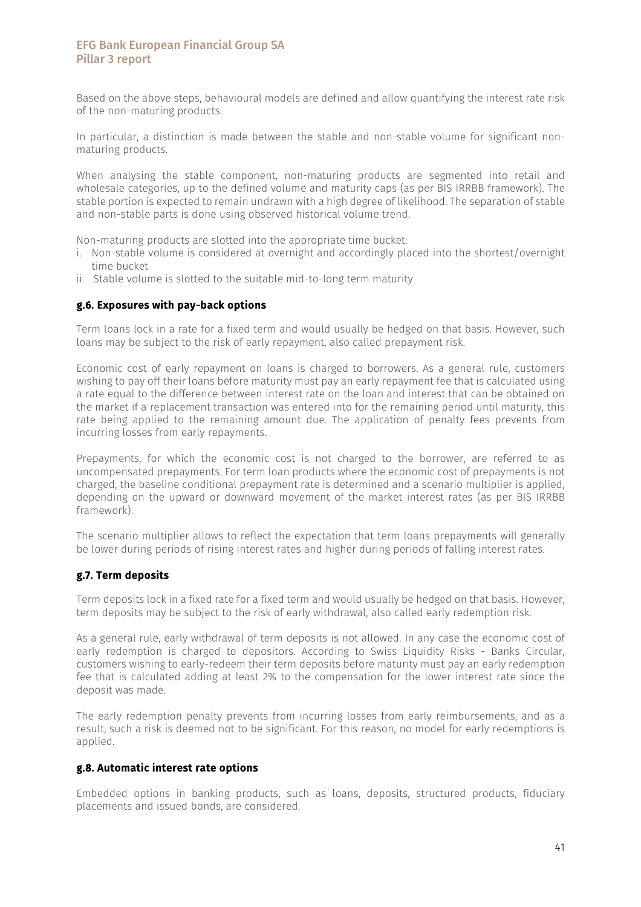Based on the above steps, behavioural models are defined and allow quantifying the interest rate risk of the non-maturing products.

In particular, a distinction is made between the stable and non-stable volume for significant non-maturing products.

When analysing the stable component, non-maturing products are segmented into retail and wholesale categories, up to the defined volume and maturity caps (as per BIS IRRBB framework). The stable portion is expected to remain undrawn with a high degree of likelihood. The separation of stable and non-stable parts is done using observed historical volume trend.

Non-maturing products are slotted into the appropriate time bucket:

i. Non-stable volume is considered at overnight and accordingly placed into the shortest/overnight time bucket
ii. Stable volume is slotted to the suitable mid-to-long term maturity

### g.6. Exposures with pay-back options

Term loans lock in a rate for a fixed term and would usually be hedged on that basis. However, such loans may be subject to the risk of early repayment, also called prepayment risk.

Economic cost of early repayment on loans is charged to borrowers. As a general rule, customers wishing to pay off their loans before maturity must pay an early repayment fee that is calculated using a rate equal to the difference between interest rate on the loan and interest that can be obtained on the market if a replacement transaction was entered into for the remaining period until maturity, this rate being applied to the remaining amount due. The application of penalty fees prevents from incurring losses from early repayments.

Prepayments, for which the economic cost is not charged to the borrower, are referred to as uncompensated prepayments. For term loan products where the economic cost of prepayments is not charged, the baseline conditional prepayment rate is determined and a scenario multiplier is applied, depending on the upward or downward movement of the market interest rates (as per BIS IRRBB framework).

The scenario multiplier allows to reflect the expectation that term loans prepayments will generally be lower during periods of rising interest rates and higher during periods of falling interest rates.

### g.7. Term deposits

Term deposits lock in a fixed rate for a fixed term and would usually be hedged on that basis. However, term deposits may be subject to the risk of early withdrawal, also called early redemption risk.

As a general rule, early withdrawal of term deposits is not allowed. In any case the economic cost of early redemption is charged to depositors. According to Swiss Liquidity Risks - Banks Circular, customers wishing to early-redeem their term deposits before maturity must pay an early redemption fee that is calculated adding at least 2% to the compensation for the lower interest rate since the deposit was made.

The early redemption penalty prevents from incurring losses from early reimbursements; and as a result, such a risk is deemed not to be significant. For this reason, no model for early redemptions is applied.

### g.8. Automatic interest rate options

Embedded options in banking products, such as loans, deposits, structured products, fiduciary placements and issued bonds, are considered.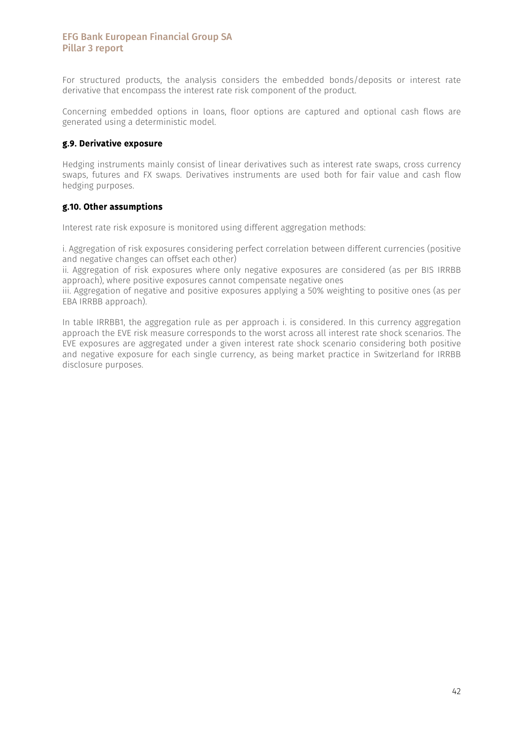For structured products, the analysis considers the embedded bonds/deposits or interest rate derivative that encompass the interest rate risk component of the product.

Concerning embedded options in loans, floor options are captured and optional cash flows are generated using a deterministic model.

### g.9. Derivative exposure

Hedging instruments mainly consist of linear derivatives such as interest rate swaps, cross currency swaps, futures and FX swaps. Derivatives instruments are used both for fair value and cash flow hedging purposes.

### g.10. Other assumptions

Interest rate risk exposure is monitored using different aggregation methods:

i. Aggregation of risk exposures considering perfect correlation between different currencies (positive and negative changes can offset each other)
ii. Aggregation of risk exposures where only negative exposures are considered (as per BIS IRRBB approach), where positive exposures cannot compensate negative ones
iii. Aggregation of negative and positive exposures applying a 50% weighting to positive ones (as per EBA IRRBB approach).

In table IRRBB1, the aggregation rule as per approach i. is considered. In this currency aggregation approach the EVE risk measure corresponds to the worst across all interest rate shock scenarios. The EVE exposures are aggregated under a given interest rate shock scenario considering both positive and negative exposure for each single currency, as being market practice in Switzerland for IRRBB disclosure purposes.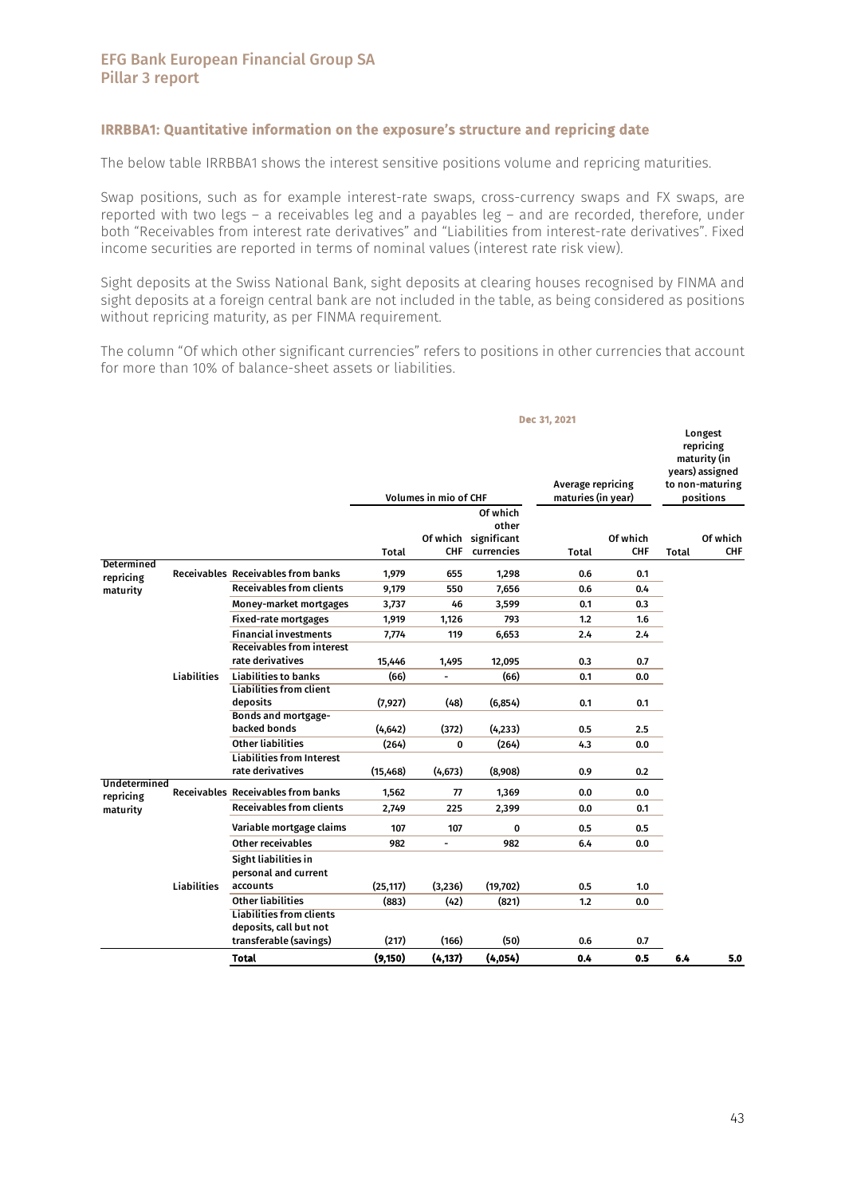## IRRBBA1: Quantitative information on the exposure's structure and repricing date

The below table IRRBBA1 shows the interest sensitive positions volume and repricing maturities.

Swap positions, such as for example interest-rate swaps, cross-currency swaps and FX swaps, are reported with two legs – a receivables leg and a payables leg – and are recorded, therefore, under both "Receivables from interest rate derivatives" and "Liabilities from interest-rate derivatives". Fixed income securities are reported in terms of nominal values (interest rate risk view).

Sight deposits at the Swiss National Bank, sight deposits at clearing houses recognised by FINMA and sight deposits at a foreign central bank are not included in the table, as being considered as positions without repricing maturity, as per FINMA requirement.

The column "Of which other significant currencies" refers to positions in other currencies that account for more than 10% of balance-sheet assets or liabilities.

| | | | Dec 31, 2021 | | | | | | |
|---|---|---|---|---|---|---|---|---|---|
| | | | Volumes in mio of CHF | | | Average repricing maturies (in year) | | Longest repricing maturity (in years) assigned to non-maturing positions | |
| | | | Total | Of which CHF | Of which other significant currencies | Total | Of which CHF | Total | Of which CHF |
| Determined repricing maturity | Receivables | Receivables from banks | 1,979 | 655 | 1,298 | 0.6 | 0.1 | | |
| | | Receivables from clients | 9,179 | 550 | 7,656 | 0.6 | 0.4 | | |
| | | Money-market mortgages | 3,737 | 46 | 3,599 | 0.1 | 0.3 | | |
| | | Fixed-rate mortgages | 1,919 | 1,126 | 793 | 1.2 | 1.6 | | |
| | | Financial investments | 7,774 | 119 | 6,653 | 2.4 | 2.4 | | |
| | | Receivables from interest rate derivatives | 15,446 | 1,495 | 12,095 | 0.3 | 0.7 | | |
| | Liabilities | Liabilities to banks | (66) | - | (66) | 0.1 | 0.0 | | |
| | | Liabilities from client deposits | (7,927) | (48) | (6,854) | 0.1 | 0.1 | | |
| | | Bonds and mortgage-backed bonds | (4,642) | (372) | (4,233) | 0.5 | 2.5 | | |
| | | Other liabilities | (264) | 0 | (264) | 4.3 | 0.0 | | |
| | | Liabilities from Interest rate derivatives | (15,468) | (4,673) | (8,908) | 0.9 | 0.2 | | |
| Undetermined repricing maturity | Receivables | Receivables from banks | 1,562 | 77 | 1,369 | 0.0 | 0.0 | | |
| | | Receivables from clients | 2,749 | 225 | 2,399 | 0.0 | 0.1 | | |
| | | Variable mortgage claims | 107 | 107 | 0 | 0.5 | 0.5 | | |
| | | Other receivables | 982 | - | 982 | 6.4 | 0.0 | | |
| | Liabilities | Sight liabilities in personal and current accounts | (25,117) | (3,236) | (19,702) | 0.5 | 1.0 | | |
| | | Other liabilities | (883) | (42) | (821) | 1.2 | 0.0 | | |
| | | Liabilities from clients deposits, call but not transferable (savings) | (217) | (166) | (50) | 0.6 | 0.7 | | |
| | | **Total** | **(9,150)** | **(4,137)** | **(4,054)** | **0.4** | **0.5** | **6.4** | **5.0** |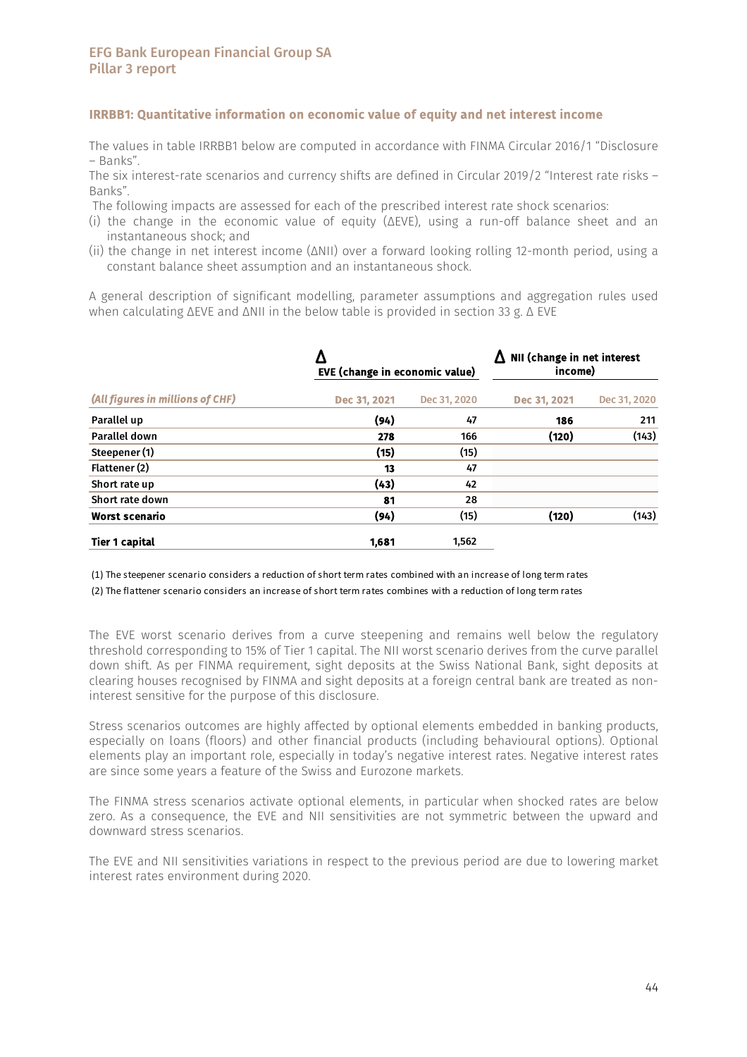## IRRBB1: Quantitative information on economic value of equity and net interest income

The values in table IRRBB1 below are computed in accordance with FINMA Circular 2016/1 "Disclosure – Banks".
The six interest-rate scenarios and currency shifts are defined in Circular 2019/2 "Interest rate risks – Banks".
The following impacts are assessed for each of the prescribed interest rate shock scenarios:

(i) the change in the economic value of equity (ΔEVE), using a run-off balance sheet and an instantaneous shock; and
(ii) the change in net interest income (ΔNII) over a forward looking rolling 12-month period, using a constant balance sheet assumption and an instantaneous shock.

A general description of significant modelling, parameter assumptions and aggregation rules used when calculating ΔEVE and ΔNII in the below table is provided in section 33 g. Δ EVE

| | Δ EVE (change in economic value) | | Δ NII (change in net interest income) | |
|---|---|---|---|---|
| *(All figures in millions of CHF)* | **Dec 31, 2021** | Dec 31, 2020 | **Dec 31, 2021** | Dec 31, 2020 |
| **Parallel up** | **(94)** | 47 | **186** | 211 |
| **Parallel down** | **278** | 166 | **(120)** | (143) |
| **Steepener (1)** | **(15)** | (15) | | |
| **Flattener (2)** | **13** | 47 | | |
| **Short rate up** | **(43)** | 42 | | |
| **Short rate down** | **81** | 28 | | |
| **Worst scenario** | **(94)** | (15) | **(120)** | (143) |
| **Tier 1 capital** | **1,681** | 1,562 | | |

(1) The steepener scenario considers a reduction of short term rates combined with an increase of long term rates

(2) The flattener scenario considers an increase of short term rates combines with a reduction of long term rates

The EVE worst scenario derives from a curve steepening and remains well below the regulatory threshold corresponding to 15% of Tier 1 capital. The NII worst scenario derives from the curve parallel down shift. As per FINMA requirement, sight deposits at the Swiss National Bank, sight deposits at clearing houses recognised by FINMA and sight deposits at a foreign central bank are treated as non-interest sensitive for the purpose of this disclosure.

Stress scenarios outcomes are highly affected by optional elements embedded in banking products, especially on loans (floors) and other financial products (including behavioural options). Optional elements play an important role, especially in today's negative interest rates. Negative interest rates are since some years a feature of the Swiss and Eurozone markets.

The FINMA stress scenarios activate optional elements, in particular when shocked rates are below zero. As a consequence, the EVE and NII sensitivities are not symmetric between the upward and downward stress scenarios.

The EVE and NII sensitivities variations in respect to the previous period are due to lowering market interest rates environment during 2020.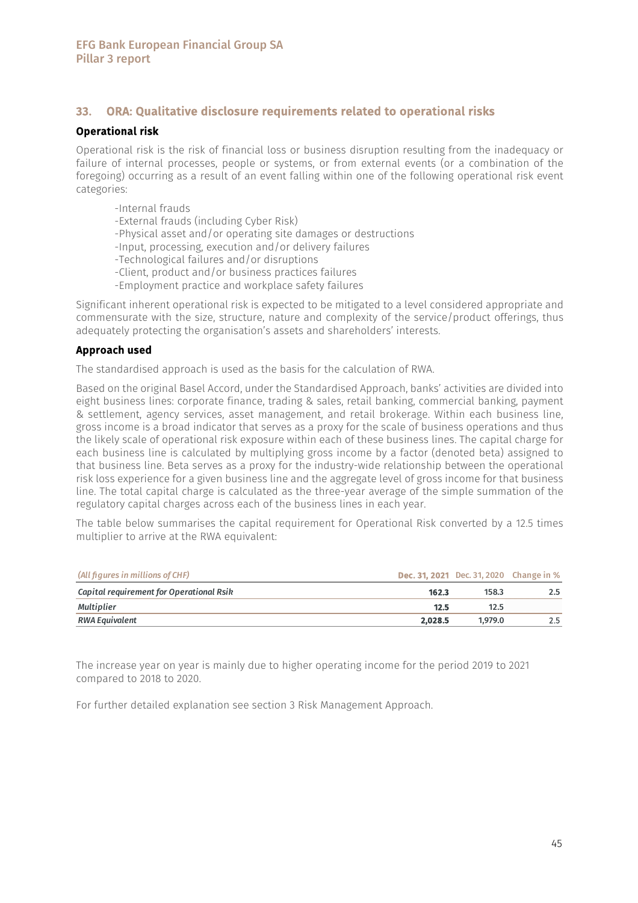## 33. ORA: Qualitative disclosure requirements related to operational risks

### Operational risk

Operational risk is the risk of financial loss or business disruption resulting from the inadequacy or failure of internal processes, people or systems, or from external events (or a combination of the foregoing) occurring as a result of an event falling within one of the following operational risk event categories:

- Internal frauds
- External frauds (including Cyber Risk)
- Physical asset and/or operating site damages or destructions
- Input, processing, execution and/or delivery failures
- Technological failures and/or disruptions
- Client, product and/or business practices failures
- Employment practice and workplace safety failures

Significant inherent operational risk is expected to be mitigated to a level considered appropriate and commensurate with the size, structure, nature and complexity of the service/product offerings, thus adequately protecting the organisation's assets and shareholders' interests.

### Approach used

The standardised approach is used as the basis for the calculation of RWA.

Based on the original Basel Accord, under the Standardised Approach, banks' activities are divided into eight business lines: corporate finance, trading & sales, retail banking, commercial banking, payment & settlement, agency services, asset management, and retail brokerage. Within each business line, gross income is a broad indicator that serves as a proxy for the scale of business operations and thus the likely scale of operational risk exposure within each of these business lines. The capital charge for each business line is calculated by multiplying gross income by a factor (denoted beta) assigned to that business line. Beta serves as a proxy for the industry-wide relationship between the operational risk loss experience for a given business line and the aggregate level of gross income for that business line. The total capital charge is calculated as the three-year average of the simple summation of the regulatory capital charges across each of the business lines in each year.

The table below summarises the capital requirement for Operational Risk converted by a 12.5 times multiplier to arrive at the RWA equivalent:

| *(All figures in millions of CHF)* | **Dec. 31, 2021** | Dec. 31, 2020 | Change in % |
|---|---|---|---|
| ***Capital requirement for Operational Rsik*** | **162.3** | 158.3 | 2.5 |
| ***Multiplier*** | **12.5** | 12.5 | |
| ***RWA Equivalent*** | **2,028.5** | 1,979.0 | 2.5 |

The increase year on year is mainly due to higher operating income for the period 2019 to 2021 compared to 2018 to 2020.

For further detailed explanation see section 3 Risk Management Approach.